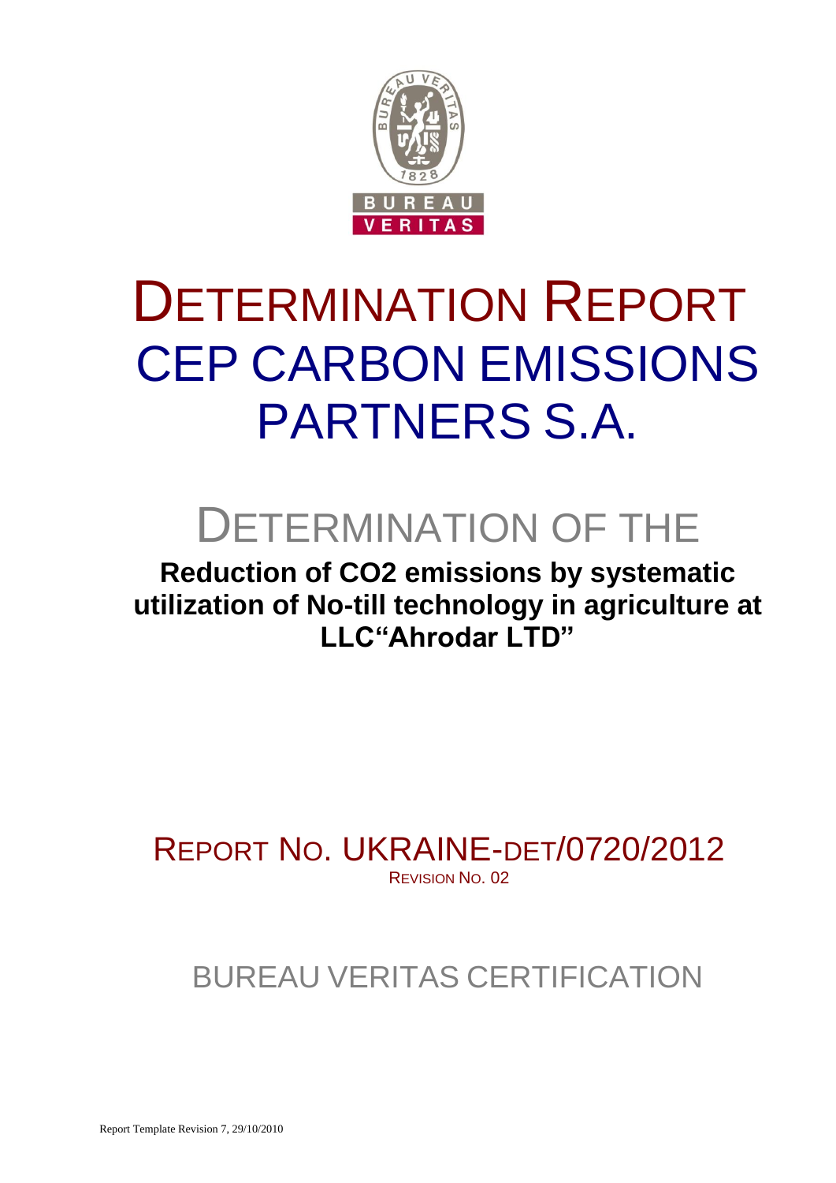BUREAU VERITAS

# DETERMINATION REPORT CEP CARBON EMISSIONS PARTNERS S.A.

## DETERMINATION OF THE

**Reduction of $CO_2$ emissions by systematic utilization of No-till technology in agriculture at LLC"Ahrodar LTD"**

REPORT NO. UKRAINE-DET/0720/2012

REVISION NO. 02

BUREAU VERITAS CERTIFICATION

Report Template Revision 7, 29/10/2010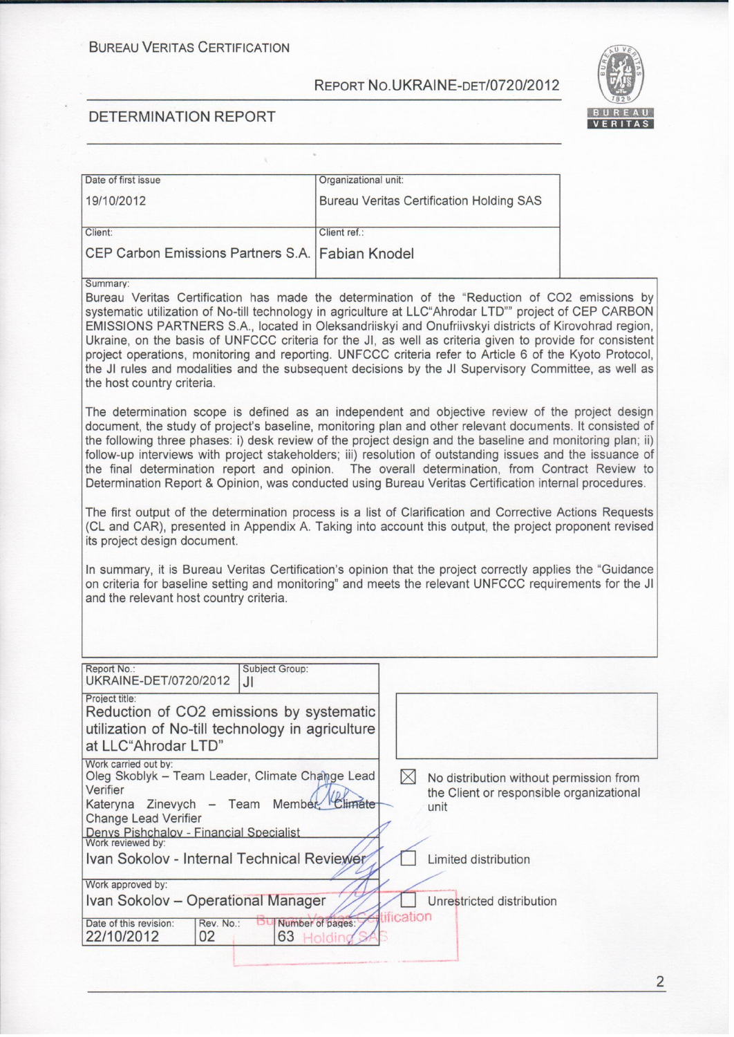BUREAU VERITAS CERTIFICATION

REPORT NO.UKRAINE-DET/0720/2012

DETERMINATION REPORT

| Date of first issue | Organizational unit: |
|---|---|
| 19/10/2012 | Bureau Veritas Certification Holding SAS |
| Client: | Client ref.: |
| CEP Carbon Emissions Partners S.A. | Fabian Knodel |

Summary:

Bureau Veritas Certification has made the determination of the "Reduction of CO2 emissions by systematic utilization of No-till technology in agriculture at LLC"Ahrodar LTD"" project of CEP CARBON EMISSIONS PARTNERS S.A., located in Oleksandriiskyi and Onufriivskyi districts of Kirovohrad region, Ukraine, on the basis of UNFCCC criteria for the JI, as well as criteria given to provide for consistent project operations, monitoring and reporting. UNFCCC criteria refer to Article 6 of the Kyoto Protocol, the JI rules and modalities and the subsequent decisions by the JI Supervisory Committee, as well as the host country criteria.

The determination scope is defined as an independent and objective review of the project design document, the study of project's baseline, monitoring plan and other relevant documents. It consisted of the following three phases: i) desk review of the project design and the baseline and monitoring plan; ii) follow-up interviews with project stakeholders; iii) resolution of outstanding issues and the issuance of the final determination report and opinion. The overall determination, from Contract Review to Determination Report & Opinion, was conducted using Bureau Veritas Certification internal procedures.

The first output of the determination process is a list of Clarification and Corrective Actions Requests (CL and CAR), presented in Appendix A. Taking into account this output, the project proponent revised its project design document.

In summary, it is Bureau Veritas Certification's opinion that the project correctly applies the "Guidance on criteria for baseline setting and monitoring" and meets the relevant UNFCCC requirements for the JI and the relevant host country criteria.

| Report No.: UKRAINE-DET/0720/2012 | Subject Group: JI | |
|---|---|---|
| Project title: Reduction of CO2 emissions by systematic utilization of No-till technology in agriculture at LLC"Ahrodar LTD" | | |
| Work carried out by: Oleg Skoblyk – Team Leader, Climate Change Lead Verifier; Kateryna Zinevych – Team Member, Climate Change Lead Verifier; Denys Pishchalov - Financial Specialist | | ☒ No distribution without permission from the Client or responsible organizational unit |
| Work reviewed by: Ivan Sokolov - Internal Technical Reviewer | | ☐ Limited distribution |
| Work approved by: Ivan Sokolov – Operational Manager | | ☐ Unrestricted distribution |
| Date of this revision: 22/10/2012 | Rev. No.: 02 | Number of pages: 63 |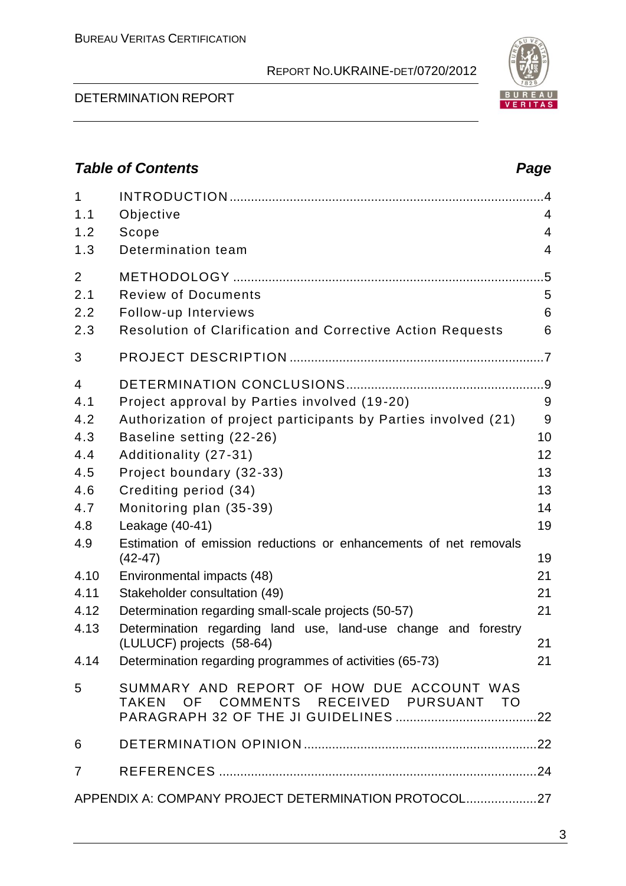## Table of Contents

| | | Page |
|---|---|---|
| 1 | INTRODUCTION | 4 |
| 1.1 | Objective | 4 |
| 1.2 | Scope | 4 |
| 1.3 | Determination team | 4 |
| 2 | METHODOLOGY | 5 |
| 2.1 | Review of Documents | 5 |
| 2.2 | Follow-up Interviews | 6 |
| 2.3 | Resolution of Clarification and Corrective Action Requests | 6 |
| 3 | PROJECT DESCRIPTION | 7 |
| 4 | DETERMINATION CONCLUSIONS | 9 |
| 4.1 | Project approval by Parties involved (19-20) | 9 |
| 4.2 | Authorization of project participants by Parties involved (21) | 9 |
| 4.3 | Baseline setting (22-26) | 10 |
| 4.4 | Additionality (27-31) | 12 |
| 4.5 | Project boundary (32-33) | 13 |
| 4.6 | Crediting period (34) | 13 |
| 4.7 | Monitoring plan (35-39) | 14 |
| 4.8 | Leakage (40-41) | 19 |
| 4.9 | Estimation of emission reductions or enhancements of net removals (42-47) | 19 |
| 4.10 | Environmental impacts (48) | 21 |
| 4.11 | Stakeholder consultation (49) | 21 |
| 4.12 | Determination regarding small-scale projects (50-57) | 21 |
| 4.13 | Determination regarding land use, land-use change and forestry (LULUCF) projects (58-64) | 21 |
| 4.14 | Determination regarding programmes of activities (65-73) | 21 |
| 5 | SUMMARY AND REPORT OF HOW DUE ACCOUNT WAS TAKEN OF COMMENTS RECEIVED PURSUANT TO PARAGRAPH 32 OF THE JI GUIDELINES | 22 |
| 6 | DETERMINATION OPINION | 22 |
| 7 | REFERENCES | 24 |
| | APPENDIX A: COMPANY PROJECT DETERMINATION PROTOCOL | 27 |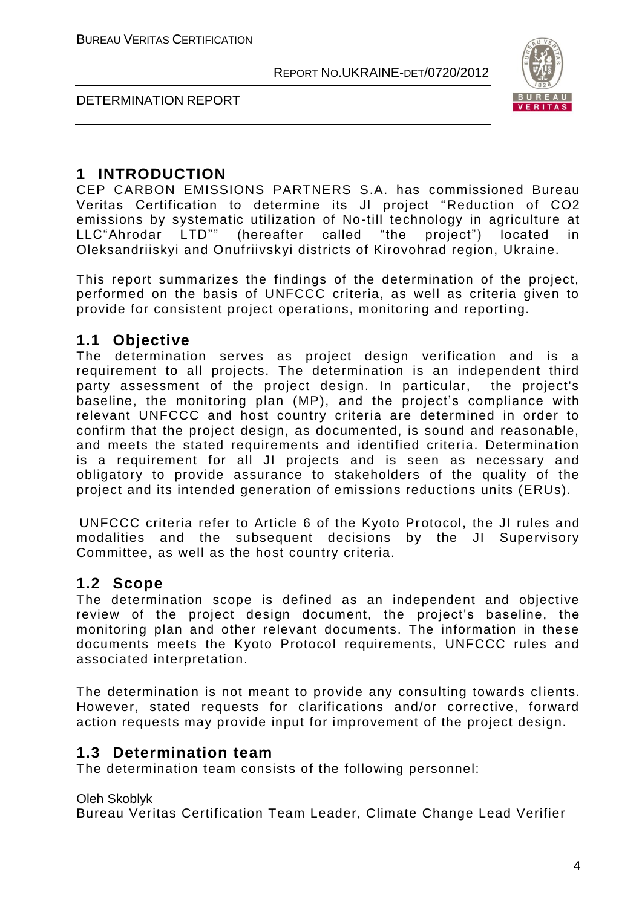# 1 INTRODUCTION

CEP CARBON EMISSIONS PARTNERS S.A. has commissioned Bureau Veritas Certification to determine its JI project "Reduction of CO2 emissions by systematic utilization of No-till technology in agriculture at LLC"Ahrodar LTD"" (hereafter called "the project") located in Oleksandriiskyi and Onufriivskyi districts of Kirovohrad region, Ukraine.

This report summarizes the findings of the determination of the project, performed on the basis of UNFCCC criteria, as well as criteria given to provide for consistent project operations, monitoring and reporting.

## 1.1 Objective

The determination serves as project design verification and is a requirement to all projects. The determination is an independent third party assessment of the project design. In particular, the project's baseline, the monitoring plan (MP), and the project's compliance with relevant UNFCCC and host country criteria are determined in order to confirm that the project design, as documented, is sound and reasonable, and meets the stated requirements and identified criteria. Determination is a requirement for all JI projects and is seen as necessary and obligatory to provide assurance to stakeholders of the quality of the project and its intended generation of emissions reductions units (ERUs).

UNFCCC criteria refer to Article 6 of the Kyoto Protocol, the JI rules and modalities and the subsequent decisions by the JI Supervisory Committee, as well as the host country criteria.

## 1.2 Scope

The determination scope is defined as an independent and objective review of the project design document, the project's baseline, the monitoring plan and other relevant documents. The information in these documents meets the Kyoto Protocol requirements, UNFCCC rules and associated interpretation.

The determination is not meant to provide any consulting towards clients. However, stated requests for clarifications and/or corrective, forward action requests may provide input for improvement of the project design.

## 1.3 Determination team

The determination team consists of the following personnel:

Oleh Skoblyk
Bureau Veritas Certification Team Leader, Climate Change Lead Verifier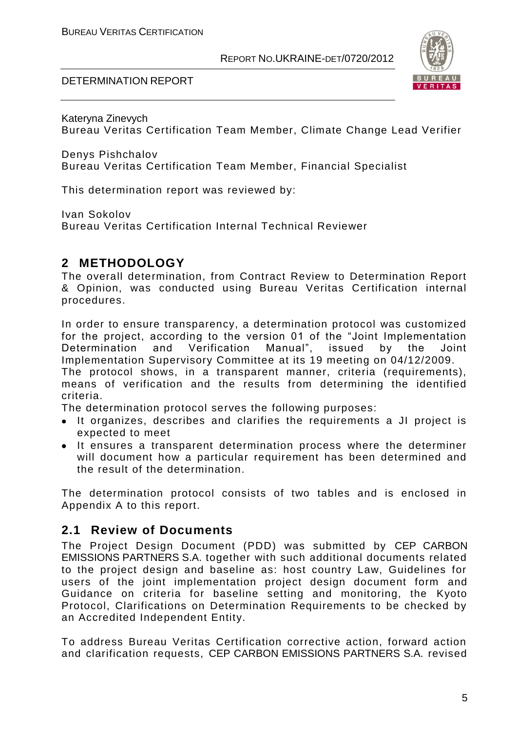Kateryna Zinevych
Bureau Veritas Certification Team Member, Climate Change Lead Verifier

Denys Pishchalov
Bureau Veritas Certification Team Member, Financial Specialist

This determination report was reviewed by:

Ivan Sokolov
Bureau Veritas Certification Internal Technical Reviewer

## 2 METHODOLOGY

The overall determination, from Contract Review to Determination Report & Opinion, was conducted using Bureau Veritas Certification internal procedures.

In order to ensure transparency, a determination protocol was customized for the project, according to the version 01 of the "Joint Implementation Determination and Verification Manual", issued by the Joint Implementation Supervisory Committee at its 19 meeting on 04/12/2009.
The protocol shows, in a transparent manner, criteria (requirements), means of verification and the results from determining the identified criteria.
The determination protocol serves the following purposes:

- It organizes, describes and clarifies the requirements a JI project is expected to meet
- It ensures a transparent determination process where the determiner will document how a particular requirement has been determined and the result of the determination.

The determination protocol consists of two tables and is enclosed in Appendix A to this report.

### 2.1 Review of Documents

The Project Design Document (PDD) was submitted by CEP CARBON EMISSIONS PARTNERS S.A. together with such additional documents related to the project design and baseline as: host country Law, Guidelines for users of the joint implementation project design document form and Guidance on criteria for baseline setting and monitoring, the Kyoto Protocol, Clarifications on Determination Requirements to be checked by an Accredited Independent Entity.

To address Bureau Veritas Certification corrective action, forward action and clarification requests, CEP CARBON EMISSIONS PARTNERS S.A. revised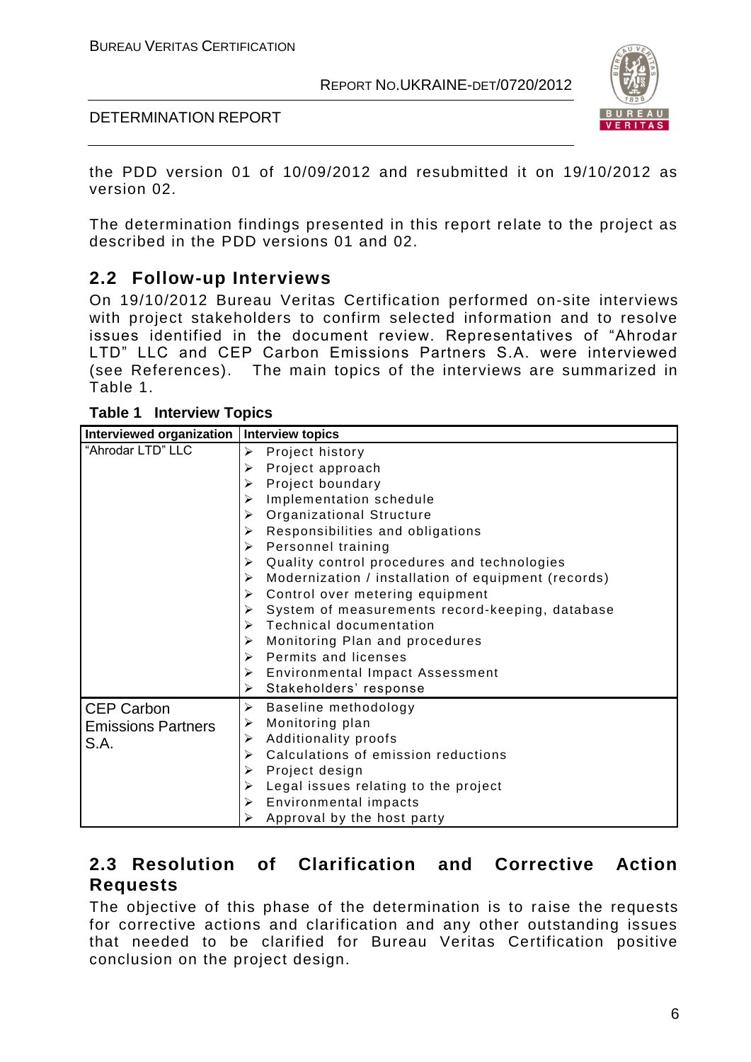the PDD version 01 of 10/09/2012 and resubmitted it on 19/10/2012 as version 02.

The determination findings presented in this report relate to the project as described in the PDD versions 01 and 02.

## 2.2 Follow-up Interviews

On 19/10/2012 Bureau Veritas Certification performed on-site interviews with project stakeholders to confirm selected information and to resolve issues identified in the document review. Representatives of "Ahrodar LTD" LLC and CEP Carbon Emissions Partners S.A. were interviewed (see References). The main topics of the interviews are summarized in Table 1.

**Table 1 Interview Topics**

| Interviewed organization | Interview topics |
|---|---|
| "Ahrodar LTD" LLC | ➢ Project history<br>➢ Project approach<br>➢ Project boundary<br>➢ Implementation schedule<br>➢ Organizational Structure<br>➢ Responsibilities and obligations<br>➢ Personnel training<br>➢ Quality control procedures and technologies<br>➢ Modernization / installation of equipment (records)<br>➢ Control over metering equipment<br>➢ System of measurements record-keeping, database<br>➢ Technical documentation<br>➢ Monitoring Plan and procedures<br>➢ Permits and licenses<br>➢ Environmental Impact Assessment<br>➢ Stakeholders' response |
| CEP Carbon Emissions Partners S.A. | ➢ Baseline methodology<br>➢ Monitoring plan<br>➢ Additionality proofs<br>➢ Calculations of emission reductions<br>➢ Project design<br>➢ Legal issues relating to the project<br>➢ Environmental impacts<br>➢ Approval by the host party |

## 2.3 Resolution of Clarification and Corrective Action Requests

The objective of this phase of the determination is to raise the requests for corrective actions and clarification and any other outstanding issues that needed to be clarified for Bureau Veritas Certification positive conclusion on the project design.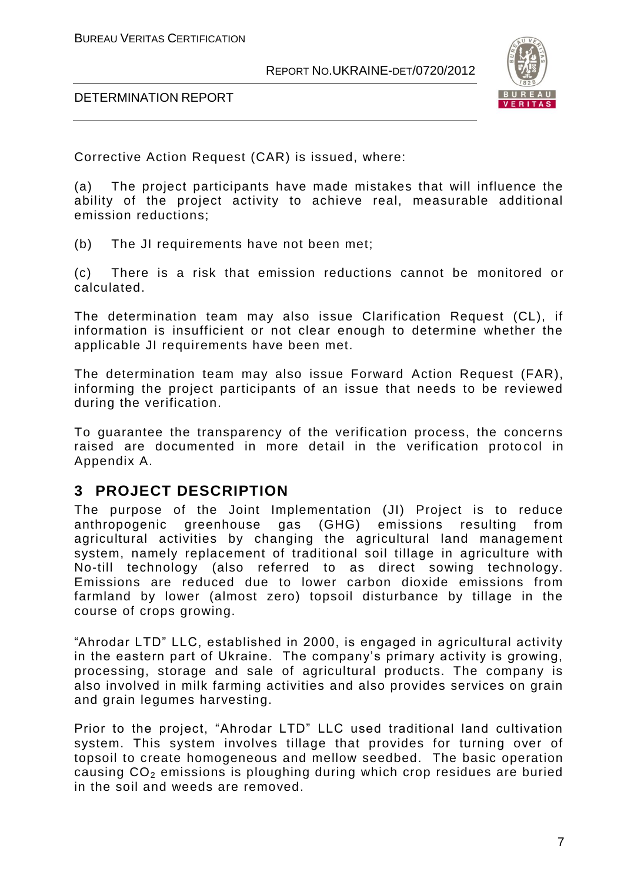Corrective Action Request (CAR) is issued, where:

(a) The project participants have made mistakes that will influence the ability of the project activity to achieve real, measurable additional emission reductions;

(b) The JI requirements have not been met;

(c) There is a risk that emission reductions cannot be monitored or calculated.

The determination team may also issue Clarification Request (CL), if information is insufficient or not clear enough to determine whether the applicable JI requirements have been met.

The determination team may also issue Forward Action Request (FAR), informing the project participants of an issue that needs to be reviewed during the verification.

To guarantee the transparency of the verification process, the concerns raised are documented in more detail in the verification protocol in Appendix A.

## 3 PROJECT DESCRIPTION

The purpose of the Joint Implementation (JI) Project is to reduce anthropogenic greenhouse gas (GHG) emissions resulting from agricultural activities by changing the agricultural land management system, namely replacement of traditional soil tillage in agriculture with No-till technology (also referred to as direct sowing technology. Emissions are reduced due to lower carbon dioxide emissions from farmland by lower (almost zero) topsoil disturbance by tillage in the course of crops growing.

"Ahrodar LTD" LLC, established in 2000, is engaged in agricultural activity in the eastern part of Ukraine. The company's primary activity is growing, processing, storage and sale of agricultural products. The company is also involved in milk farming activities and also provides services on grain and grain legumes harvesting.

Prior to the project, "Ahrodar LTD" LLC used traditional land cultivation system. This system involves tillage that provides for turning over of topsoil to create homogeneous and mellow seedbed. The basic operation causing $CO_2$ emissions is ploughing during which crop residues are buried in the soil and weeds are removed.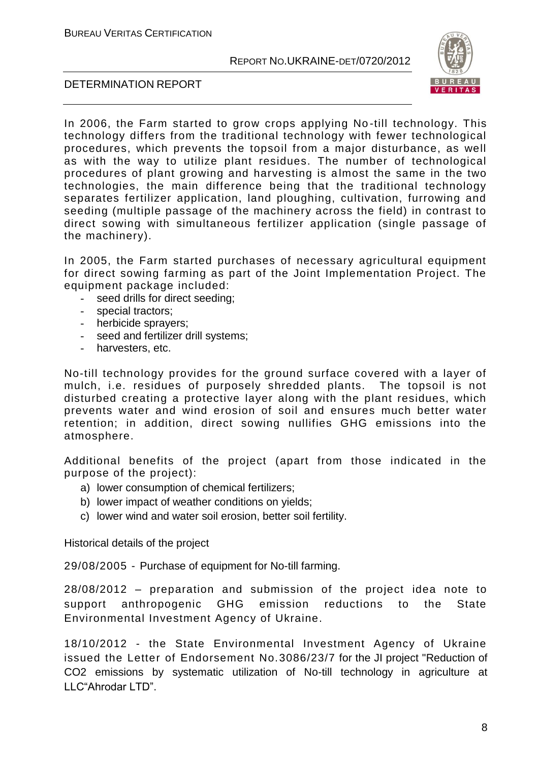In 2006, the Farm started to grow crops applying No-till technology. This technology differs from the traditional technology with fewer technological procedures, which prevents the topsoil from a major disturbance, as well as with the way to utilize plant residues. The number of technological procedures of plant growing and harvesting is almost the same in the two technologies, the main difference being that the traditional technology separates fertilizer application, land ploughing, cultivation, furrowing and seeding (multiple passage of the machinery across the field) in contrast to direct sowing with simultaneous fertilizer application (single passage of the machinery).

In 2005, the Farm started purchases of necessary agricultural equipment for direct sowing farming as part of the Joint Implementation Project. The equipment package included:

- seed drills for direct seeding;
- special tractors;
- herbicide sprayers;
- seed and fertilizer drill systems;
- harvesters, etc.

No-till technology provides for the ground surface covered with a layer of mulch, i.e. residues of purposely shredded plants. The topsoil is not disturbed creating a protective layer along with the plant residues, which prevents water and wind erosion of soil and ensures much better water retention; in addition, direct sowing nullifies GHG emissions into the atmosphere.

Additional benefits of the project (apart from those indicated in the purpose of the project):

a) lower consumption of chemical fertilizers;
b) lower impact of weather conditions on yields;
c) lower wind and water soil erosion, better soil fertility.

Historical details of the project

29/08/2005 - Purchase of equipment for No-till farming.

28/08/2012 – preparation and submission of the project idea note to support anthropogenic GHG emission reductions to the State Environmental Investment Agency of Ukraine.

18/10/2012 - the State Environmental Investment Agency of Ukraine issued the Letter of Endorsement No.3086/23/7 for the JI project "Reduction of $CO_2$ emissions by systematic utilization of No-till technology in agriculture at LLC“Ahrodar LTD”.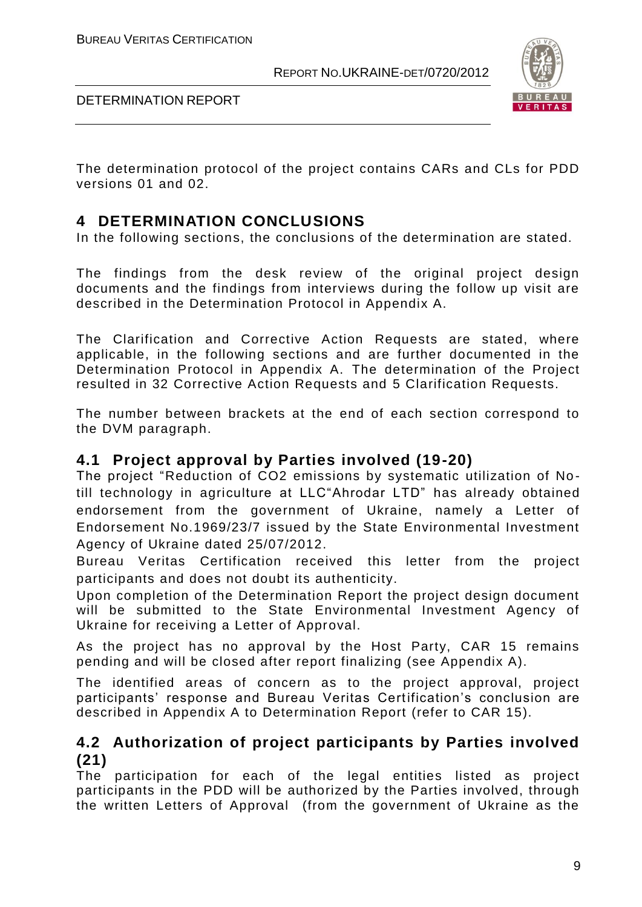The determination protocol of the project contains CARs and CLs for PDD versions 01 and 02.

# 4 DETERMINATION CONCLUSIONS

In the following sections, the conclusions of the determination are stated.

The findings from the desk review of the original project design documents and the findings from interviews during the follow up visit are described in the Determination Protocol in Appendix A.

The Clarification and Corrective Action Requests are stated, where applicable, in the following sections and are further documented in the Determination Protocol in Appendix A. The determination of the Project resulted in 32 Corrective Action Requests and 5 Clarification Requests.

The number between brackets at the end of each section correspond to the DVM paragraph.

## 4.1 Project approval by Parties involved (19-20)

The project "Reduction of $CO_2$ emissions by systematic utilization of No-till technology in agriculture at LLC"Ahrodar LTD" has already obtained endorsement from the government of Ukraine, namely a Letter of Endorsement No.1969/23/7 issued by the State Environmental Investment Agency of Ukraine dated 25/07/2012.

Bureau Veritas Certification received this letter from the project participants and does not doubt its authenticity.

Upon completion of the Determination Report the project design document will be submitted to the State Environmental Investment Agency of Ukraine for receiving a Letter of Approval.

As the project has no approval by the Host Party, CAR 15 remains pending and will be closed after report finalizing (see Appendix A).

The identified areas of concern as to the project approval, project participants' response and Bureau Veritas Certification's conclusion are described in Appendix A to Determination Report (refer to CAR 15).

## 4.2 Authorization of project participants by Parties involved (21)

The participation for each of the legal entities listed as project participants in the PDD will be authorized by the Parties involved, through the written Letters of Approval (from the government of Ukraine as the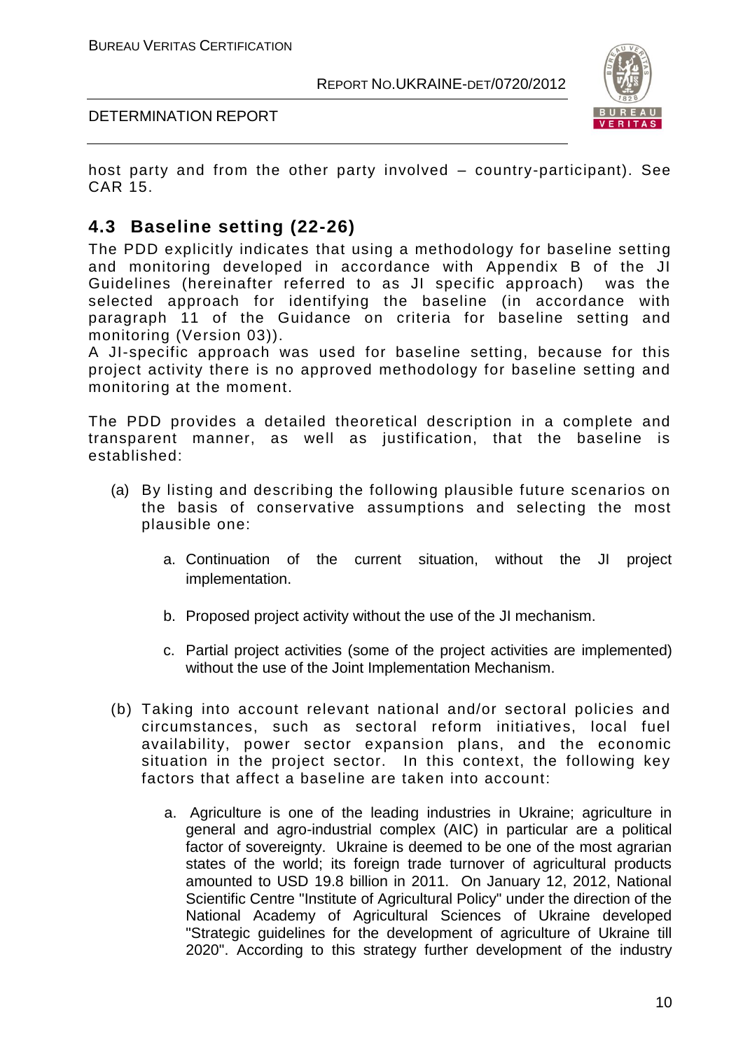host party and from the other party involved – country-participant). See CAR 15.

## 4.3 Baseline setting (22-26)

The PDD explicitly indicates that using a methodology for baseline setting and monitoring developed in accordance with Appendix B of the JI Guidelines (hereinafter referred to as JI specific approach) was the selected approach for identifying the baseline (in accordance with paragraph 11 of the Guidance on criteria for baseline setting and monitoring (Version 03)).

A JI-specific approach was used for baseline setting, because for this project activity there is no approved methodology for baseline setting and monitoring at the moment.

The PDD provides a detailed theoretical description in a complete and transparent manner, as well as justification, that the baseline is established:

(a) By listing and describing the following plausible future scenarios on the basis of conservative assumptions and selecting the most plausible one:

   a. Continuation of the current situation, without the JI project implementation.

   b. Proposed project activity without the use of the JI mechanism.

   c. Partial project activities (some of the project activities are implemented) without the use of the Joint Implementation Mechanism.

(b) Taking into account relevant national and/or sectoral policies and circumstances, such as sectoral reform initiatives, local fuel availability, power sector expansion plans, and the economic situation in the project sector. In this context, the following key factors that affect a baseline are taken into account:

   a. Agriculture is one of the leading industries in Ukraine; agriculture in general and agro-industrial complex (AIC) in particular are a political factor of sovereignty. Ukraine is deemed to be one of the most agrarian states of the world; its foreign trade turnover of agricultural products amounted to USD 19.8 billion in 2011. On January 12, 2012, National Scientific Centre "Institute of Agricultural Policy" under the direction of the National Academy of Agricultural Sciences of Ukraine developed "Strategic guidelines for the development of agriculture of Ukraine till 2020". According to this strategy further development of the industry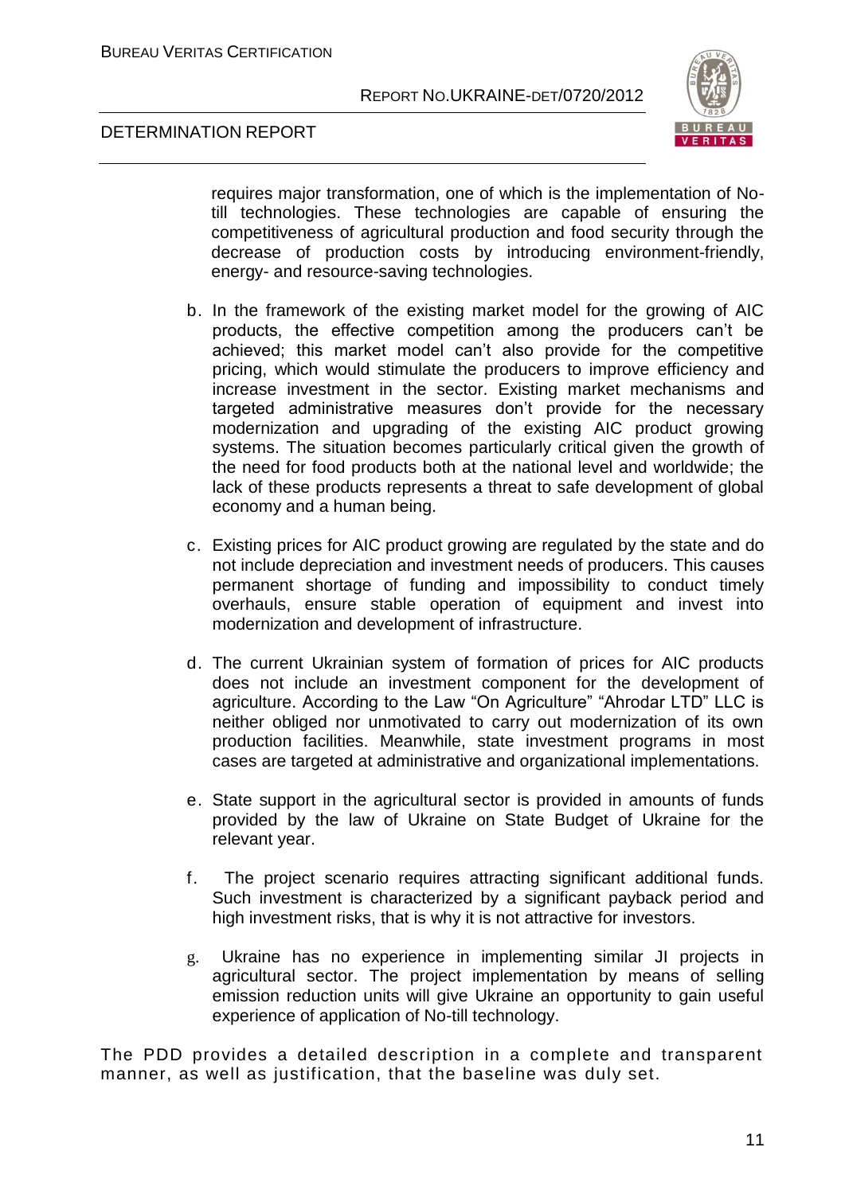requires major transformation, one of which is the implementation of No-till technologies. These technologies are capable of ensuring the competitiveness of agricultural production and food security through the decrease of production costs by introducing environment-friendly, energy- and resource-saving technologies.

b. In the framework of the existing market model for the growing of AIC products, the effective competition among the producers can't be achieved; this market model can't also provide for the competitive pricing, which would stimulate the producers to improve efficiency and increase investment in the sector. Existing market mechanisms and targeted administrative measures don't provide for the necessary modernization and upgrading of the existing AIC product growing systems. The situation becomes particularly critical given the growth of the need for food products both at the national level and worldwide; the lack of these products represents a threat to safe development of global economy and a human being.

c. Existing prices for AIC product growing are regulated by the state and do not include depreciation and investment needs of producers. This causes permanent shortage of funding and impossibility to conduct timely overhauls, ensure stable operation of equipment and invest into modernization and development of infrastructure.

d. The current Ukrainian system of formation of prices for AIC products does not include an investment component for the development of agriculture. According to the Law "On Agriculture" "Ahrodar LTD" LLC is neither obliged nor unmotivated to carry out modernization of its own production facilities. Meanwhile, state investment programs in most cases are targeted at administrative and organizational implementations.

e. State support in the agricultural sector is provided in amounts of funds provided by the law of Ukraine on State Budget of Ukraine for the relevant year.

f. The project scenario requires attracting significant additional funds. Such investment is characterized by a significant payback period and high investment risks, that is why it is not attractive for investors.

g. Ukraine has no experience in implementing similar JI projects in agricultural sector. The project implementation by means of selling emission reduction units will give Ukraine an opportunity to gain useful experience of application of No-till technology.

The PDD provides a detailed description in a complete and transparent manner, as well as justification, that the baseline was duly set.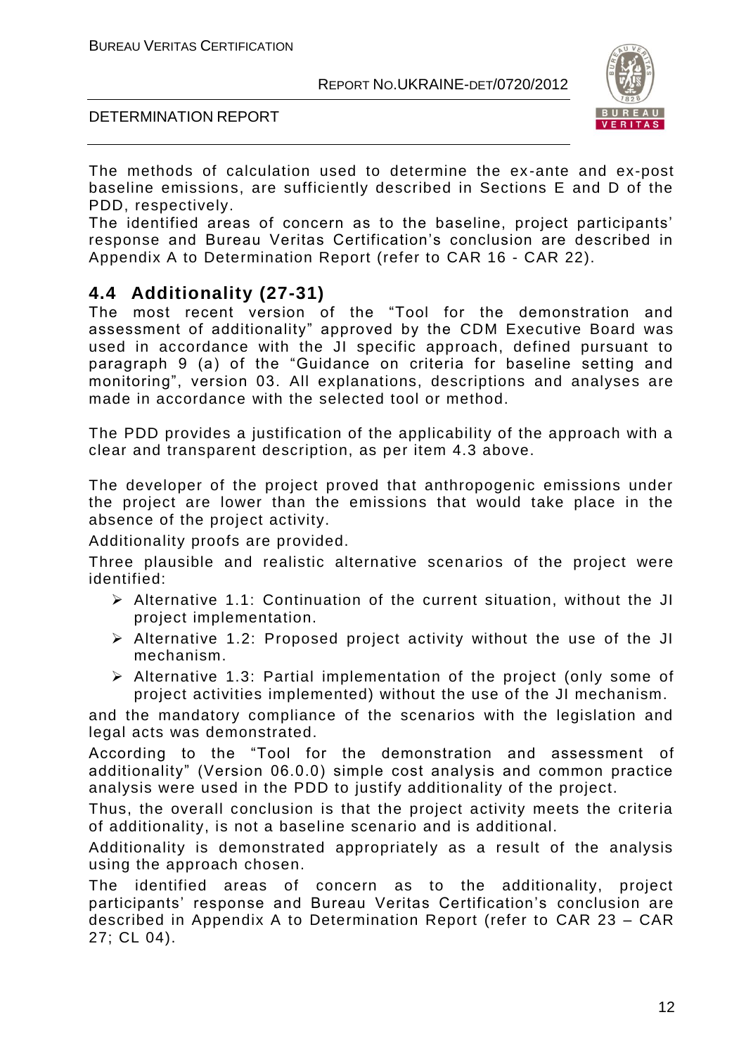The methods of calculation used to determine the ex-ante and ex-post baseline emissions, are sufficiently described in Sections E and D of the PDD, respectively.

The identified areas of concern as to the baseline, project participants' response and Bureau Veritas Certification's conclusion are described in Appendix A to Determination Report (refer to CAR 16 - CAR 22).

## 4.4 Additionality (27-31)

The most recent version of the "Tool for the demonstration and assessment of additionality" approved by the CDM Executive Board was used in accordance with the JI specific approach, defined pursuant to paragraph 9 (a) of the "Guidance on criteria for baseline setting and monitoring", version 03. All explanations, descriptions and analyses are made in accordance with the selected tool or method.

The PDD provides a justification of the applicability of the approach with a clear and transparent description, as per item 4.3 above.

The developer of the project proved that anthropogenic emissions under the project are lower than the emissions that would take place in the absence of the project activity.

Additionality proofs are provided.

Three plausible and realistic alternative scenarios of the project were identified:

- Alternative 1.1: Continuation of the current situation, without the JI project implementation.
- Alternative 1.2: Proposed project activity without the use of the JI mechanism.
- Alternative 1.3: Partial implementation of the project (only some of project activities implemented) without the use of the JI mechanism.

and the mandatory compliance of the scenarios with the legislation and legal acts was demonstrated.

According to the "Tool for the demonstration and assessment of additionality" (Version 06.0.0) simple cost analysis and common practice analysis were used in the PDD to justify additionality of the project.

Thus, the overall conclusion is that the project activity meets the criteria of additionality, is not a baseline scenario and is additional.

Additionality is demonstrated appropriately as a result of the analysis using the approach chosen.

The identified areas of concern as to the additionality, project participants' response and Bureau Veritas Certification's conclusion are described in Appendix A to Determination Report (refer to CAR 23 – CAR 27; CL 04).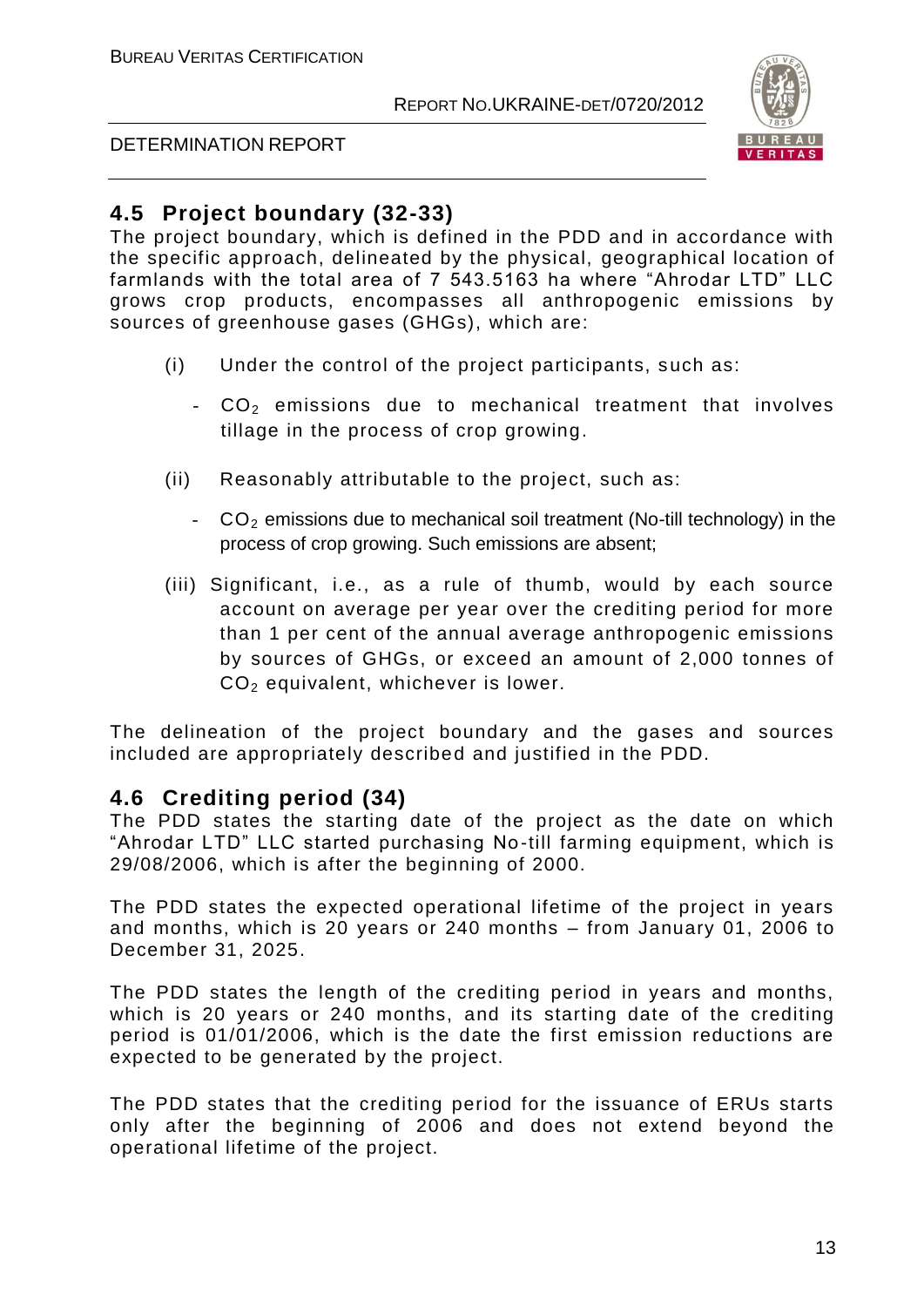## 4.5 Project boundary (32-33)

The project boundary, which is defined in the PDD and in accordance with the specific approach, delineated by the physical, geographical location of farmlands with the total area of 7 543.5163 ha where "Ahrodar LTD" LLC grows crop products, encompasses all anthropogenic emissions by sources of greenhouse gases (GHGs), which are:

(i) Under the control of the project participants, such as:

- $CO_2$ emissions due to mechanical treatment that involves tillage in the process of crop growing.

(ii) Reasonably attributable to the project, such as:

- $CO_2$ emissions due to mechanical soil treatment (No-till technology) in the process of crop growing. Such emissions are absent;

(iii) Significant, i.e., as a rule of thumb, would by each source account on average per year over the crediting period for more than 1 per cent of the annual average anthropogenic emissions by sources of GHGs, or exceed an amount of 2,000 tonnes of $CO_2$ equivalent, whichever is lower.

The delineation of the project boundary and the gases and sources included are appropriately described and justified in the PDD.

## 4.6 Crediting period (34)

The PDD states the starting date of the project as the date on which "Ahrodar LTD" LLC started purchasing No-till farming equipment, which is 29/08/2006, which is after the beginning of 2000.

The PDD states the expected operational lifetime of the project in years and months, which is 20 years or 240 months – from January 01, 2006 to December 31, 2025.

The PDD states the length of the crediting period in years and months, which is 20 years or 240 months, and its starting date of the crediting period is 01/01/2006, which is the date the first emission reductions are expected to be generated by the project.

The PDD states that the crediting period for the issuance of ERUs starts only after the beginning of 2006 and does not extend beyond the operational lifetime of the project.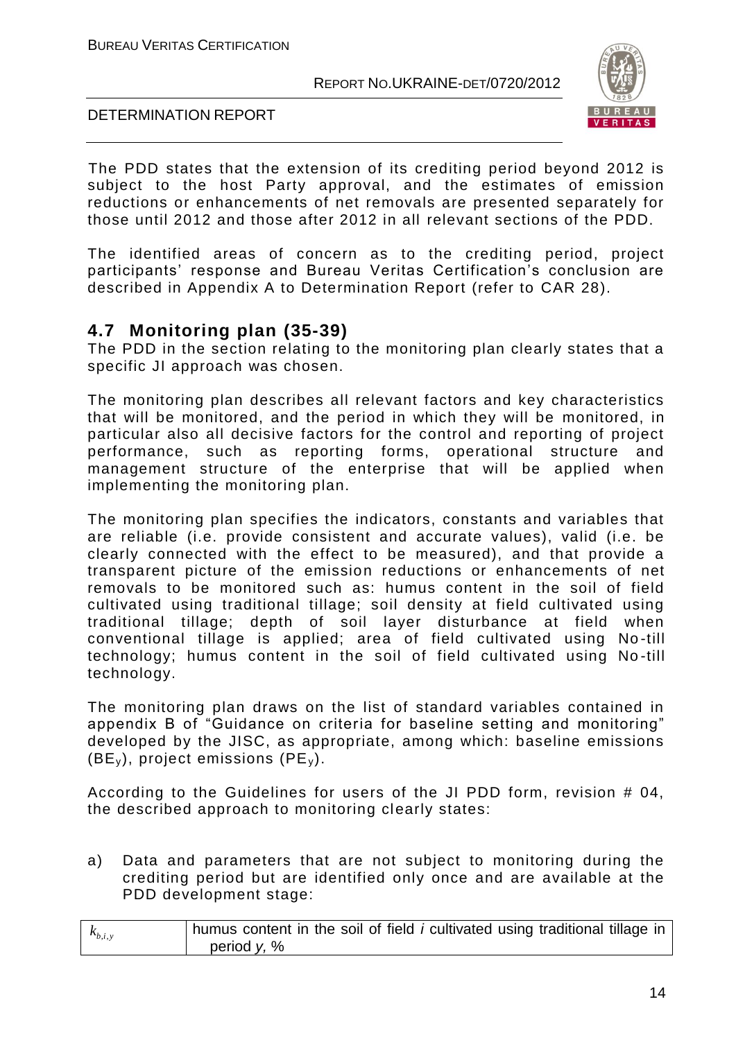The PDD states that the extension of its crediting period beyond 2012 is subject to the host Party approval, and the estimates of emission reductions or enhancements of net removals are presented separately for those until 2012 and those after 2012 in all relevant sections of the PDD.

The identified areas of concern as to the crediting period, project participants' response and Bureau Veritas Certification's conclusion are described in Appendix A to Determination Report (refer to CAR 28).

## 4.7 Monitoring plan (35-39)

The PDD in the section relating to the monitoring plan clearly states that a specific JI approach was chosen.

The monitoring plan describes all relevant factors and key characteristics that will be monitored, and the period in which they will be monitored, in particular also all decisive factors for the control and reporting of project performance, such as reporting forms, operational structure and management structure of the enterprise that will be applied when implementing the monitoring plan.

The monitoring plan specifies the indicators, constants and variables that are reliable (i.e. provide consistent and accurate values), valid (i.e. be clearly connected with the effect to be measured), and that provide a transparent picture of the emission reductions or enhancements of net removals to be monitored such as: humus content in the soil of field cultivated using traditional tillage; soil density at field cultivated using traditional tillage; depth of soil layer disturbance at field when conventional tillage is applied; area of field cultivated using No-till technology; humus content in the soil of field cultivated using No-till technology.

The monitoring plan draws on the list of standard variables contained in appendix B of "Guidance on criteria for baseline setting and monitoring" developed by the JISC, as appropriate, among which: baseline emissions ($BE_y$), project emissions ($PE_y$).

According to the Guidelines for users of the JI PDD form, revision # 04, the described approach to monitoring clearly states:

a) Data and parameters that are not subject to monitoring during the crediting period but are identified only once and are available at the PDD development stage:

| $k_{b,i,y}$ | humus content in the soil of field *i* cultivated using traditional tillage in period *y*, % |
|---|---|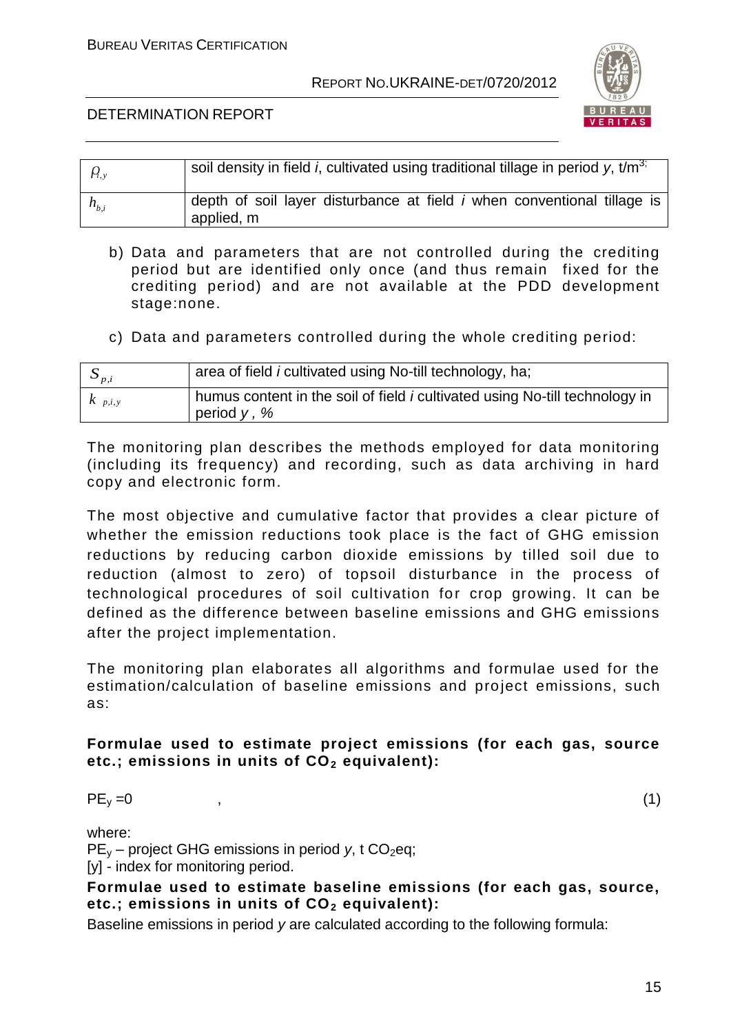| | |
|---|---|
| $\rho_{i,y}$ | soil density in field *i*, cultivated using traditional tillage in period *y*, t/m$^{3;}$ |
| $h_{b,i}$ | depth of soil layer disturbance at field *i* when conventional tillage is applied, m |

b) Data and parameters that are not controlled during the crediting period but are identified only once (and thus remain fixed for the crediting period) and are not available at the PDD development stage:none.

c) Data and parameters controlled during the whole crediting period:

| | |
|---|---|
| $S_{p,i}$ | area of field *i* cultivated using No-till technology, ha; |
| $k_{p,i,y}$ | humus content in the soil of field *i* cultivated using No-till technology in period *y* , % |

The monitoring plan describes the methods employed for data monitoring (including its frequency) and recording, such as data archiving in hard copy and electronic form.

The most objective and cumulative factor that provides a clear picture of whether the emission reductions took place is the fact of GHG emission reductions by reducing carbon dioxide emissions by tilled soil due to reduction (almost to zero) of topsoil disturbance in the process of technological procedures of soil cultivation for crop growing. It can be defined as the difference between baseline emissions and GHG emissions after the project implementation.

The monitoring plan elaborates all algorithms and formulae used for the estimation/calculation of baseline emissions and project emissions, such as:

**Formulae used to estimate project emissions (for each gas, source etc.; emissions in units of $CO_2$ equivalent):**

$$PE_y = 0 \quad , \qquad (1)$$

where:
$PE_y$ – project GHG emissions in period *y*, t $CO_2$eq;
[y] - index for monitoring period.

**Formulae used to estimate baseline emissions (for each gas, source, etc.; emissions in units of $CO_2$ equivalent):**

Baseline emissions in period *y* are calculated according to the following formula: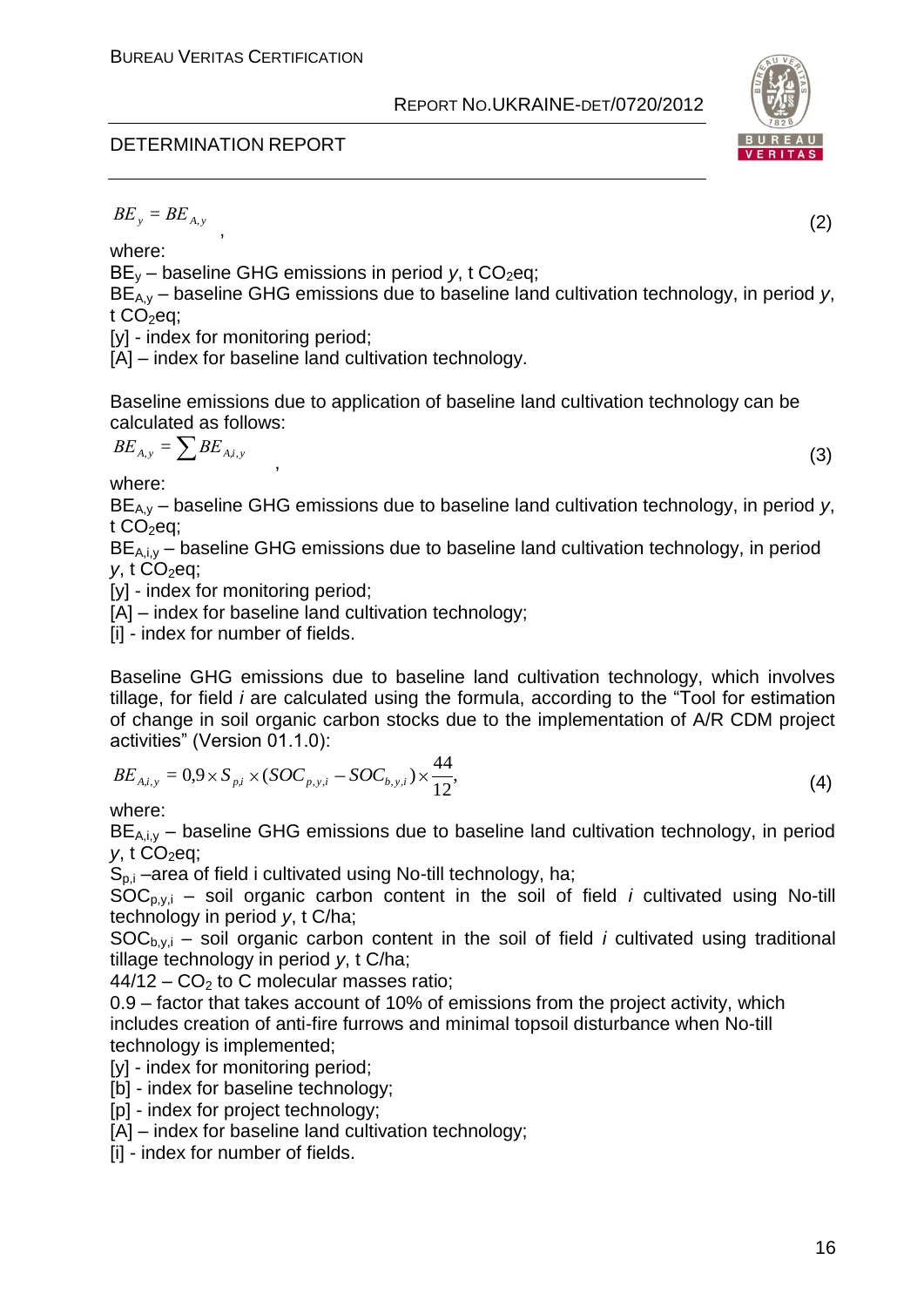$$BE_y = BE_{A,y} \quad , \tag{2}$$

where:

$BE_y$ – baseline GHG emissions in period *y*, t $CO_2$eq;

$BE_{A,y}$ – baseline GHG emissions due to baseline land cultivation technology, in period *y*, t $CO_2$eq;

[y] - index for monitoring period;

[A] – index for baseline land cultivation technology.

Baseline emissions due to application of baseline land cultivation technology can be calculated as follows:

$$BE_{A,y} = \sum BE_{A,i,y} \quad , \tag{3}$$

where:

$BE_{A,y}$ – baseline GHG emissions due to baseline land cultivation technology, in period *y*, t $CO_2$eq;

$BE_{A,i,y}$ – baseline GHG emissions due to baseline land cultivation technology, in period *y*, t $CO_2$eq;

[y] - index for monitoring period;

[A] – index for baseline land cultivation technology;

[i] - index for number of fields.

Baseline GHG emissions due to baseline land cultivation technology, which involves tillage, for field *i* are calculated using the formula, according to the "Tool for estimation of change in soil organic carbon stocks due to the implementation of A/R CDM project activities" (Version 01.1.0):

$$BE_{A,i,y} = 0{,}9 \times S_{p,i} \times (SOC_{p,y,i} - SOC_{b,y,i}) \times \frac{44}{12}, \tag{4}$$

where:

$BE_{A,i,y}$ – baseline GHG emissions due to baseline land cultivation technology, in period *y*, t $CO_2$eq;

$S_{p,i}$ –area of field i cultivated using No-till technology, ha;

$SOC_{p,y,i}$ – soil organic carbon content in the soil of field *i* cultivated using No-till technology in period *y*, t C/ha;

$SOC_{b,y,i}$ – soil organic carbon content in the soil of field *i* cultivated using traditional tillage technology in period *y*, t C/ha;

44/12 – $CO_2$ to C molecular masses ratio;

0.9 – factor that takes account of 10% of emissions from the project activity, which includes creation of anti-fire furrows and minimal topsoil disturbance when No-till technology is implemented;

[y] - index for monitoring period;

[b] - index for baseline technology;

[p] - index for project technology;

[A] – index for baseline land cultivation technology;

[i] - index for number of fields.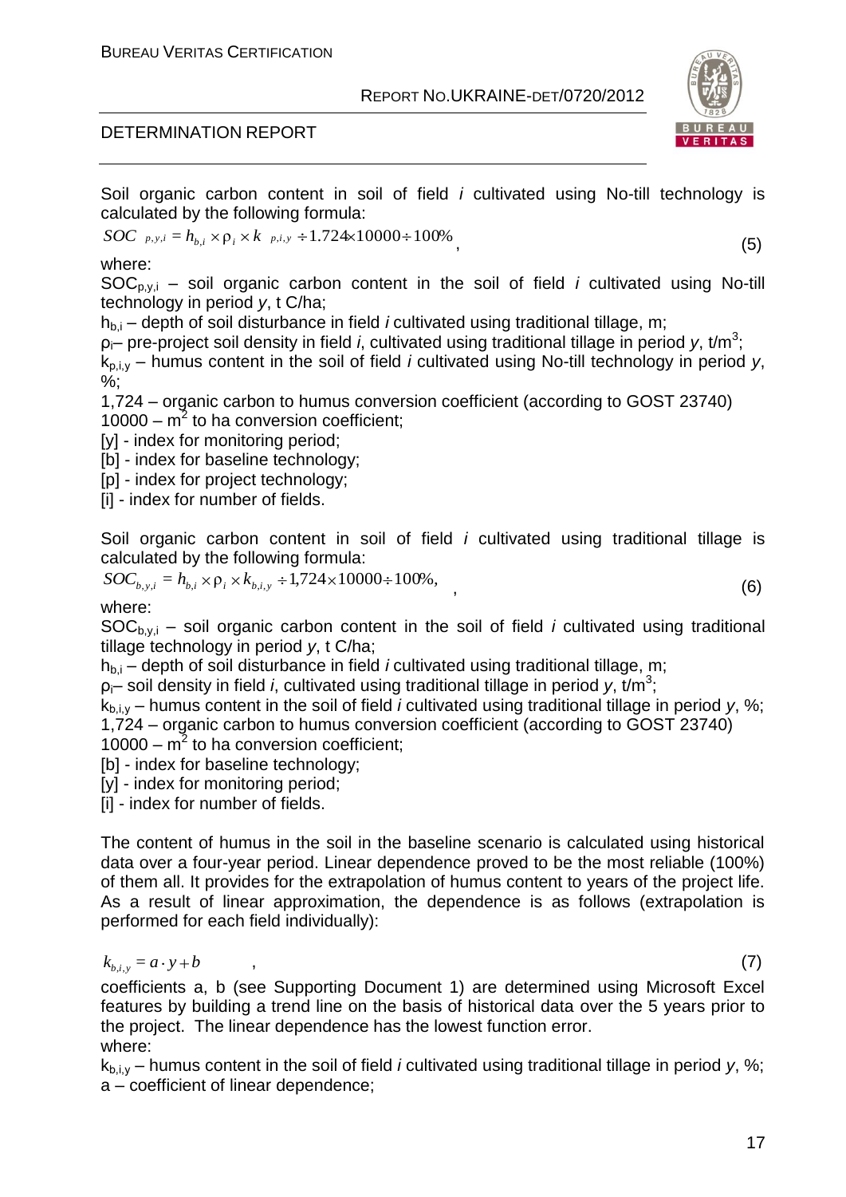Soil organic carbon content in soil of field *i* cultivated using No-till technology is calculated by the following formula:

$$SOC_{p,y,i} = h_{b,i} \times \rho_i \times k_{p,i,y} \div 1.724 \times 10000 \div 100\%, \quad (5)$$

where:

$SOC_{p,y,i}$ – soil organic carbon content in the soil of field *i* cultivated using No-till technology in period *y*, t C/ha;

$h_{b,i}$ – depth of soil disturbance in field *i* cultivated using traditional tillage, m;

$\rho_i$– pre-project soil density in field *i*, cultivated using traditional tillage in period *y*, t/m$^3$;

$k_{p,i,y}$ – humus content in the soil of field *i* cultivated using No-till technology in period *y*, %;

1,724 – organic carbon to humus conversion coefficient (according to GOST 23740)

10000 – m$^2$ to ha conversion coefficient;

[y] - index for monitoring period;

[b] - index for baseline technology;

[p] - index for project technology;

[i] - index for number of fields.

Soil organic carbon content in soil of field *i* cultivated using traditional tillage is calculated by the following formula:

$$SOC_{b,y,i} = h_{b,i} \times \rho_i \times k_{b,i,y} \div 1{,}724 \times 10000 \div 100\%, \quad (6)$$

where:

$SOC_{b,y,i}$ – soil organic carbon content in the soil of field *i* cultivated using traditional tillage technology in period *y*, t C/ha;

$h_{b,i}$ – depth of soil disturbance in field *i* cultivated using traditional tillage, m;

$\rho_i$– soil density in field *i*, cultivated using traditional tillage in period *y*, t/m$^3$;

$k_{b,i,y}$ – humus content in the soil of field *i* cultivated using traditional tillage in period *y*, %;

1,724 – organic carbon to humus conversion coefficient (according to GOST 23740)

10000 – m$^2$ to ha conversion coefficient;

[b] - index for baseline technology;

[y] - index for monitoring period;

[i] - index for number of fields.

The content of humus in the soil in the baseline scenario is calculated using historical data over a four-year period. Linear dependence proved to be the most reliable (100%) of them all. It provides for the extrapolation of humus content to years of the project life. As a result of linear approximation, the dependence is as follows (extrapolation is performed for each field individually):

$$k_{b,i,y} = a \cdot y + b \quad , \quad (7)$$

coefficients a, b (see Supporting Document 1) are determined using Microsoft Excel features by building a trend line on the basis of historical data over the 5 years prior to the project. The linear dependence has the lowest function error.

where:

$k_{b,i,y}$ – humus content in the soil of field *i* cultivated using traditional tillage in period *y*, %;

a – coefficient of linear dependence;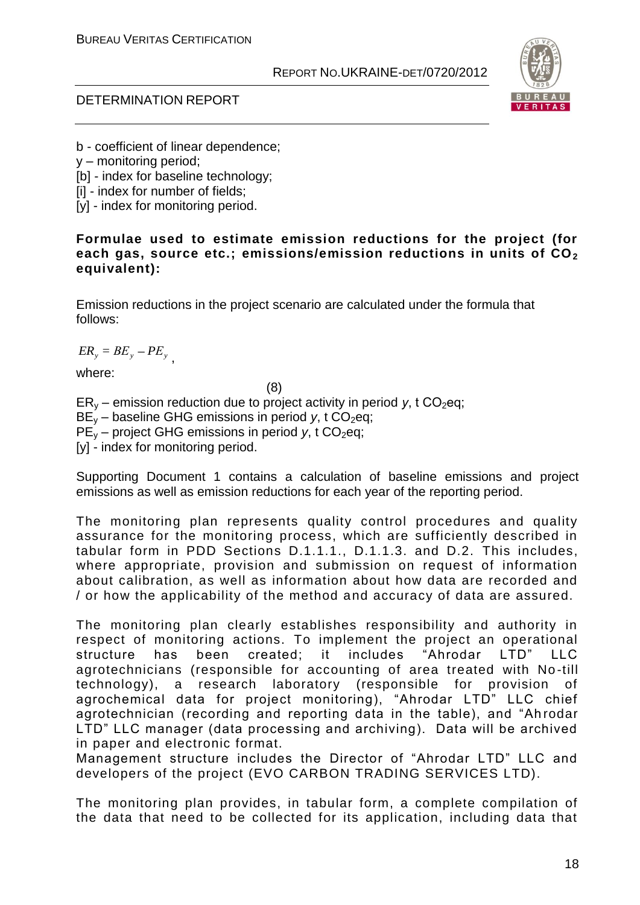b - coefficient of linear dependence;
y – monitoring period;
[b] - index for baseline technology;
[i] - index for number of fields;
[y] - index for monitoring period.

**Formulae used to estimate emission reductions for the project (for each gas, source etc.; emissions/emission reductions in units of $CO_2$ equivalent):**

Emission reductions in the project scenario are calculated under the formula that follows:

$$ER_y = BE_y - PE_y, \quad (8)$$

where:

$ER_y$ – emission reduction due to project activity in period $y$, t $CO_2$eq;
$BE_y$ – baseline GHG emissions in period $y$, t $CO_2$eq;
$PE_y$ – project GHG emissions in period $y$, t $CO_2$eq;
[y] - index for monitoring period.

Supporting Document 1 contains a calculation of baseline emissions and project emissions as well as emission reductions for each year of the reporting period.

The monitoring plan represents quality control procedures and quality assurance for the monitoring process, which are sufficiently described in tabular form in PDD Sections D.1.1.1., D.1.1.3. and D.2. This includes, where appropriate, provision and submission on request of information about calibration, as well as information about how data are recorded and / or how the applicability of the method and accuracy of data are assured.

The monitoring plan clearly establishes responsibility and authority in respect of monitoring actions. To implement the project an operational structure has been created; it includes "Ahrodar LTD" LLC agrotechnicians (responsible for accounting of area treated with No-till technology), a research laboratory (responsible for provision of agrochemical data for project monitoring), "Ahrodar LTD" LLC chief agrotechnician (recording and reporting data in the table), and "Ahrodar LTD" LLC manager (data processing and archiving). Data will be archived in paper and electronic format.
Management structure includes the Director of "Ahrodar LTD" LLC and developers of the project (EVO CARBON TRADING SERVICES LTD).

The monitoring plan provides, in tabular form, a complete compilation of the data that need to be collected for its application, including data that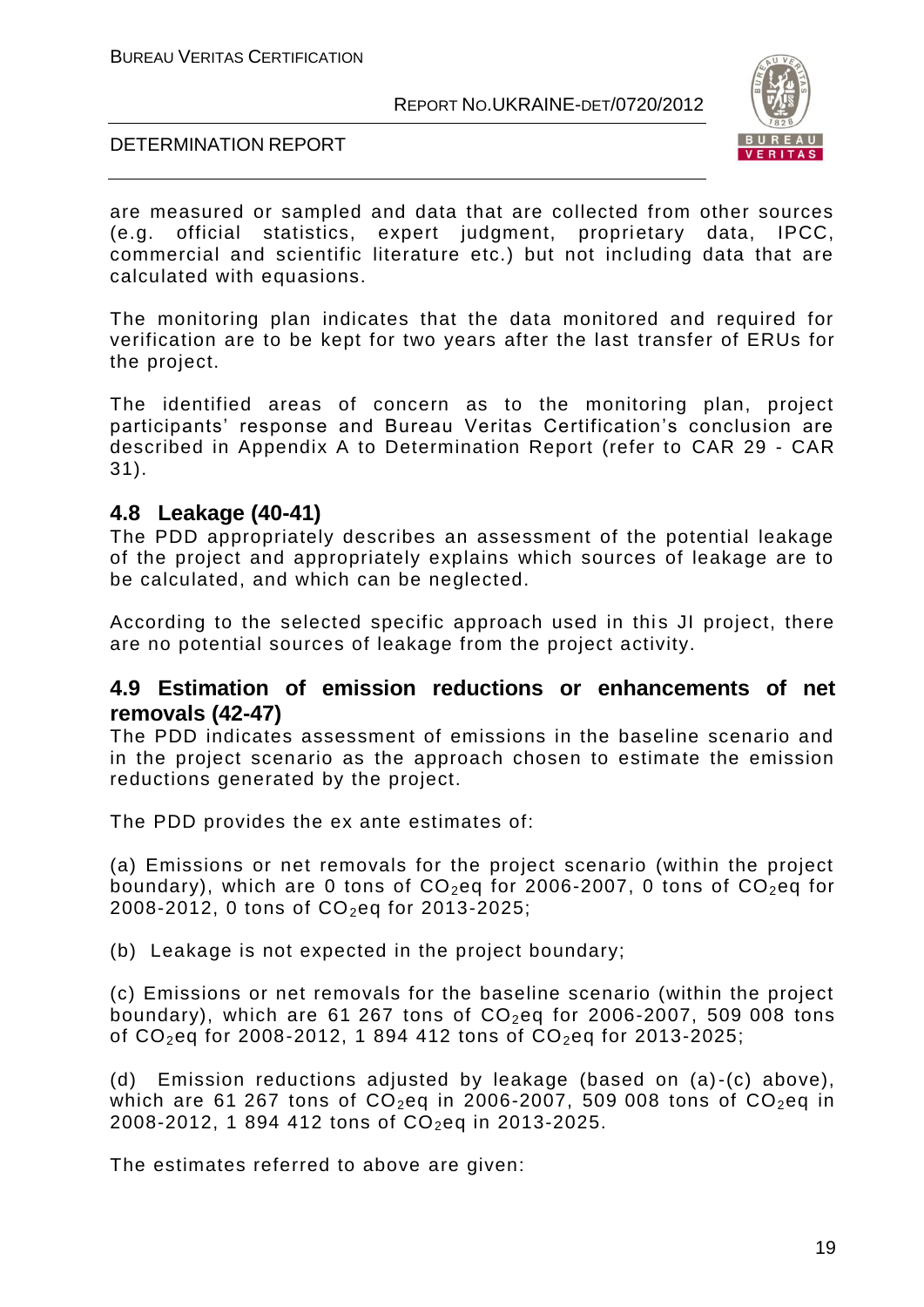are measured or sampled and data that are collected from other sources (e.g. official statistics, expert judgment, proprietary data, IPCC, commercial and scientific literature etc.) but not including data that are calculated with equasions.

The monitoring plan indicates that the data monitored and required for verification are to be kept for two years after the last transfer of ERUs for the project.

The identified areas of concern as to the monitoring plan, project participants' response and Bureau Veritas Certification's conclusion are described in Appendix A to Determination Report (refer to CAR 29 - CAR 31).

## 4.8 Leakage (40-41)

The PDD appropriately describes an assessment of the potential leakage of the project and appropriately explains which sources of leakage are to be calculated, and which can be neglected.

According to the selected specific approach used in this JI project, there are no potential sources of leakage from the project activity.

## 4.9 Estimation of emission reductions or enhancements of net removals (42-47)

The PDD indicates assessment of emissions in the baseline scenario and in the project scenario as the approach chosen to estimate the emission reductions generated by the project.

The PDD provides the ex ante estimates of:

(a) Emissions or net removals for the project scenario (within the project boundary), which are 0 tons of $CO_2$eq for 2006-2007, 0 tons of $CO_2$eq for 2008-2012, 0 tons of $CO_2$eq for 2013-2025;

(b) Leakage is not expected in the project boundary;

(c) Emissions or net removals for the baseline scenario (within the project boundary), which are 61 267 tons of $CO_2$eq for 2006-2007, 509 008 tons of $CO_2$eq for 2008-2012, 1 894 412 tons of $CO_2$eq for 2013-2025;

(d) Emission reductions adjusted by leakage (based on (a)-(c) above), which are 61 267 tons of $CO_2$eq in 2006-2007, 509 008 tons of $CO_2$eq in 2008-2012, 1 894 412 tons of $CO_2$eq in 2013-2025.

The estimates referred to above are given: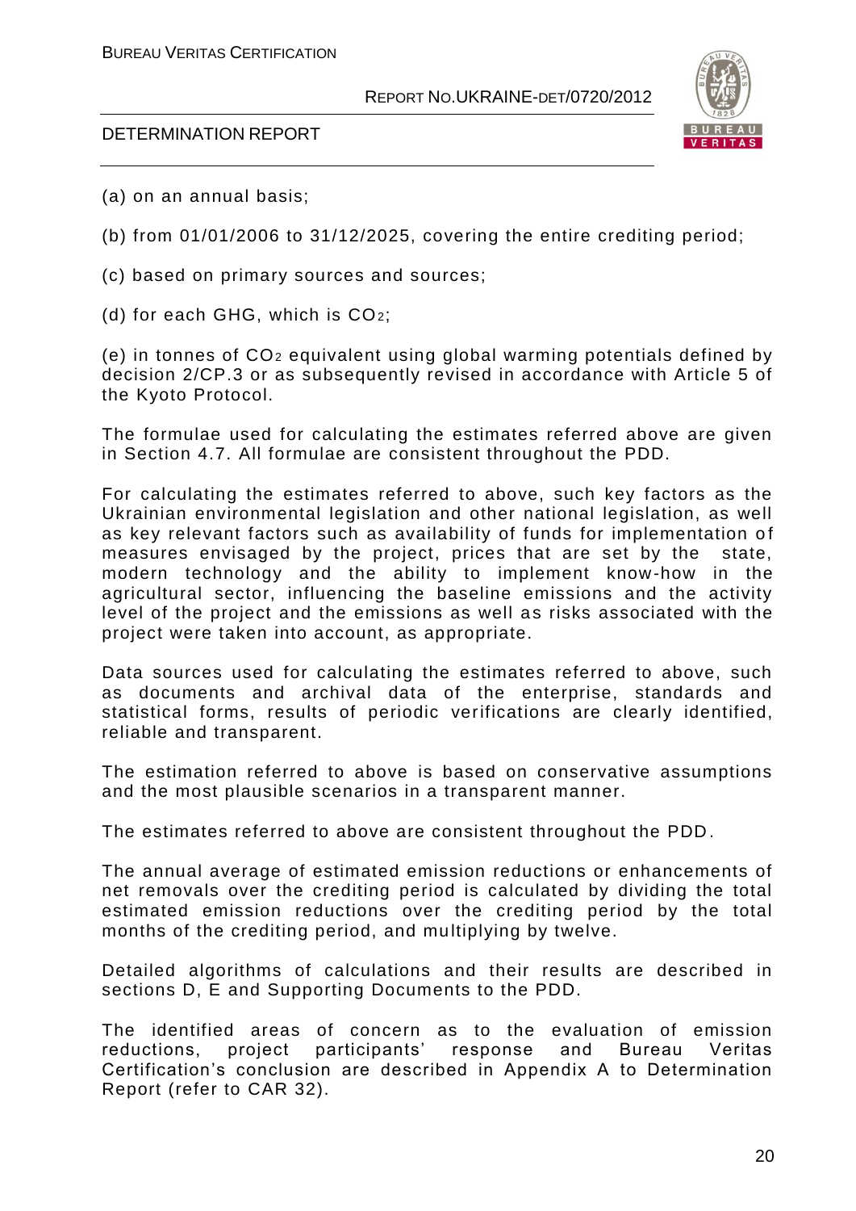(a) on an annual basis;

(b) from 01/01/2006 to 31/12/2025, covering the entire crediting period;

(c) based on primary sources and sources;

(d) for each GHG, which is $CO_2$;

(e) in tonnes of $CO_2$ equivalent using global warming potentials defined by decision 2/CP.3 or as subsequently revised in accordance with Article 5 of the Kyoto Protocol.

The formulae used for calculating the estimates referred above are given in Section 4.7. All formulae are consistent throughout the PDD.

For calculating the estimates referred to above, such key factors as the Ukrainian environmental legislation and other national legislation, as well as key relevant factors such as availability of funds for implementation of measures envisaged by the project, prices that are set by the state, modern technology and the ability to implement know-how in the agricultural sector, influencing the baseline emissions and the activity level of the project and the emissions as well as risks associated with the project were taken into account, as appropriate.

Data sources used for calculating the estimates referred to above, such as documents and archival data of the enterprise, standards and statistical forms, results of periodic verifications are clearly identified, reliable and transparent.

The estimation referred to above is based on conservative assumptions and the most plausible scenarios in a transparent manner.

The estimates referred to above are consistent throughout the PDD.

The annual average of estimated emission reductions or enhancements of net removals over the crediting period is calculated by dividing the total estimated emission reductions over the crediting period by the total months of the crediting period, and multiplying by twelve.

Detailed algorithms of calculations and their results are described in sections D, E and Supporting Documents to the PDD.

The identified areas of concern as to the evaluation of emission reductions, project participants' response and Bureau Veritas Certification's conclusion are described in Appendix A to Determination Report (refer to CAR 32).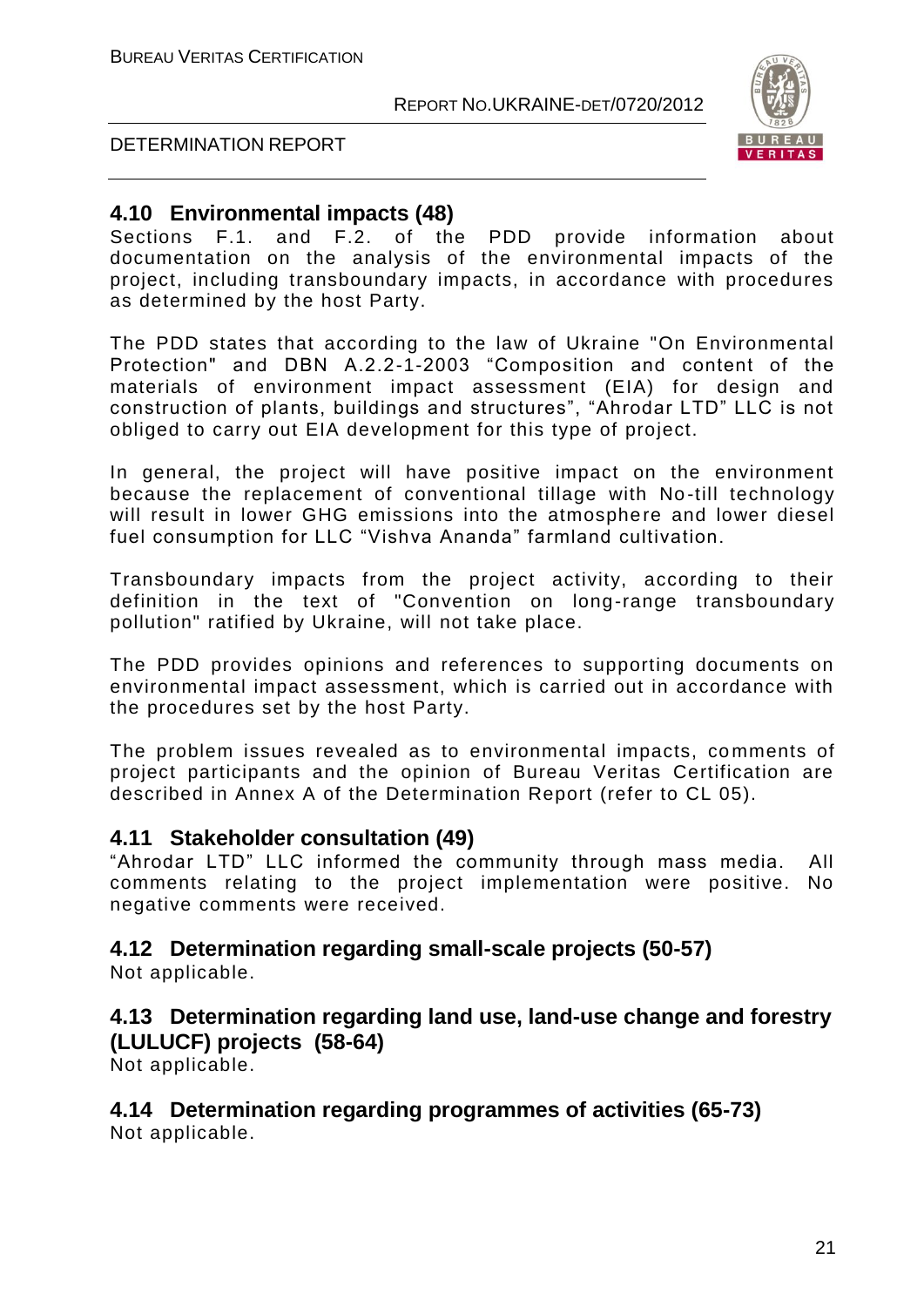## 4.10 Environmental impacts (48)

Sections F.1. and F.2. of the PDD provide information about documentation on the analysis of the environmental impacts of the project, including transboundary impacts, in accordance with procedures as determined by the host Party.

The PDD states that according to the law of Ukraine "On Environmental Protection" and DBN A.2.2-1-2003 "Composition and content of the materials of environment impact assessment (EIA) for design and construction of plants, buildings and structures", "Ahrodar LTD" LLC is not obliged to carry out EIA development for this type of project.

In general, the project will have positive impact on the environment because the replacement of conventional tillage with No-till technology will result in lower GHG emissions into the atmosphere and lower diesel fuel consumption for LLC "Vishva Ananda" farmland cultivation.

Transboundary impacts from the project activity, according to their definition in the text of "Convention on long-range transboundary pollution" ratified by Ukraine, will not take place.

The PDD provides opinions and references to supporting documents on environmental impact assessment, which is carried out in accordance with the procedures set by the host Party.

The problem issues revealed as to environmental impacts, comments of project participants and the opinion of Bureau Veritas Certification are described in Annex A of the Determination Report (refer to CL 05).

## 4.11 Stakeholder consultation (49)

"Ahrodar LTD" LLC informed the community through mass media. All comments relating to the project implementation were positive. No negative comments were received.

## 4.12 Determination regarding small-scale projects (50-57)

Not applicable.

## 4.13 Determination regarding land use, land-use change and forestry (LULUCF) projects (58-64)

Not applicable.

## 4.14 Determination regarding programmes of activities (65-73)

Not applicable.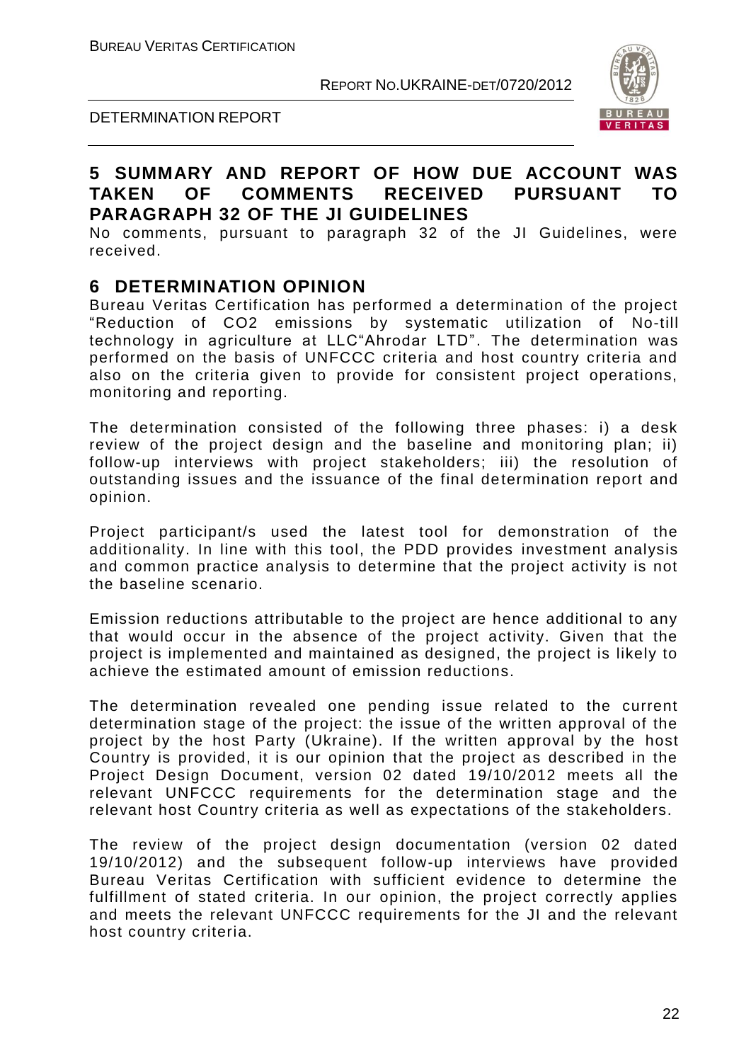# 5 SUMMARY AND REPORT OF HOW DUE ACCOUNT WAS TAKEN OF COMMENTS RECEIVED PURSUANT TO PARAGRAPH 32 OF THE JI GUIDELINES

No comments, pursuant to paragraph 32 of the JI Guidelines, were received.

# 6 DETERMINATION OPINION

Bureau Veritas Certification has performed a determination of the project "Reduction of $CO_2$ emissions by systematic utilization of No-till technology in agriculture at LLC"Ahrodar LTD". The determination was performed on the basis of UNFCCC criteria and host country criteria and also on the criteria given to provide for consistent project operations, monitoring and reporting.

The determination consisted of the following three phases: i) a desk review of the project design and the baseline and monitoring plan; ii) follow-up interviews with project stakeholders; iii) the resolution of outstanding issues and the issuance of the final determination report and opinion.

Project participant/s used the latest tool for demonstration of the additionality. In line with this tool, the PDD provides investment analysis and common practice analysis to determine that the project activity is not the baseline scenario.

Emission reductions attributable to the project are hence additional to any that would occur in the absence of the project activity. Given that the project is implemented and maintained as designed, the project is likely to achieve the estimated amount of emission reductions.

The determination revealed one pending issue related to the current determination stage of the project: the issue of the written approval of the project by the host Party (Ukraine). If the written approval by the host Country is provided, it is our opinion that the project as described in the Project Design Document, version 02 dated 19/10/2012 meets all the relevant UNFCCC requirements for the determination stage and the relevant host Country criteria as well as expectations of the stakeholders.

The review of the project design documentation (version 02 dated 19/10/2012) and the subsequent follow-up interviews have provided Bureau Veritas Certification with sufficient evidence to determine the fulfillment of stated criteria. In our opinion, the project correctly applies and meets the relevant UNFCCC requirements for the JI and the relevant host country criteria.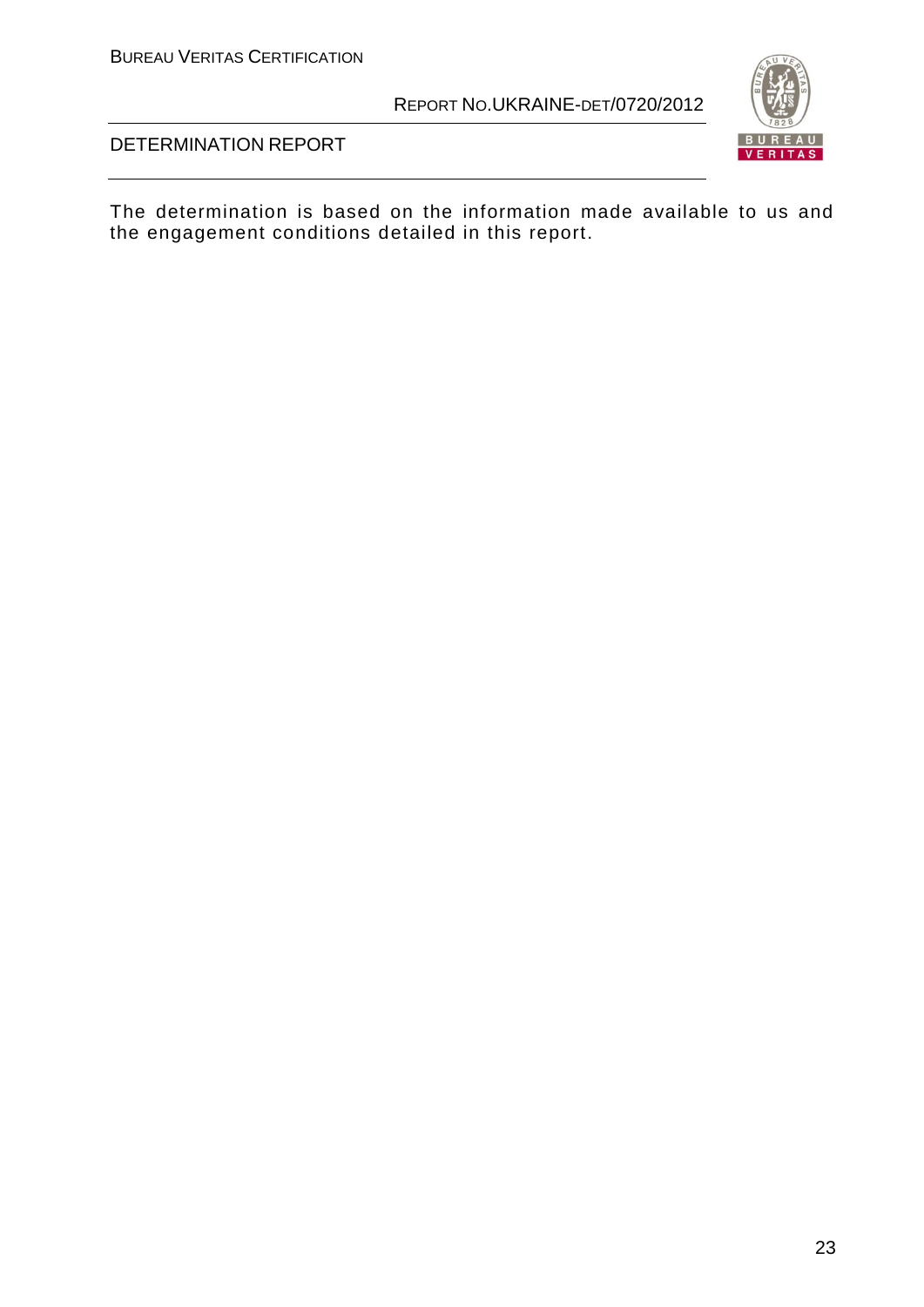The determination is based on the information made available to us and the engagement conditions detailed in this report.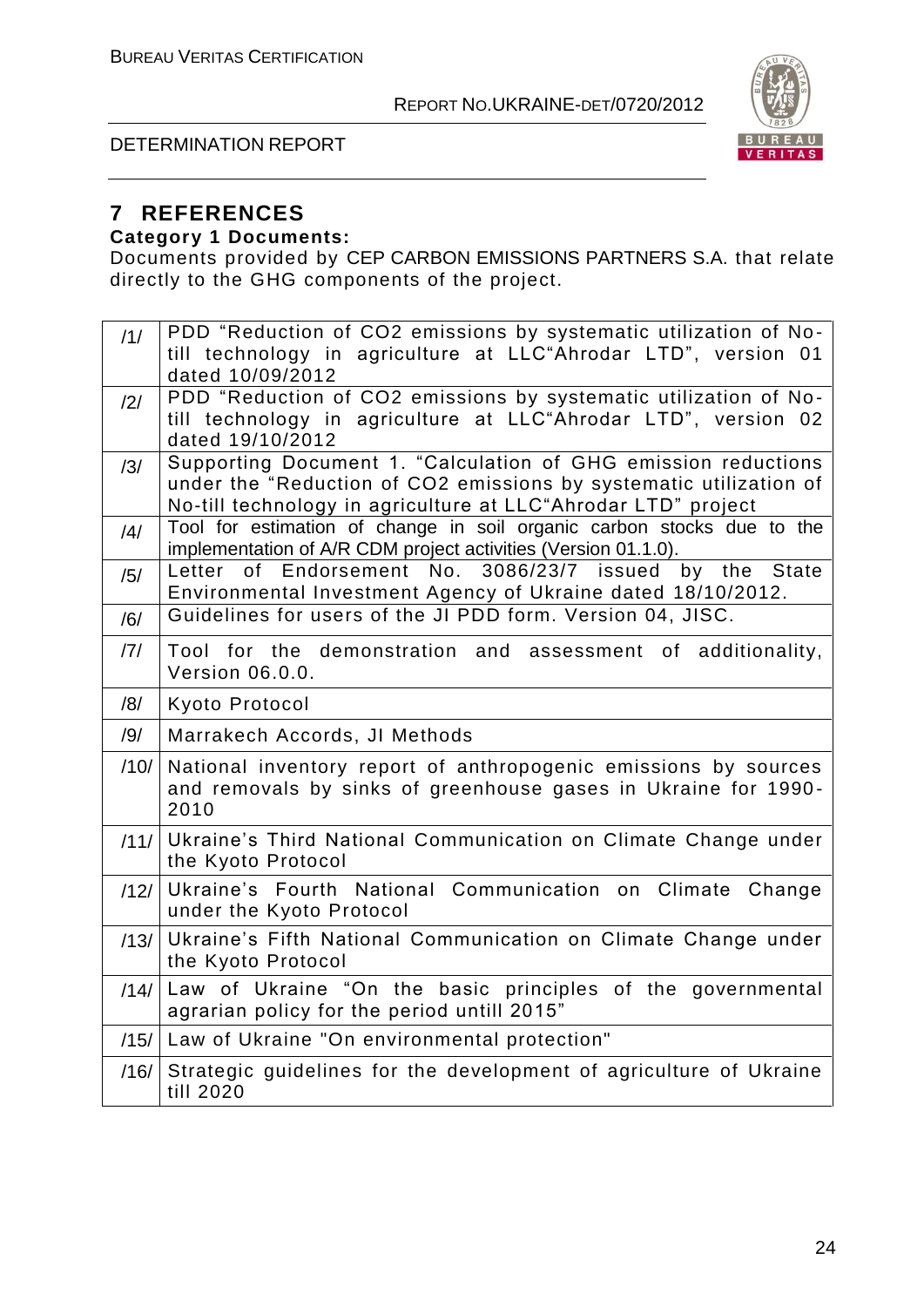# 7 REFERENCES

**Category 1 Documents:**

Documents provided by CEP CARBON EMISSIONS PARTNERS S.A. that relate directly to the GHG components of the project.

| | |
|---|---|
| /1/ | PDD "Reduction of CO2 emissions by systematic utilization of No-till technology in agriculture at LLC"Ahrodar LTD", version 01 dated 10/09/2012 |
| /2/ | PDD "Reduction of CO2 emissions by systematic utilization of No-till technology in agriculture at LLC"Ahrodar LTD", version 02 dated 19/10/2012 |
| /3/ | Supporting Document 1. "Calculation of GHG emission reductions under the "Reduction of CO2 emissions by systematic utilization of No-till technology in agriculture at LLC"Ahrodar LTD" project |
| /4/ | Tool for estimation of change in soil organic carbon stocks due to the implementation of A/R CDM project activities (Version 01.1.0). |
| /5/ | Letter of Endorsement No. 3086/23/7 issued by the State Environmental Investment Agency of Ukraine dated 18/10/2012. |
| /6/ | Guidelines for users of the JI PDD form. Version 04, JISC. |
| /7/ | Tool for the demonstration and assessment of additionality, Version 06.0.0. |
| /8/ | Kyoto Protocol |
| /9/ | Marrakech Accords, JI Methods |
| /10/ | National inventory report of anthropogenic emissions by sources and removals by sinks of greenhouse gases in Ukraine for 1990-2010 |
| /11/ | Ukraine's Third National Communication on Climate Change under the Kyoto Protocol |
| /12/ | Ukraine's Fourth National Communication on Climate Change under the Kyoto Protocol |
| /13/ | Ukraine's Fifth National Communication on Climate Change under the Kyoto Protocol |
| /14/ | Law of Ukraine "On the basic principles of the governmental agrarian policy for the period untill 2015" |
| /15/ | Law of Ukraine "On environmental protection" |
| /16/ | Strategic guidelines for the development of agriculture of Ukraine till 2020 |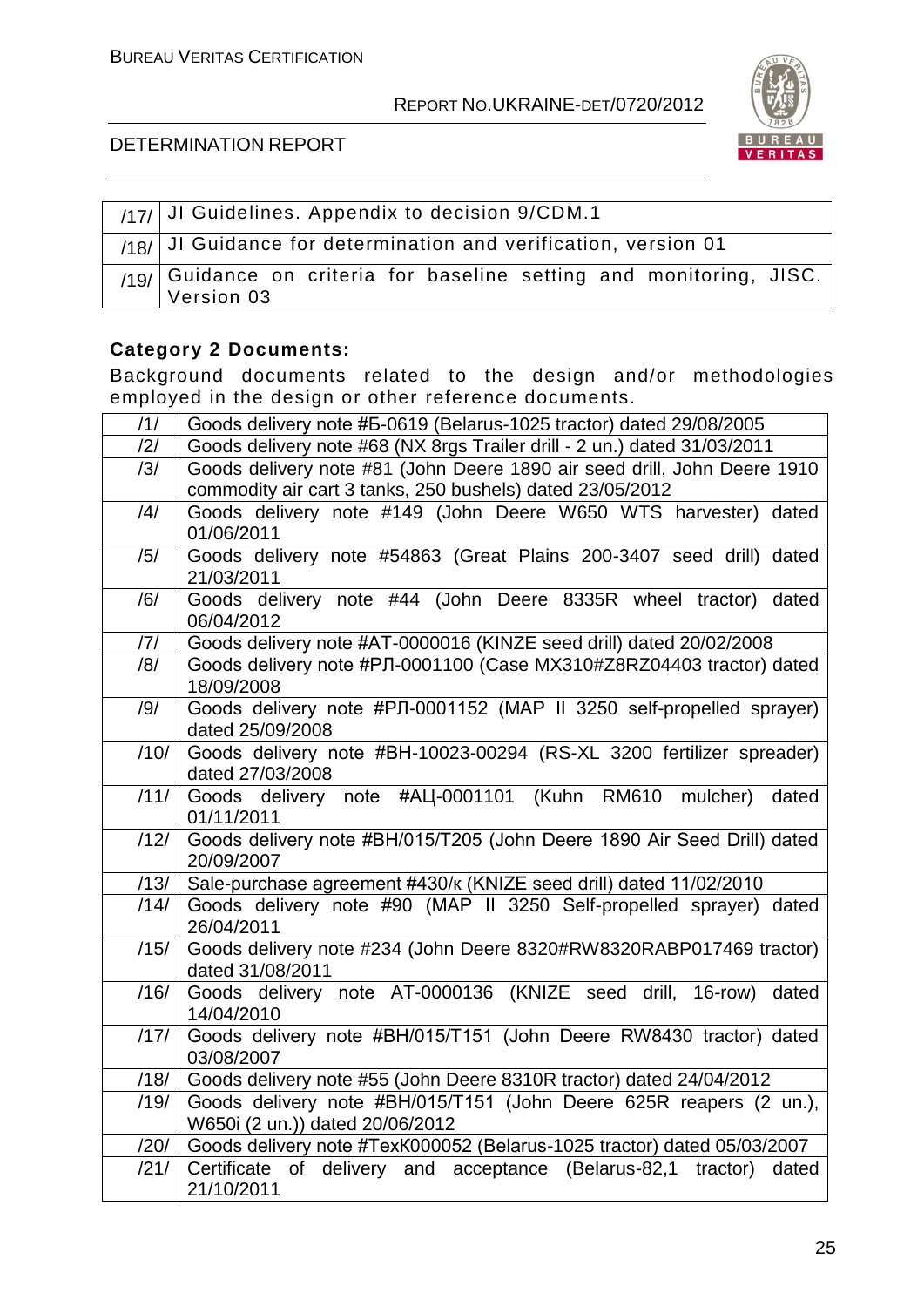| /17/ | JI Guidelines. Appendix to decision 9/CDM.1 |
|---|---|
| /18/ | JI Guidance for determination and verification, version 01 |
| /19/ | Guidance on criteria for baseline setting and monitoring, JISC. Version 03 |

**Category 2 Documents:**

Background documents related to the design and/or methodologies employed in the design or other reference documents.

| /1/ | Goods delivery note #Б-0619 (Belarus-1025 tractor) dated 29/08/2005 |
|---|---|
| /2/ | Goods delivery note #68 (NX 8rgs Trailer drill - 2 un.) dated 31/03/2011 |
| /3/ | Goods delivery note #81 (John Deere 1890 air seed drill, John Deere 1910 commodity air cart 3 tanks, 250 bushels) dated 23/05/2012 |
| /4/ | Goods delivery note #149 (John Deere W650 WTS harvester) dated 01/06/2011 |
| /5/ | Goods delivery note #54863 (Great Plains 200-3407 seed drill) dated 21/03/2011 |
| /6/ | Goods delivery note #44 (John Deere 8335R wheel tractor) dated 06/04/2012 |
| /7/ | Goods delivery note #АТ-0000016 (KINZE seed drill) dated 20/02/2008 |
| /8/ | Goods delivery note #РЛ-0001100 (Case MX310#Z8RZ04403 tractor) dated 18/09/2008 |
| /9/ | Goods delivery note #РЛ-0001152 (MAP II 3250 self-propelled sprayer) dated 25/09/2008 |
| /10/ | Goods delivery note #ВН-10023-00294 (RS-XL 3200 fertilizer spreader) dated 27/03/2008 |
| /11/ | Goods delivery note #АЦ-0001101 (Kuhn RM610 mulcher) dated 01/11/2011 |
| /12/ | Goods delivery note #ВН/015/Т205 (John Deere 1890 Air Seed Drill) dated 20/09/2007 |
| /13/ | Sale-purchase agreement #430/к (KNIZE seed drill) dated 11/02/2010 |
| /14/ | Goods delivery note #90 (MAP II 3250 Self-propelled sprayer) dated 26/04/2011 |
| /15/ | Goods delivery note #234 (John Deere 8320#RW8320RABP017469 tractor) dated 31/08/2011 |
| /16/ | Goods delivery note АТ-0000136 (KNIZE seed drill, 16-row) dated 14/04/2010 |
| /17/ | Goods delivery note #ВН/015/Т151 (John Deere RW8430 tractor) dated 03/08/2007 |
| /18/ | Goods delivery note #55 (John Deere 8310R tractor) dated 24/04/2012 |
| /19/ | Goods delivery note #ВН/015/Т151 (John Deere 625R reapers (2 un.), W650i (2 un.)) dated 20/06/2012 |
| /20/ | Goods delivery note #ТехК000052 (Belarus-1025 tractor) dated 05/03/2007 |
| /21/ | Certificate of delivery and acceptance (Belarus-82,1 tractor) dated 21/10/2011 |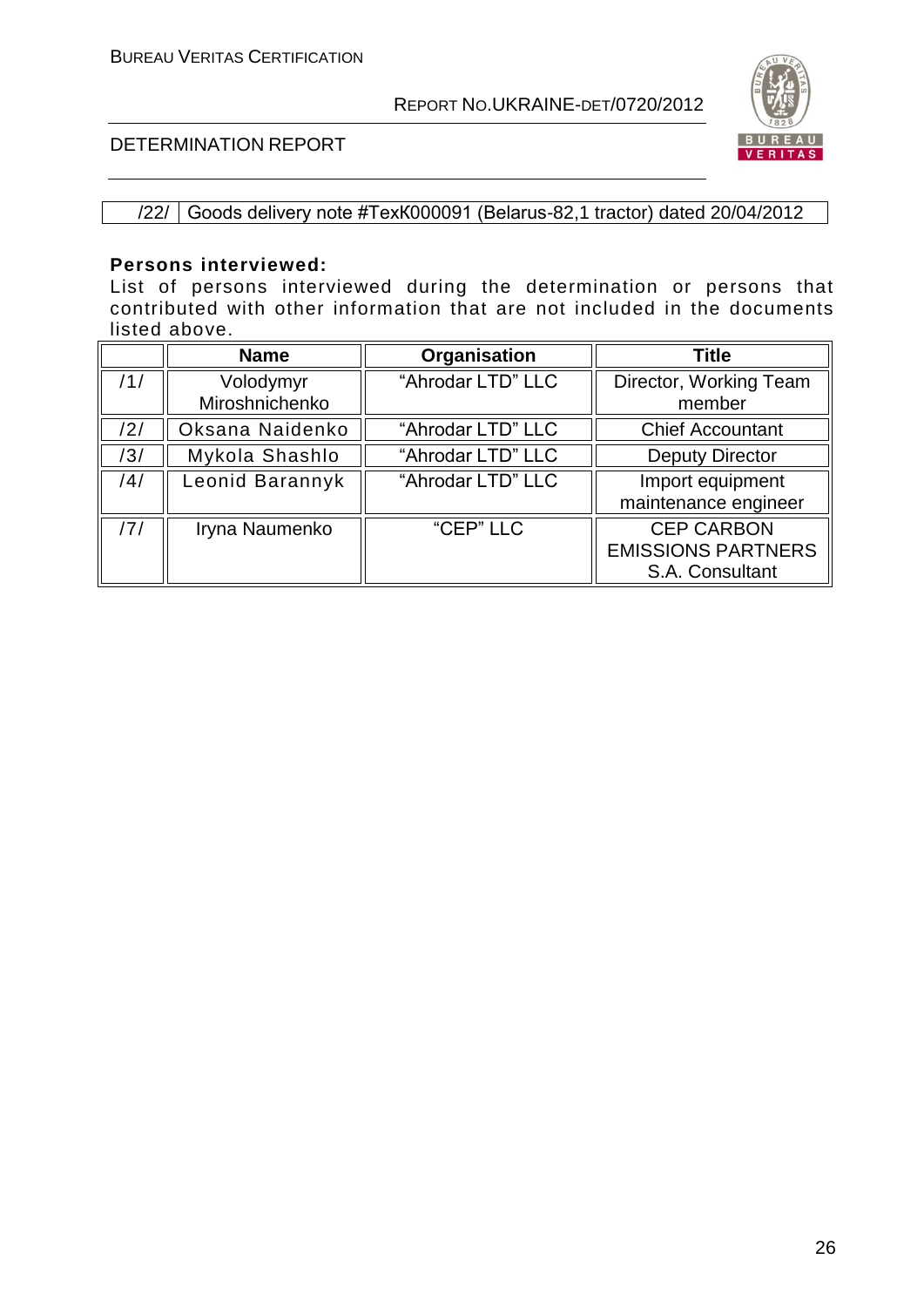| /22/ | Goods delivery note #TexK000091 (Belarus-82,1 tractor) dated 20/04/2012 |
|---|---|

**Persons interviewed:**
List of persons interviewed during the determination or persons that contributed with other information that are not included in the documents listed above.

| | Name | Organisation | Title |
|---|---|---|---|
| /1/ | Volodymyr Miroshnichenko | "Ahrodar LTD" LLC | Director, Working Team member |
| /2/ | Oksana Naidenko | "Ahrodar LTD" LLC | Chief Accountant |
| /3/ | Mykola Shashlo | "Ahrodar LTD" LLC | Deputy Director |
| /4/ | Leonid Barannyk | "Ahrodar LTD" LLC | Import equipment maintenance engineer |
| /7/ | Iryna Naumenko | "CEP" LLC | CEP CARBON EMISSIONS PARTNERS S.A. Consultant |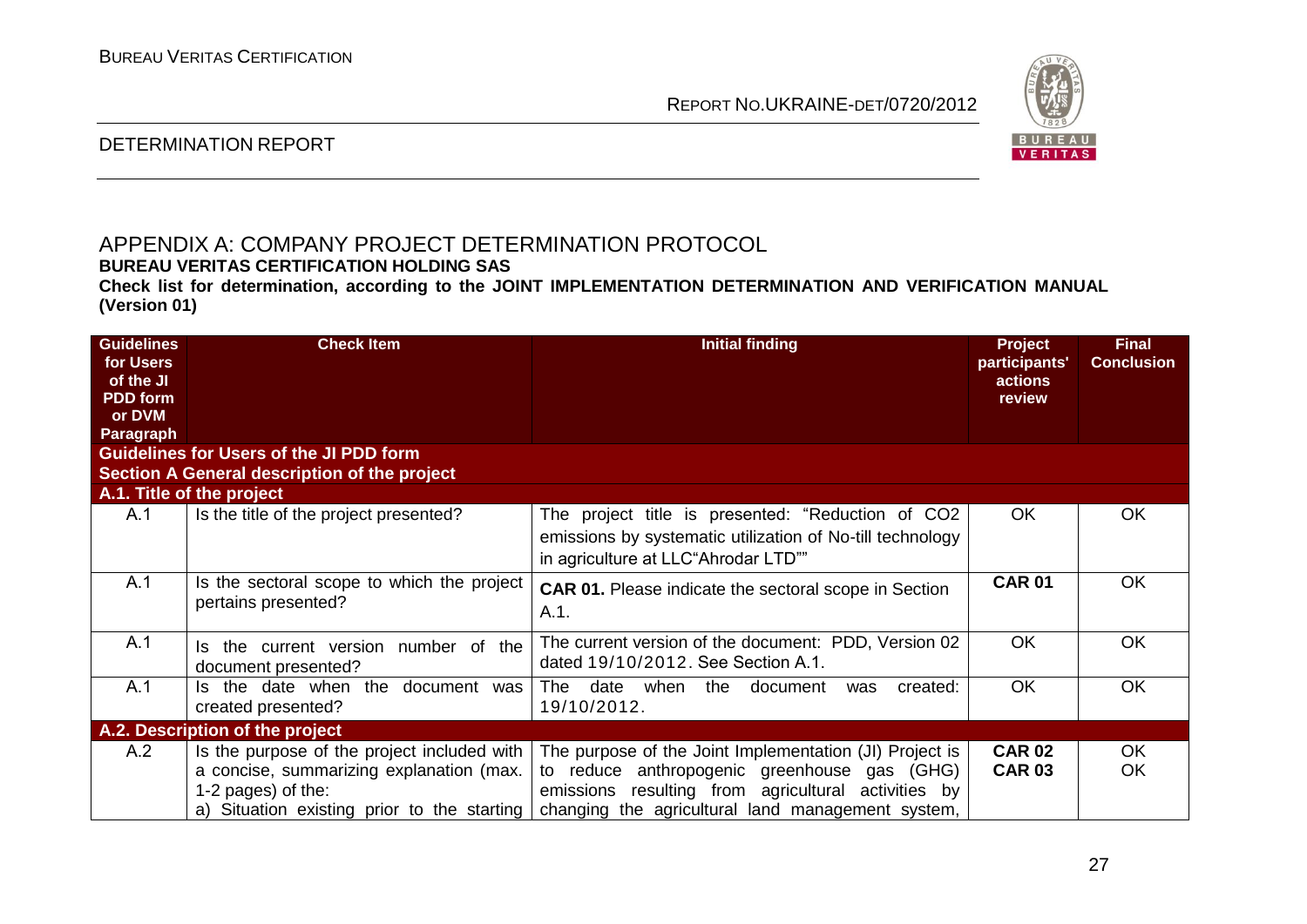# APPENDIX A: COMPANY PROJECT DETERMINATION PROTOCOL

**BUREAU VERITAS CERTIFICATION HOLDING SAS**

**Check list for determination, according to the JOINT IMPLEMENTATION DETERMINATION AND VERIFICATION MANUAL (Version 01)**

| Guidelines for Users of the JI PDD form or DVM Paragraph | Check Item | Initial finding | Project participants' actions review | Final Conclusion |
|---|---|---|---|---|
| **Guidelines for Users of the JI PDD form** | | | | |
| **Section A General description of the project** | | | | |
| **A.1. Title of the project** | | | | |
| A.1 | Is the title of the project presented? | The project title is presented: "Reduction of $CO_2$ emissions by systematic utilization of No-till technology in agriculture at LLC"Ahrodar LTD"" | OK | OK |
| A.1 | Is the sectoral scope to which the project pertains presented? | **CAR 01.** Please indicate the sectoral scope in Section A.1. | **CAR 01** | OK |
| A.1 | Is the current version number of the document presented? | The current version of the document: PDD, Version 02 dated 19/10/2012. See Section A.1. | OK | OK |
| A.1 | Is the date when the document was created presented? | The date when the document was created: 19/10/2012. | OK | OK |
| **A.2. Description of the project** | | | | |
| A.2 | Is the purpose of the project included with a concise, summarizing explanation (max. 1-2 pages) of the:<br>a) Situation existing prior to the starting | The purpose of the Joint Implementation (JI) Project is to reduce anthropogenic greenhouse gas (GHG) emissions resulting from agricultural activities by changing the agricultural land management system, | **CAR 02**<br>**CAR 03** | OK<br>OK |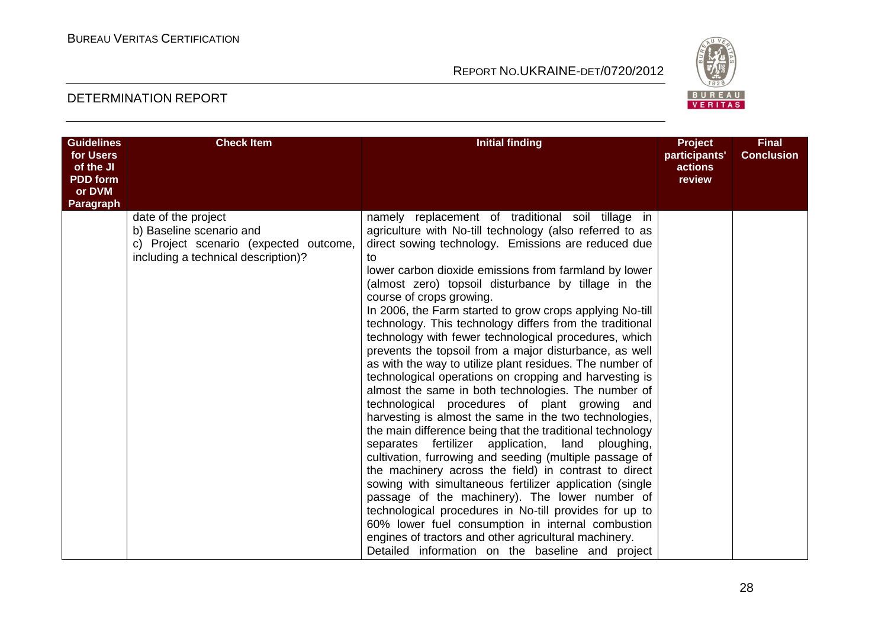| Guidelines for Users of the JI PDD form or DVM Paragraph | Check Item | Initial finding | Project participants' actions review | Final Conclusion |
|---|---|---|---|---|
| | date of the project<br>b) Baseline scenario and<br>c) Project scenario (expected outcome, including a technical description)? | namely replacement of traditional soil tillage in agriculture with No-till technology (also referred to as direct sowing technology. Emissions are reduced due to<br>lower carbon dioxide emissions from farmland by lower (almost zero) topsoil disturbance by tillage in the course of crops growing.<br>In 2006, the Farm started to grow crops applying No-till technology. This technology differs from the traditional technology with fewer technological procedures, which prevents the topsoil from a major disturbance, as well as with the way to utilize plant residues. The number of technological operations on cropping and harvesting is almost the same in both technologies. The number of technological procedures of plant growing and harvesting is almost the same in the two technologies, the main difference being that the traditional technology separates fertilizer application, land ploughing, cultivation, furrowing and seeding (multiple passage of the machinery across the field) in contrast to direct sowing with simultaneous fertilizer application (single passage of the machinery). The lower number of technological procedures in No-till provides for up to 60% lower fuel consumption in internal combustion engines of tractors and other agricultural machinery.<br>Detailed information on the baseline and project | | |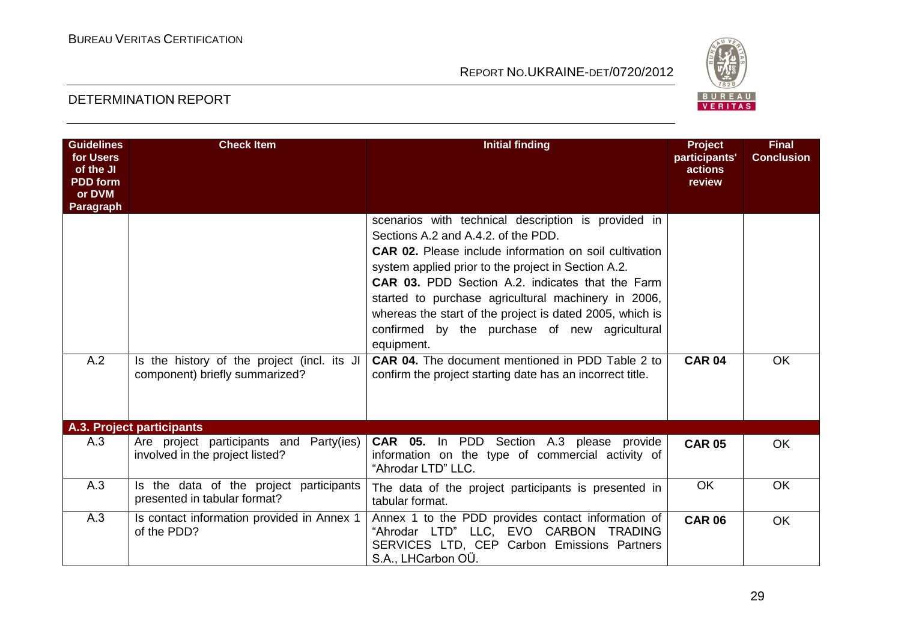| Guidelines for Users of the JI PDD form or DVM Paragraph | Check Item | Initial finding | Project participants' actions review | Final Conclusion |
|---|---|---|---|---|
| | | scenarios with technical description is provided in Sections A.2 and A.4.2. of the PDD.<br>**CAR 02.** Please include information on soil cultivation system applied prior to the project in Section A.2.<br>**CAR 03.** PDD Section A.2. indicates that the Farm started to purchase agricultural machinery in 2006, whereas the start of the project is dated 2005, which is confirmed by the purchase of new agricultural equipment. | | |
| A.2 | Is the history of the project (incl. its JI component) briefly summarized? | **CAR 04.** The document mentioned in PDD Table 2 to confirm the project starting date has an incorrect title. | **CAR 04** | OK |
| **A.3. Project participants** | | | | |
| A.3 | Are project participants and Party(ies) involved in the project listed? | **CAR 05.** In PDD Section A.3 please provide information on the type of commercial activity of "Ahrodar LTD" LLC. | **CAR 05** | OK |
| A.3 | Is the data of the project participants presented in tabular format? | The data of the project participants is presented in tabular format. | OK | OK |
| A.3 | Is contact information provided in Annex 1 of the PDD? | Annex 1 to the PDD provides contact information of "Ahrodar LTD" LLC, EVO CARBON TRADING SERVICES LTD, CEP Carbon Emissions Partners S.A., LHCarbon OÜ. | **CAR 06** | OK |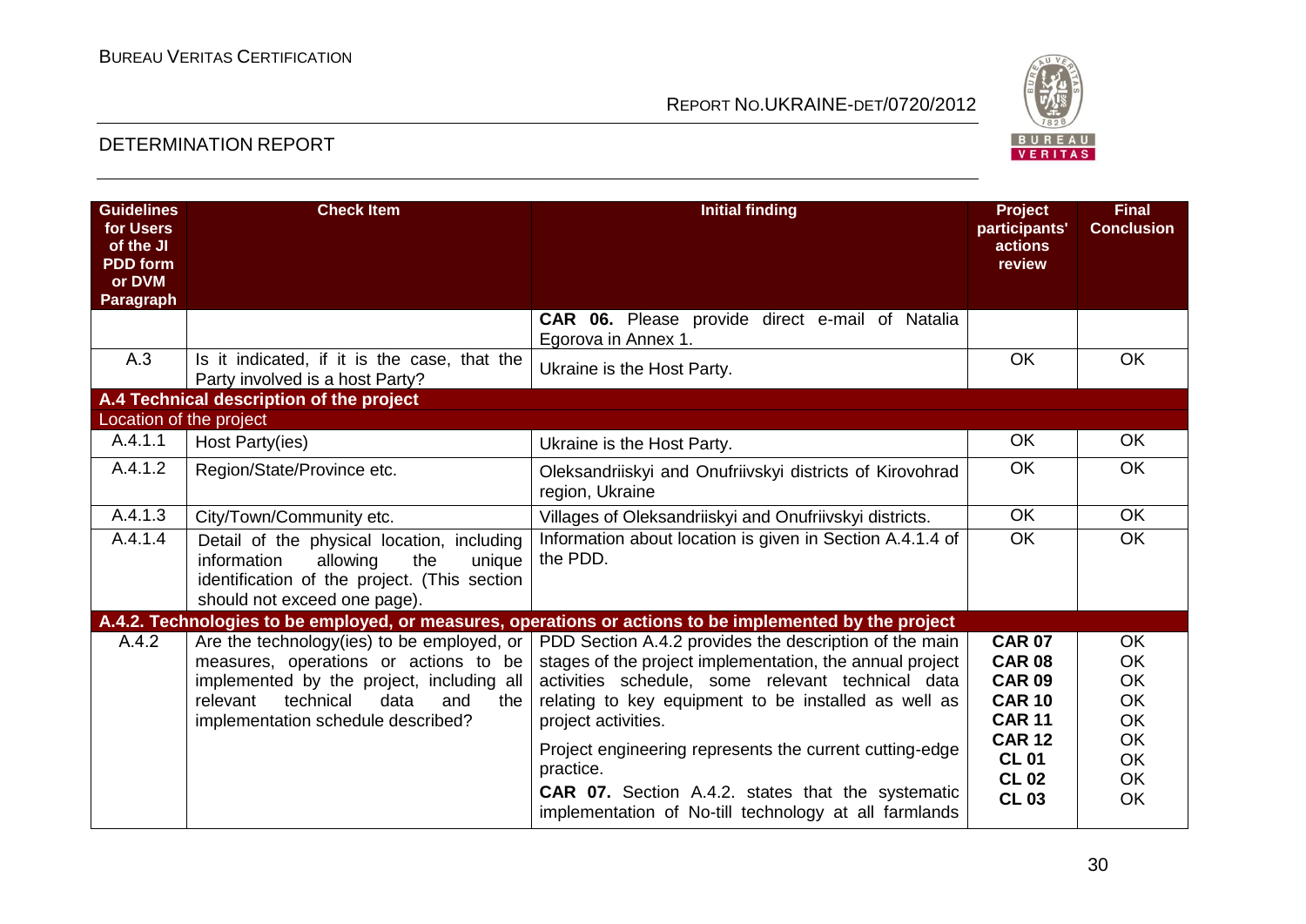| Guidelines for Users of the JI PDD form or DVM Paragraph | Check Item | Initial finding | Project participants' actions review | Final Conclusion |
|---|---|---|---|---|
| | | **CAR 06.** Please provide direct e-mail of Natalia Egorova in Annex 1. | | |
| A.3 | Is it indicated, if it is the case, that the Party involved is a host Party? | Ukraine is the Host Party. | OK | OK |
| **A.4 Technical description of the project** | | | | |
| Location of the project | | | | |
| A.4.1.1 | Host Party(ies) | Ukraine is the Host Party. | OK | OK |
| A.4.1.2 | Region/State/Province etc. | Oleksandriiskyi and Onufriivskyi districts of Kirovohrad region, Ukraine | OK | OK |
| A.4.1.3 | City/Town/Community etc. | Villages of Oleksandriiskyi and Onufriivskyi districts. | OK | OK |
| A.4.1.4 | Detail of the physical location, including information allowing the unique identification of the project. (This section should not exceed one page). | Information about location is given in Section A.4.1.4 of the PDD. | OK | OK |
| **A.4.2. Technologies to be employed, or measures, operations or actions to be implemented by the project** | | | | |
| A.4.2 | Are the technology(ies) to be employed, or measures, operations or actions to be implemented by the project, including all relevant technical data and the implementation schedule described? | PDD Section A.4.2 provides the description of the main stages of the project implementation, the annual project activities schedule, some relevant technical data relating to key equipment to be installed as well as project activities.<br><br>Project engineering represents the current cutting-edge practice.<br><br>**CAR 07.** Section A.4.2. states that the systematic implementation of No-till technology at all farmlands | **CAR 07**<br>**CAR 08**<br>**CAR 09**<br>**CAR 10**<br>**CAR 11**<br>**CAR 12**<br>**CL 01**<br>**CL 02**<br>**CL 03** | OK<br>OK<br>OK<br>OK<br>OK<br>OK<br>OK<br>OK<br>OK |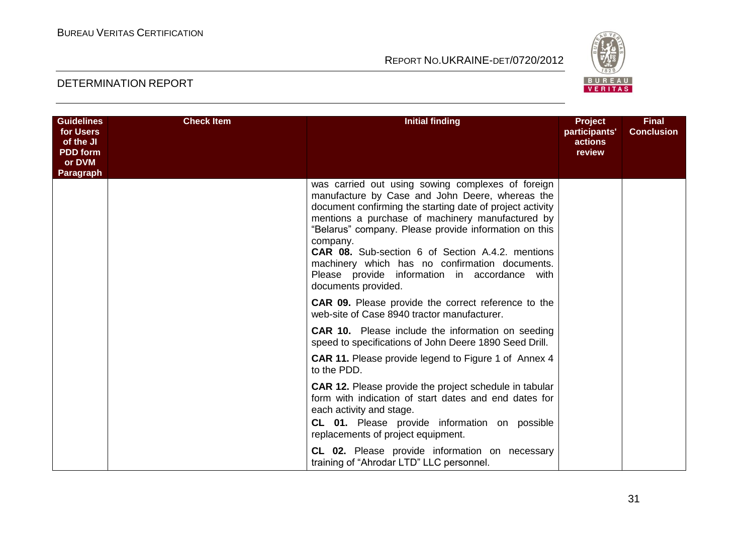| Guidelines for Users of the JI PDD form or DVM Paragraph | Check Item | Initial finding | Project participants' actions review | Final Conclusion |
|---|---|---|---|---|
| | | was carried out using sowing complexes of foreign manufacture by Case and John Deere, whereas the document confirming the starting date of project activity mentions a purchase of machinery manufactured by "Belarus" company. Please provide information on this company.<br>**CAR 08.** Sub-section 6 of Section A.4.2. mentions machinery which has no confirmation documents. Please provide information in accordance with documents provided. | | |
| | | **CAR 09.** Please provide the correct reference to the web-site of Case 8940 tractor manufacturer. | | |
| | | **CAR 10.** Please include the information on seeding speed to specifications of John Deere 1890 Seed Drill. | | |
| | | **CAR 11.** Please provide legend to Figure 1 of Annex 4 to the PDD. | | |
| | | **CAR 12.** Please provide the project schedule in tabular form with indication of start dates and end dates for each activity and stage.<br>**CL 01.** Please provide information on possible replacements of project equipment. | | |
| | | **CL 02.** Please provide information on necessary training of "Ahrodar LTD" LLC personnel. | | |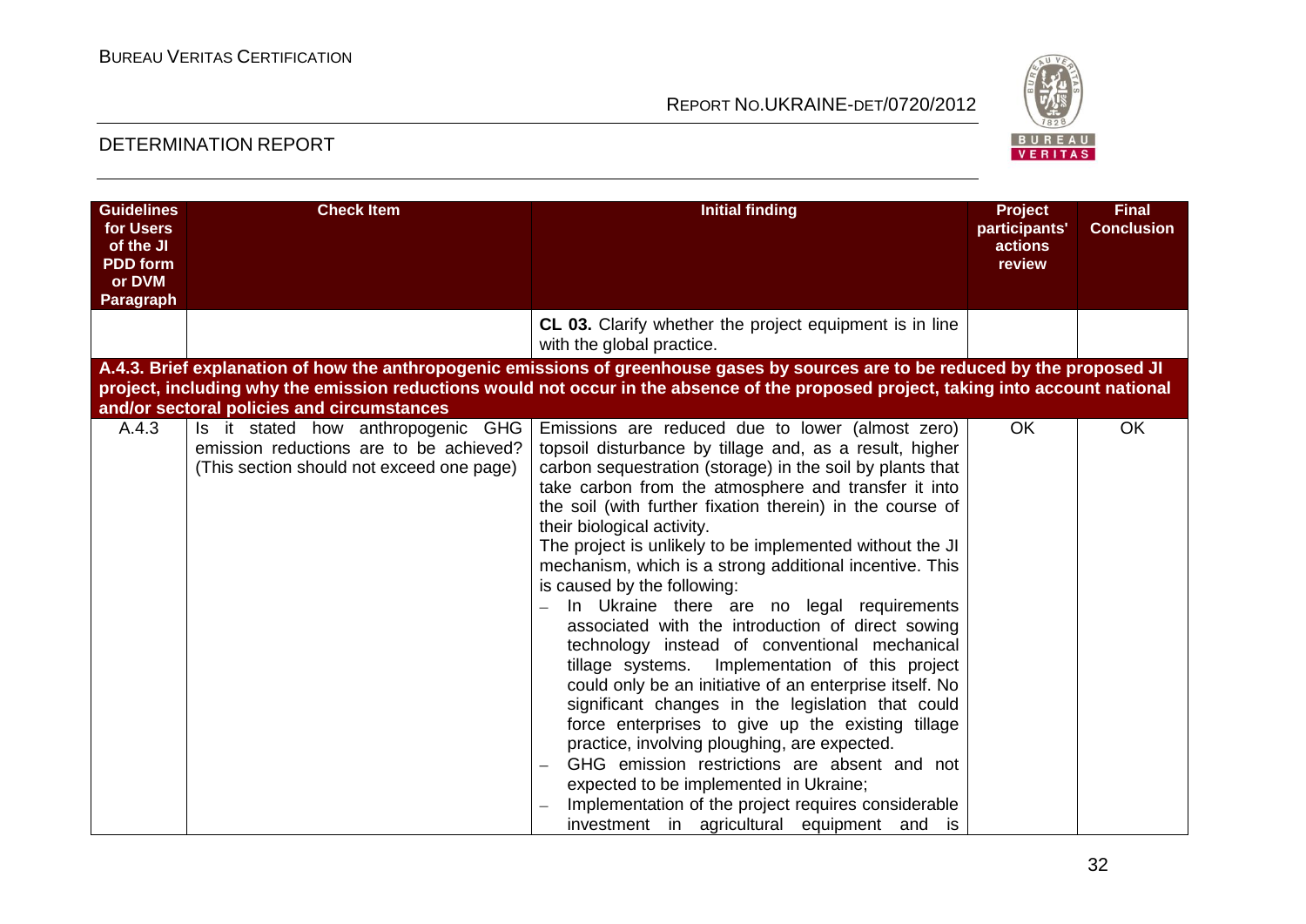| Guidelines for Users of the JI PDD form or DVM Paragraph | Check Item | Initial finding | Project participants' actions review | Final Conclusion |
|---|---|---|---|---|
| | | **CL 03.** Clarify whether the project equipment is in line with the global practice. | | |
| **A.4.3. Brief explanation of how the anthropogenic emissions of greenhouse gases by sources are to be reduced by the proposed JI project, including why the emission reductions would not occur in the absence of the proposed project, taking into account national and/or sectoral policies and circumstances** | | | | |
| A.4.3 | Is it stated how anthropogenic GHG emission reductions are to be achieved? (This section should not exceed one page) | Emissions are reduced due to lower (almost zero) topsoil disturbance by tillage and, as a result, higher carbon sequestration (storage) in the soil by plants that take carbon from the atmosphere and transfer it into the soil (with further fixation therein) in the course of their biological activity.<br>The project is unlikely to be implemented without the JI mechanism, which is a strong additional incentive. This is caused by the following:<br>– In Ukraine there are no legal requirements associated with the introduction of direct sowing technology instead of conventional mechanical tillage systems. Implementation of this project could only be an initiative of an enterprise itself. No significant changes in the legislation that could force enterprises to give up the existing tillage practice, involving ploughing, are expected.<br>– GHG emission restrictions are absent and not expected to be implemented in Ukraine;<br>– Implementation of the project requires considerable investment in agricultural equipment and is | OK | OK |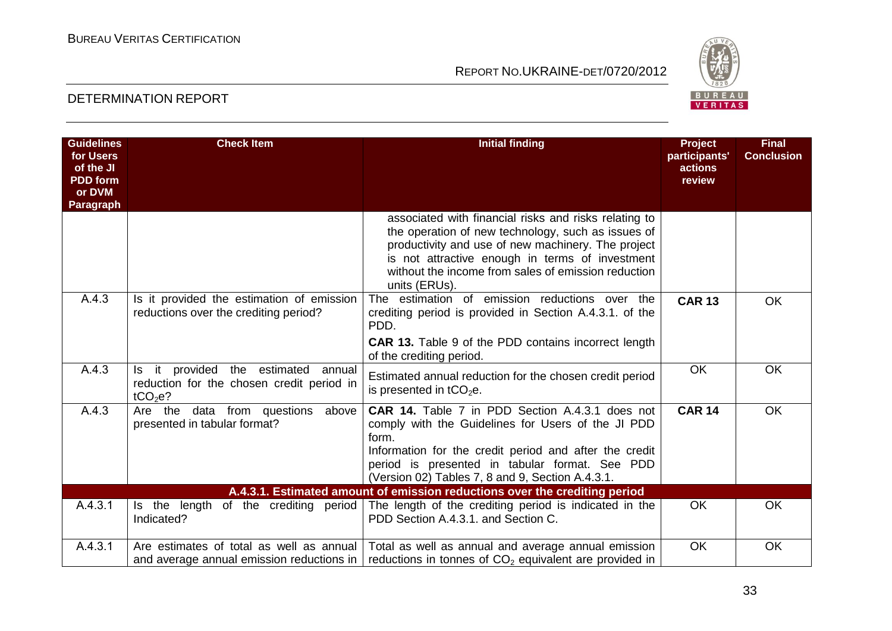| Guidelines for Users of the JI PDD form or DVM Paragraph | Check Item | Initial finding | Project participants' actions review | Final Conclusion |
|---|---|---|---|---|
| | | associated with financial risks and risks relating to the operation of new technology, such as issues of productivity and use of new machinery. The project is not attractive enough in terms of investment without the income from sales of emission reduction units (ERUs). | | |
| A.4.3 | Is it provided the estimation of emission reductions over the crediting period? | The estimation of emission reductions over the crediting period is provided in Section A.4.3.1. of the PDD.<br>**CAR 13.** Table 9 of the PDD contains incorrect length of the crediting period. | **CAR 13** | OK |
| A.4.3 | Is it provided the estimated annual reduction for the chosen credit period in $tCO_2e$? | Estimated annual reduction for the chosen credit period is presented in $tCO_2e$. | OK | OK |
| A.4.3 | Are the data from questions above presented in tabular format? | **CAR 14.** Table 7 in PDD Section A.4.3.1 does not comply with the Guidelines for Users of the JI PDD form.<br>Information for the credit period and after the credit period is presented in tabular format. See PDD (Version 02) Tables 7, 8 and 9, Section A.4.3.1. | **CAR 14** | OK |
| **A.4.3.1. Estimated amount of emission reductions over the crediting period** | | | | |
| A.4.3.1 | Is the length of the crediting period Indicated? | The length of the crediting period is indicated in the PDD Section A.4.3.1. and Section C. | OK | OK |
| A.4.3.1 | Are estimates of total as well as annual and average annual emission reductions in | Total as well as annual and average annual emission reductions in tonnes of $CO_2$ equivalent are provided in | OK | OK |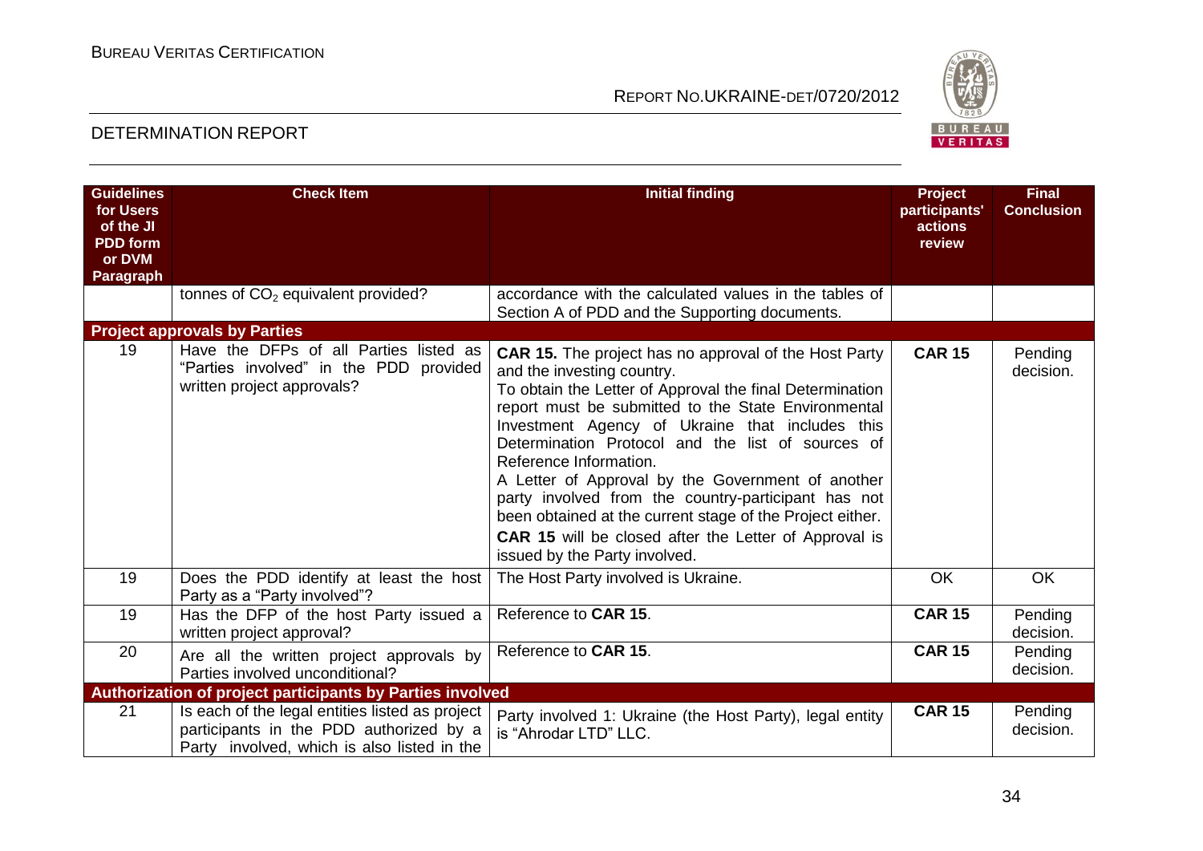| Guidelines for Users of the JI PDD form or DVM Paragraph | Check Item | Initial finding | Project participants' actions review | Final Conclusion |
|---|---|---|---|---|
| | tonnes of $CO_2$ equivalent provided? | accordance with the calculated values in the tables of Section A of PDD and the Supporting documents. | | |
| **Project approvals by Parties** | | | | |
| 19 | Have the DFPs of all Parties listed as "Parties involved" in the PDD provided written project approvals? | **CAR 15.** The project has no approval of the Host Party and the investing country. To obtain the Letter of Approval the final Determination report must be submitted to the State Environmental Investment Agency of Ukraine that includes this Determination Protocol and the list of sources of Reference Information. A Letter of Approval by the Government of another party involved from the country-participant has not been obtained at the current stage of the Project either. **CAR 15** will be closed after the Letter of Approval is issued by the Party involved. | **CAR 15** | Pending decision. |
| 19 | Does the PDD identify at least the host Party as a "Party involved"? | The Host Party involved is Ukraine. | OK | OK |
| 19 | Has the DFP of the host Party issued a written project approval? | Reference to **CAR 15**. | **CAR 15** | Pending decision. |
| 20 | Are all the written project approvals by Parties involved unconditional? | Reference to **CAR 15**. | **CAR 15** | Pending decision. |
| **Authorization of project participants by Parties involved** | | | | |
| 21 | Is each of the legal entities listed as project participants in the PDD authorized by a Party involved, which is also listed in the | Party involved 1: Ukraine (the Host Party), legal entity is "Ahrodar LTD" LLC. | **CAR 15** | Pending decision. |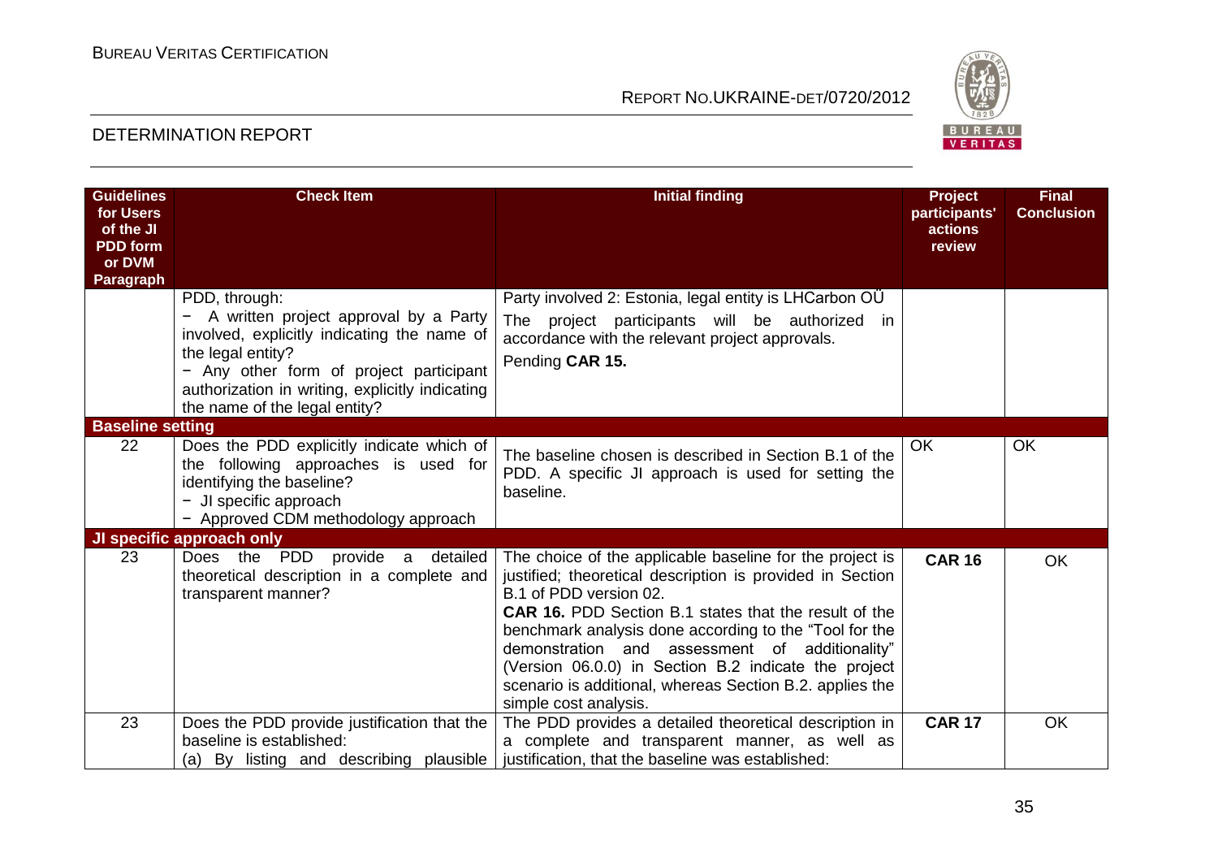| Guidelines for Users of the JI PDD form or DVM Paragraph | Check Item | Initial finding | Project participants' actions review | Final Conclusion |
|---|---|---|---|---|
| | PDD, through:<br>− A written project approval by a Party involved, explicitly indicating the name of the legal entity?<br>− Any other form of project participant authorization in writing, explicitly indicating the name of the legal entity? | Party involved 2: Estonia, legal entity is LHCarbon OÜ<br>The project participants will be authorized in accordance with the relevant project approvals.<br>Pending **CAR 15.** | | |
| **Baseline setting** | | | | |
| 22 | Does the PDD explicitly indicate which of the following approaches is used for identifying the baseline?<br>− JI specific approach<br>− Approved CDM methodology approach | The baseline chosen is described in Section B.1 of the PDD. A specific JI approach is used for setting the baseline. | OK | OK |
| **JI specific approach only** | | | | |
| 23 | Does the PDD provide a detailed theoretical description in a complete and transparent manner? | The choice of the applicable baseline for the project is justified; theoretical description is provided in Section B.1 of PDD version 02.<br>**CAR 16.** PDD Section B.1 states that the result of the benchmark analysis done according to the "Tool for the demonstration and assessment of additionality" (Version 06.0.0) in Section B.2 indicate the project scenario is additional, whereas Section B.2. applies the simple cost analysis. | **CAR 16** | OK |
| 23 | Does the PDD provide justification that the baseline is established:<br>(a) By listing and describing plausible | The PDD provides a detailed theoretical description in a complete and transparent manner, as well as justification, that the baseline was established: | **CAR 17** | OK |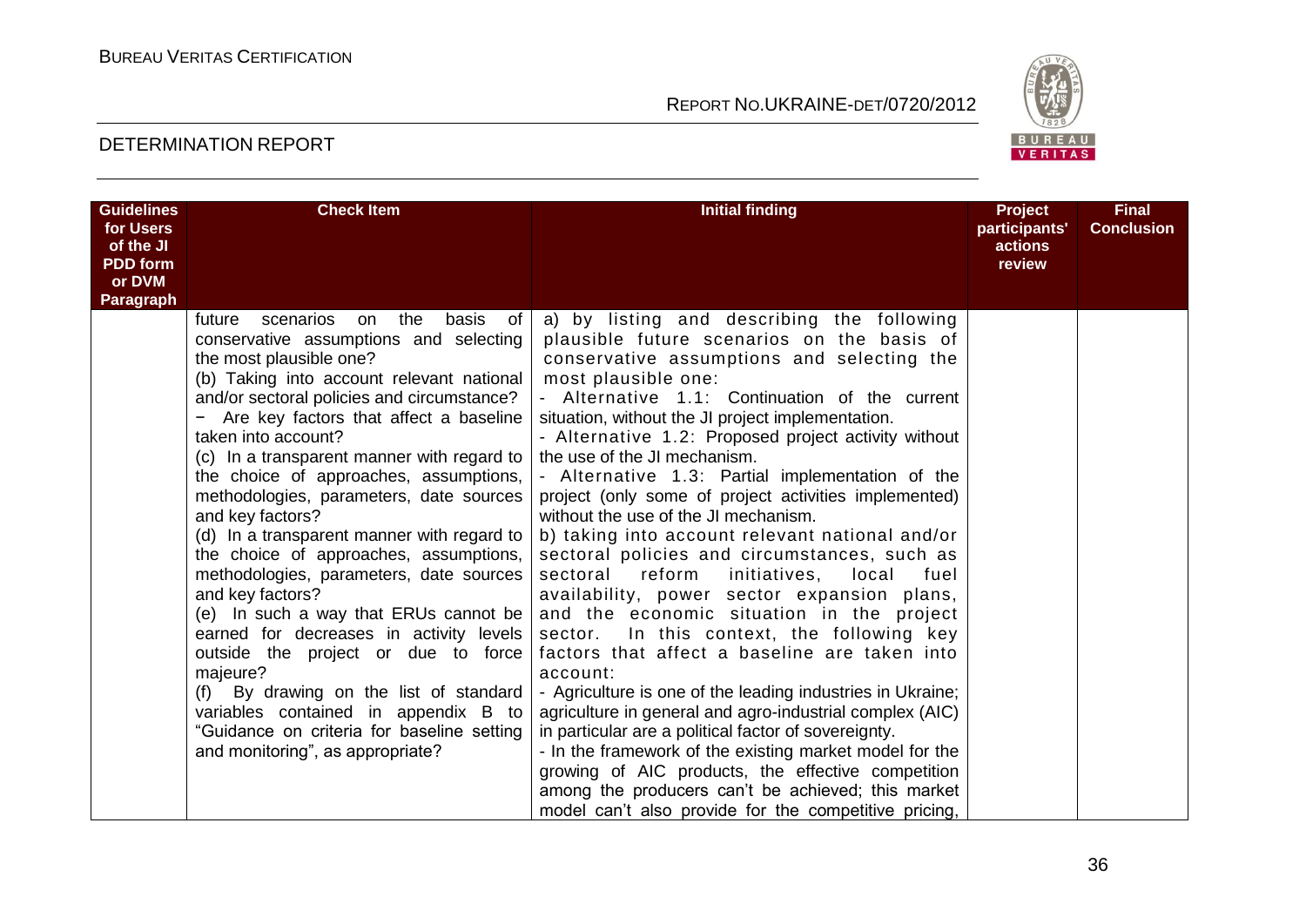| Guidelines for Users of the JI PDD form or DVM Paragraph | Check Item | Initial finding | Project participants' actions review | Final Conclusion |
|---|---|---|---|---|
| | future scenarios on the basis of conservative assumptions and selecting the most plausible one?<br>(b) Taking into account relevant national and/or sectoral policies and circumstance?<br>− Are key factors that affect a baseline taken into account?<br>(c) In a transparent manner with regard to the choice of approaches, assumptions, methodologies, parameters, date sources and key factors?<br>(d) In a transparent manner with regard to the choice of approaches, assumptions, methodologies, parameters, date sources and key factors?<br>(e) In such a way that ERUs cannot be earned for decreases in activity levels outside the project or due to force majeure?<br>(f) By drawing on the list of standard variables contained in appendix B to "Guidance on criteria for baseline setting and monitoring", as appropriate? | a) by listing and describing the following plausible future scenarios on the basis of conservative assumptions and selecting the most plausible one:<br>- Alternative 1.1: Continuation of the current situation, without the JI project implementation.<br>- Alternative 1.2: Proposed project activity without the use of the JI mechanism.<br>- Alternative 1.3: Partial implementation of the project (only some of project activities implemented) without the use of the JI mechanism.<br>b) taking into account relevant national and/or sectoral policies and circumstances, such as sectoral reform initiatives, local fuel availability, power sector expansion plans, and the economic situation in the project sector. In this context, the following key factors that affect a baseline are taken into account:<br>- Agriculture is one of the leading industries in Ukraine; agriculture in general and agro-industrial complex (AIC) in particular are a political factor of sovereignty.<br>- In the framework of the existing market model for the growing of AIC products, the effective competition among the producers can't be achieved; this market model can't also provide for the competitive pricing, | | |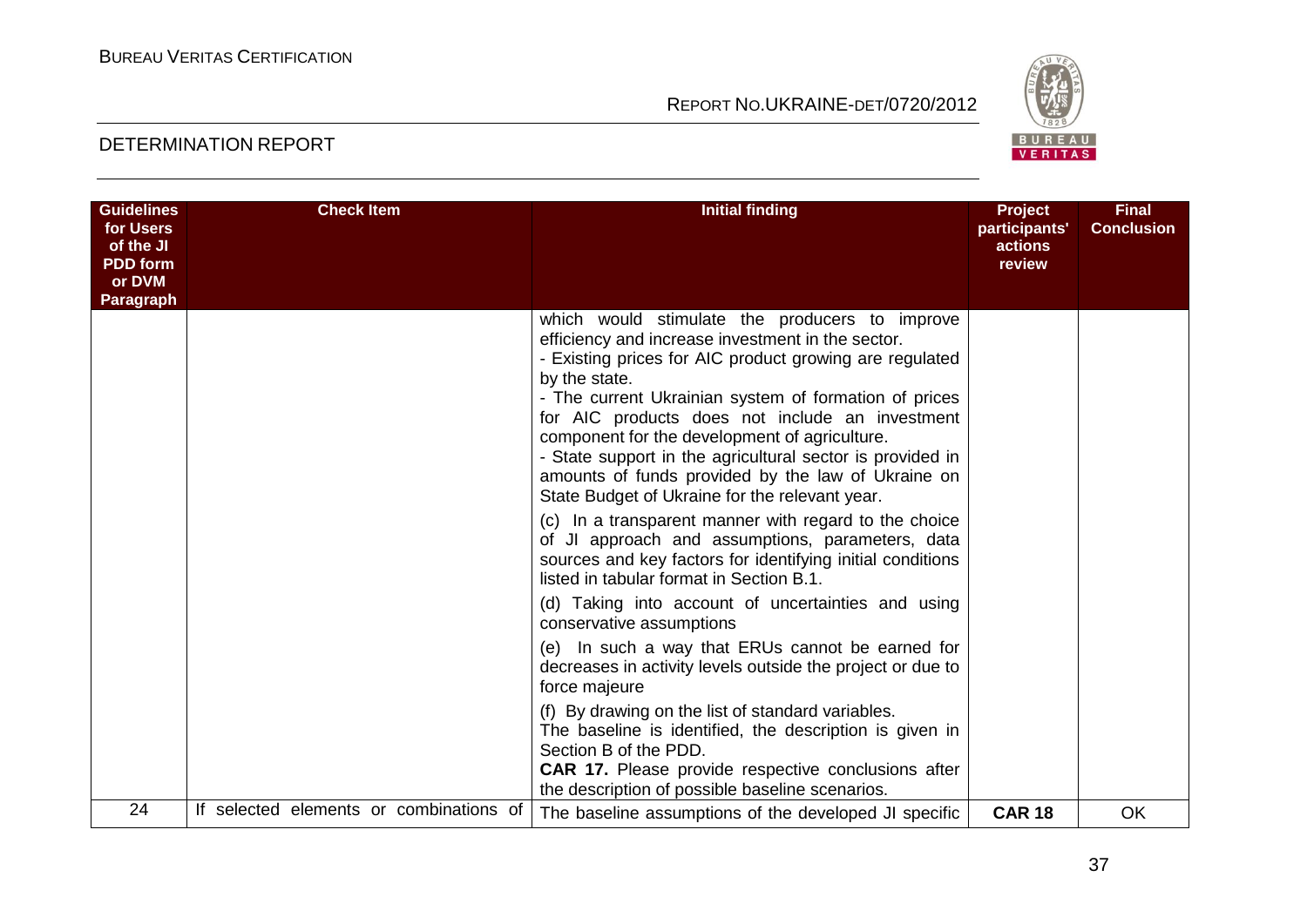| Guidelines for Users of the JI PDD form or DVM Paragraph | Check Item | Initial finding | Project participants' actions review | Final Conclusion |
|---|---|---|---|---|
| | | which would stimulate the producers to improve efficiency and increase investment in the sector.<br>- Existing prices for AIC product growing are regulated by the state.<br>- The current Ukrainian system of formation of prices for AIC products does not include an investment component for the development of agriculture.<br>- State support in the agricultural sector is provided in amounts of funds provided by the law of Ukraine on State Budget of Ukraine for the relevant year.<br>(c) In a transparent manner with regard to the choice of JI approach and assumptions, parameters, data sources and key factors for identifying initial conditions listed in tabular format in Section B.1.<br>(d) Taking into account of uncertainties and using conservative assumptions<br>(e) In such a way that ERUs cannot be earned for decreases in activity levels outside the project or due to force majeure<br>(f) By drawing on the list of standard variables.<br>The baseline is identified, the description is given in Section B of the PDD.<br>**CAR 17.** Please provide respective conclusions after the description of possible baseline scenarios. | | |
| 24 | If selected elements or combinations of | The baseline assumptions of the developed JI specific | **CAR 18** | OK |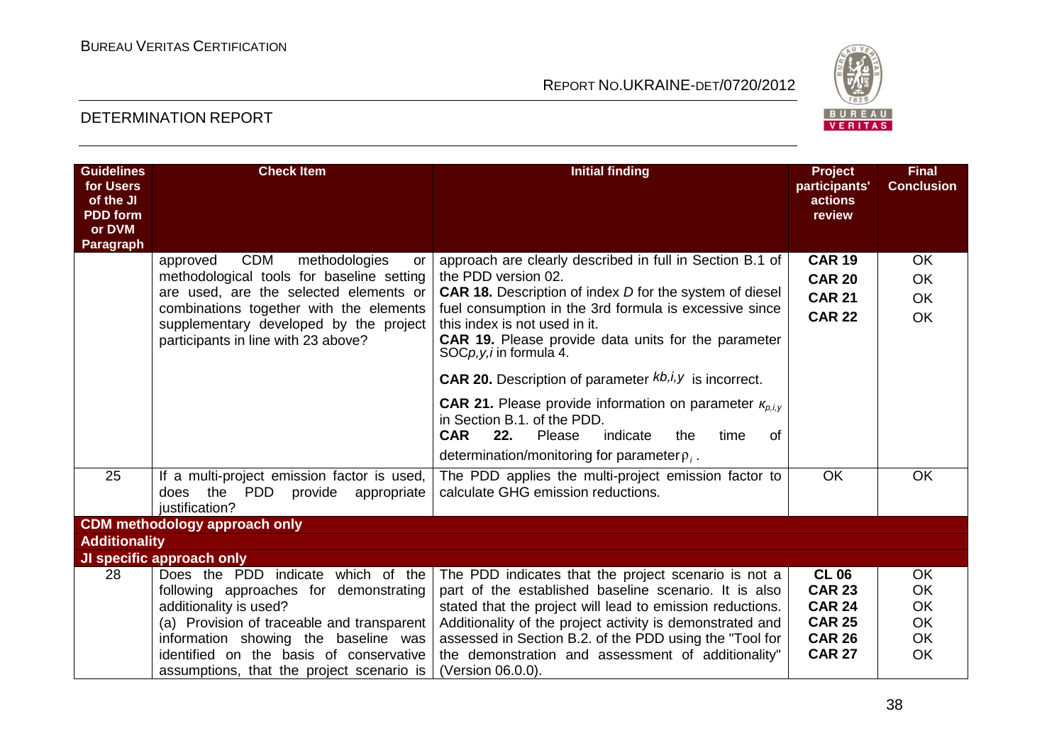| Guidelines for Users of the JI PDD form or DVM Paragraph | Check Item | Initial finding | Project participants' actions review | Final Conclusion |
|---|---|---|---|---|
| | approved CDM methodologies or methodological tools for baseline setting are used, are the selected elements or combinations together with the elements supplementary developed by the project participants in line with 23 above? | approach are clearly described in full in Section B.1 of the PDD version 02.<br>**CAR 18.** Description of index *D* for the system of diesel fuel consumption in the 3rd formula is excessive since this index is not used in it.<br>**CAR 19.** Please provide data units for the parameter $SOC_{p,y,i}$ in formula 4.<br>**CAR 20.** Description of parameter $kb,i,y$ is incorrect.<br>**CAR 21.** Please provide information on parameter $\kappa_{p,i,y}$ in Section B.1. of the PDD.<br>**CAR 22.** Please indicate the time of determination/monitoring for parameter $\rho_i$ . | **CAR 19**<br>**CAR 20**<br>**CAR 21**<br>**CAR 22** | OK<br>OK<br>OK<br>OK |
| 25 | If a multi-project emission factor is used, does the PDD provide appropriate justification? | The PDD applies the multi-project emission factor to calculate GHG emission reductions. | OK | OK |
| **CDM methodology approach only** | | | | |
| **Additionality** | | | | |
| **JI specific approach only** | | | | |
| 28 | Does the PDD indicate which of the following approaches for demonstrating additionality is used?<br>(a) Provision of traceable and transparent information showing the baseline was identified on the basis of conservative assumptions, that the project scenario is | The PDD indicates that the project scenario is not a part of the established baseline scenario. It is also stated that the project will lead to emission reductions. Additionality of the project activity is demonstrated and assessed in Section B.2. of the PDD using the "Tool for the demonstration and assessment of additionality" (Version 06.0.0). | **CL 06**<br>**CAR 23**<br>**CAR 24**<br>**CAR 25**<br>**CAR 26**<br>**CAR 27** | OK<br>OK<br>OK<br>OK<br>OK<br>OK |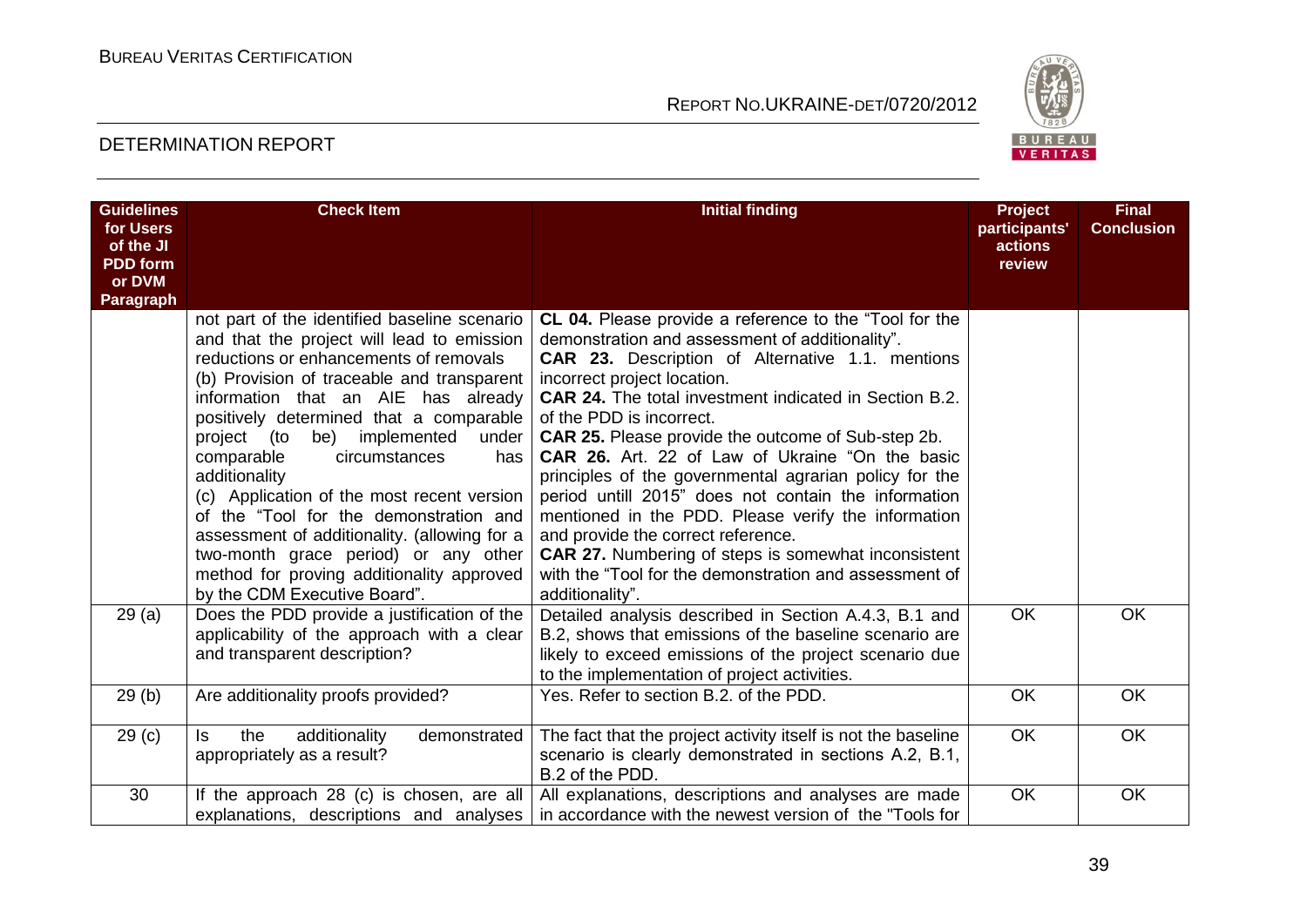| Guidelines for Users of the JI PDD form or DVM Paragraph | Check Item | Initial finding | Project participants' actions review | Final Conclusion |
|---|---|---|---|---|
| | not part of the identified baseline scenario and that the project will lead to emission reductions or enhancements of removals<br>(b) Provision of traceable and transparent information that an AIE has already positively determined that a comparable project (to be) implemented under comparable circumstances has additionality<br>(c) Application of the most recent version of the "Tool for the demonstration and assessment of additionality. (allowing for a two-month grace period) or any other method for proving additionality approved by the CDM Executive Board". | **CL 04.** Please provide a reference to the "Tool for the demonstration and assessment of additionality".<br>**CAR 23.** Description of Alternative 1.1. mentions incorrect project location.<br>**CAR 24.** The total investment indicated in Section B.2. of the PDD is incorrect.<br>**CAR 25.** Please provide the outcome of Sub-step 2b.<br>**CAR 26.** Art. 22 of Law of Ukraine "On the basic principles of the governmental agrarian policy for the period untill 2015" does not contain the information mentioned in the PDD. Please verify the information and provide the correct reference.<br>**CAR 27.** Numbering of steps is somewhat inconsistent with the "Tool for the demonstration and assessment of additionality". | | |
| 29 (a) | Does the PDD provide a justification of the applicability of the approach with a clear and transparent description? | Detailed analysis described in Section A.4.3, B.1 and B.2, shows that emissions of the baseline scenario are likely to exceed emissions of the project scenario due to the implementation of project activities. | OK | OK |
| 29 (b) | Are additionality proofs provided? | Yes. Refer to section B.2. of the PDD. | OK | OK |
| 29 (c) | Is the additionality demonstrated appropriately as a result? | The fact that the project activity itself is not the baseline scenario is clearly demonstrated in sections A.2, B.1, B.2 of the PDD. | OK | OK |
| 30 | If the approach 28 (c) is chosen, are all explanations, descriptions and analyses | All explanations, descriptions and analyses are made in accordance with the newest version of the "Tools for | OK | OK |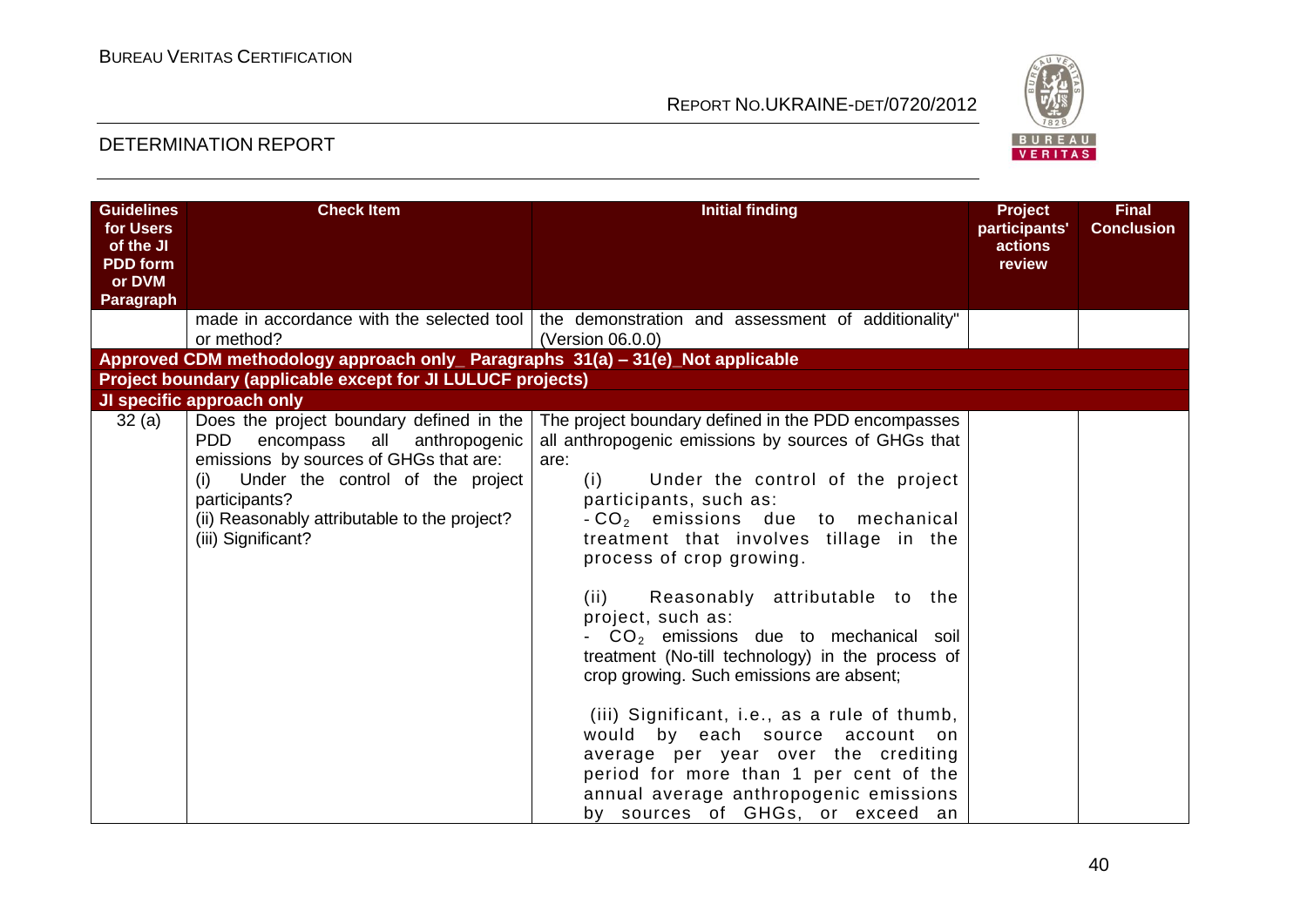| Guidelines for Users of the JI PDD form or DVM Paragraph | Check Item | Initial finding | Project participants' actions review | Final Conclusion |
|---|---|---|---|---|
| | made in accordance with the selected tool or method? | the demonstration and assessment of additionality" (Version 06.0.0) | | |
| **Approved CDM methodology approach only_ Paragraphs 31(a) – 31(e)_Not applicable** | | | | |
| **Project boundary (applicable except for JI LULUCF projects)** | | | | |
| **JI specific approach only** | | | | |
| 32 (a) | Does the project boundary defined in the PDD encompass all anthropogenic emissions by sources of GHGs that are:<br>(i) Under the control of the project participants?<br>(ii) Reasonably attributable to the project?<br>(iii) Significant? | The project boundary defined in the PDD encompasses all anthropogenic emissions by sources of GHGs that are:<br>(i) Under the control of the project participants, such as:<br>- $CO_2$ emissions due to mechanical treatment that involves tillage in the process of crop growing.<br><br>(ii) Reasonably attributable to the project, such as:<br>- $CO_2$ emissions due to mechanical soil treatment (No-till technology) in the process of crop growing. Such emissions are absent;<br><br>(iii) Significant, i.e., as a rule of thumb, would by each source account on average per year over the crediting period for more than 1 per cent of the annual average anthropogenic emissions by sources of GHGs, or exceed an | | |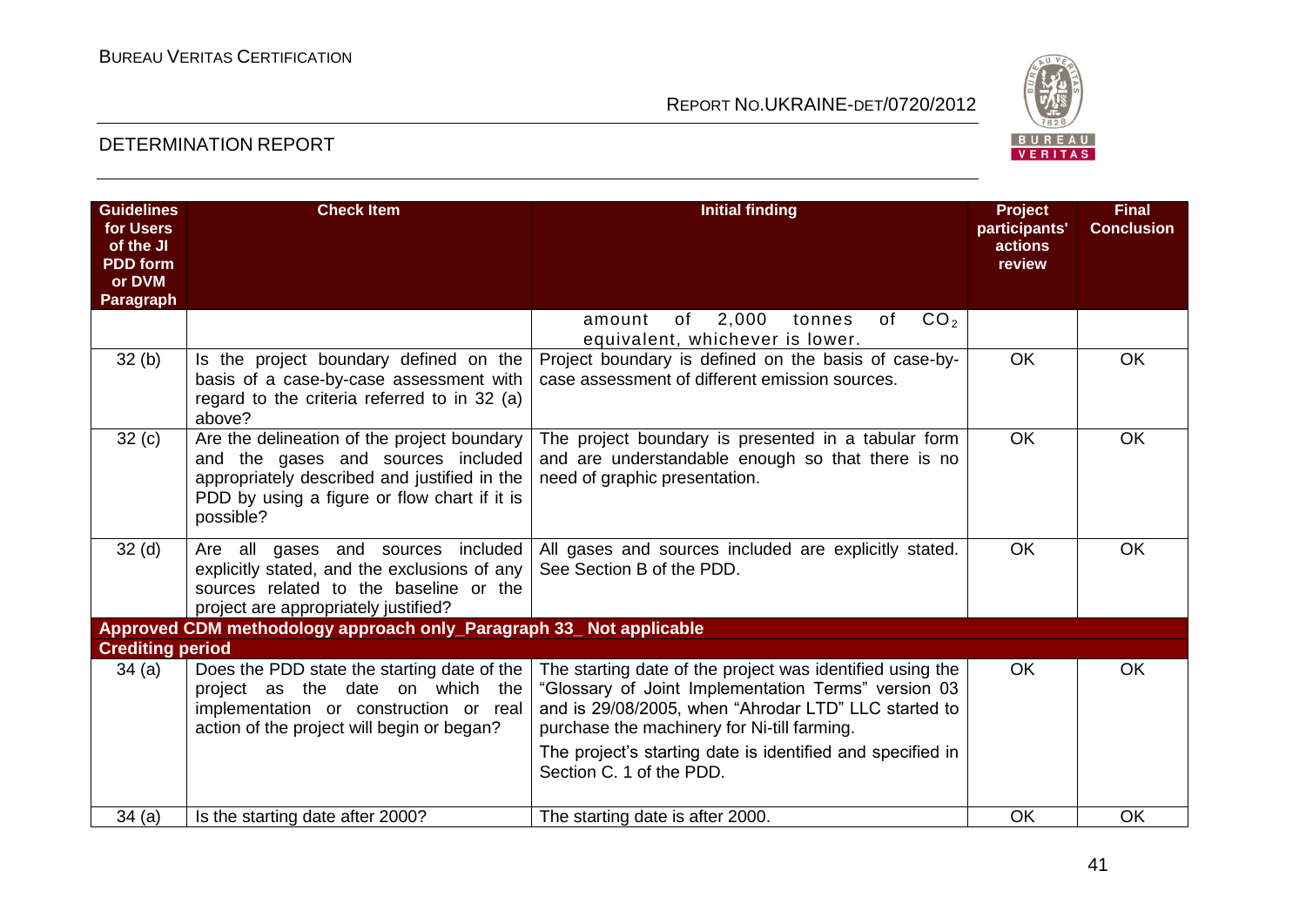| Guidelines for Users of the JI PDD form or DVM Paragraph | Check Item | Initial finding | Project participants' actions review | Final Conclusion |
|---|---|---|---|---|
| | | amount of 2,000 tonnes of $CO_2$ equivalent, whichever is lower. | | |
| 32 (b) | Is the project boundary defined on the basis of a case-by-case assessment with regard to the criteria referred to in 32 (a) above? | Project boundary is defined on the basis of case-by-case assessment of different emission sources. | OK | OK |
| 32 (c) | Are the delineation of the project boundary and the gases and sources included appropriately described and justified in the PDD by using a figure or flow chart if it is possible? | The project boundary is presented in a tabular form and are understandable enough so that there is no need of graphic presentation. | OK | OK |
| 32 (d) | Are all gases and sources included explicitly stated, and the exclusions of any sources related to the baseline or the project are appropriately justified? | All gases and sources included are explicitly stated. See Section B of the PDD. | OK | OK |
| **Approved CDM methodology approach only_Paragraph 33_ Not applicable** | | | | |
| **Crediting period** | | | | |
| 34 (a) | Does the PDD state the starting date of the project as the date on which the implementation or construction or real action of the project will begin or began? | The starting date of the project was identified using the "Glossary of Joint Implementation Terms" version 03 and is 29/08/2005, when "Ahrodar LTD" LLC started to purchase the machinery for Ni-till farming.<br><br>The project's starting date is identified and specified in Section C. 1 of the PDD. | OK | OK |
| 34 (a) | Is the starting date after 2000? | The starting date is after 2000. | OK | OK |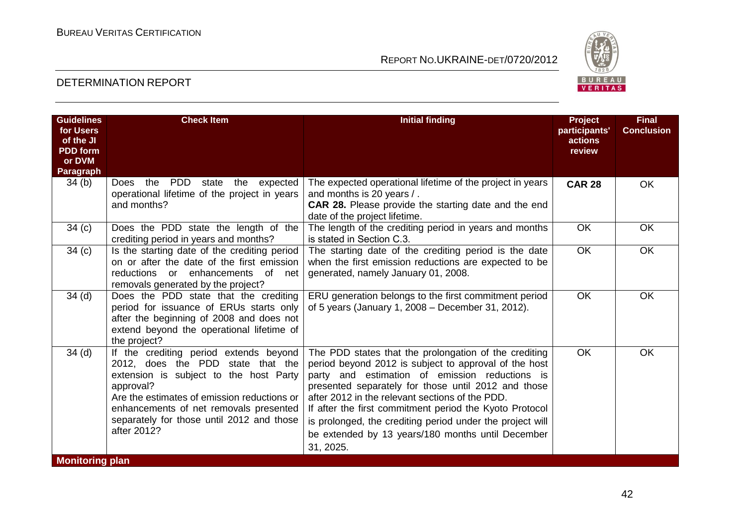| Guidelines for Users of the JI PDD form or DVM Paragraph | Check Item | Initial finding | Project participants' actions review | Final Conclusion |
|---|---|---|---|---|
| 34 (b) | Does the PDD state the expected operational lifetime of the project in years and months? | The expected operational lifetime of the project in years and months is 20 years / .<br>**CAR 28.** Please provide the starting date and the end date of the project lifetime. | **CAR 28** | OK |
| 34 (c) | Does the PDD state the length of the crediting period in years and months? | The length of the crediting period in years and months is stated in Section C.3. | OK | OK |
| 34 (c) | Is the starting date of the crediting period on or after the date of the first emission reductions or enhancements of net removals generated by the project? | The starting date of the crediting period is the date when the first emission reductions are expected to be generated, namely January 01, 2008. | OK | OK |
| 34 (d) | Does the PDD state that the crediting period for issuance of ERUs starts only after the beginning of 2008 and does not extend beyond the operational lifetime of the project? | ERU generation belongs to the first commitment period of 5 years (January 1, 2008 – December 31, 2012). | OK | OK |
| 34 (d) | If the crediting period extends beyond 2012, does the PDD state that the extension is subject to the host Party approval?<br>Are the estimates of emission reductions or enhancements of net removals presented separately for those until 2012 and those after 2012? | The PDD states that the prolongation of the crediting period beyond 2012 is subject to approval of the host party and estimation of emission reductions is presented separately for those until 2012 and those after 2012 in the relevant sections of the PDD.<br>If after the first commitment period the Kyoto Protocol is prolonged, the crediting period under the project will be extended by 13 years/180 months until December 31, 2025. | OK | OK |
| **Monitoring plan** | | | | |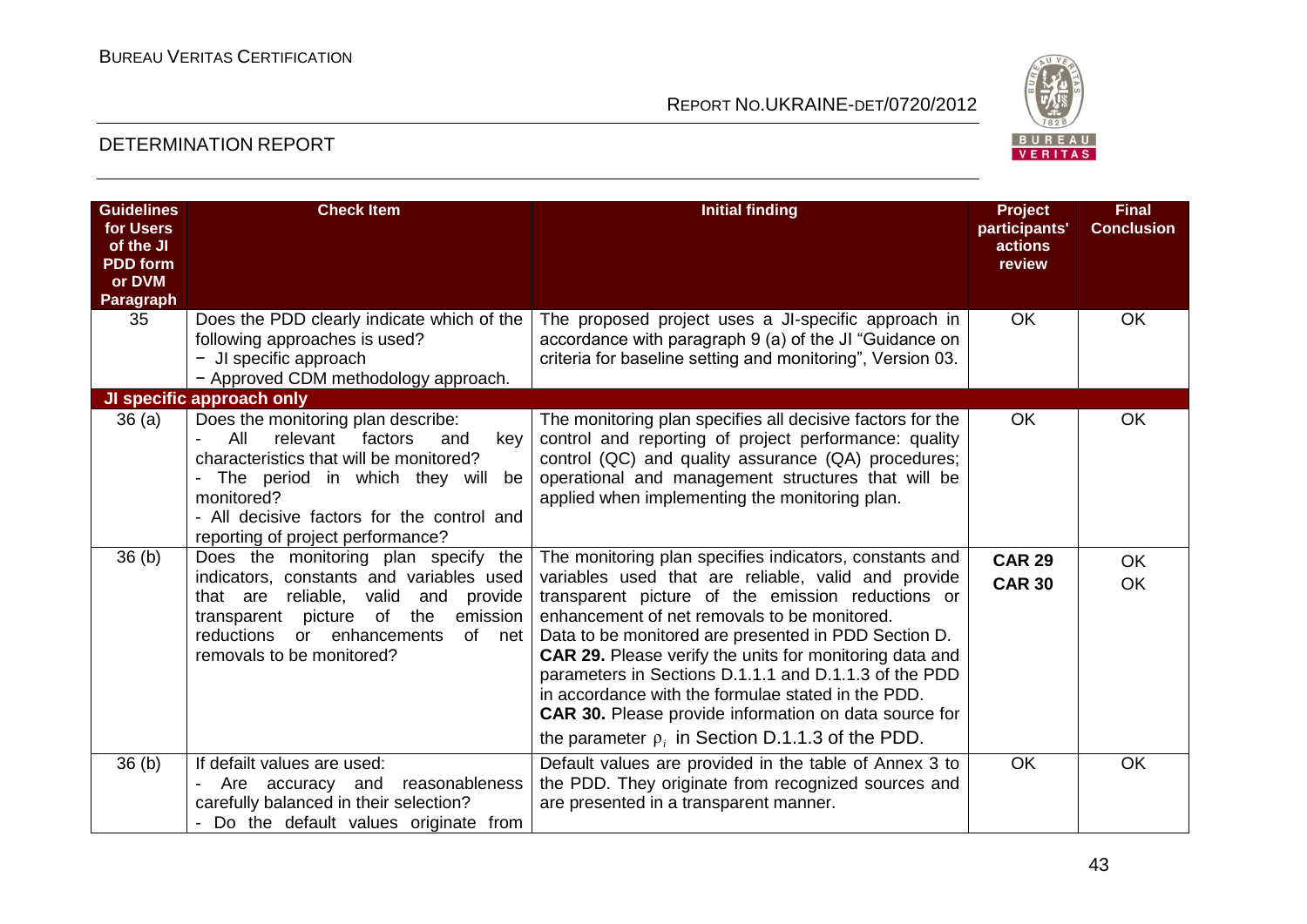| Guidelines for Users of the JI PDD form or DVM Paragraph | Check Item | Initial finding | Project participants' actions review | Final Conclusion |
|---|---|---|---|---|
| 35 | Does the PDD clearly indicate which of the following approaches is used?<br>− JI specific approach<br>− Approved CDM methodology approach. | The proposed project uses a JI-specific approach in accordance with paragraph 9 (a) of the JI "Guidance on criteria for baseline setting and monitoring", Version 03. | OK | OK |
| **JI specific approach only** | | | | |
| 36 (a) | Does the monitoring plan describe:<br>- All relevant factors and key characteristics that will be monitored?<br>- The period in which they will be monitored?<br>- All decisive factors for the control and reporting of project performance? | The monitoring plan specifies all decisive factors for the control and reporting of project performance: quality control (QC) and quality assurance (QA) procedures; operational and management structures that will be applied when implementing the monitoring plan. | OK | OK |
| 36 (b) | Does the monitoring plan specify the indicators, constants and variables used that are reliable, valid and provide transparent picture of the emission reductions or enhancements of net removals to be monitored? | The monitoring plan specifies indicators, constants and variables used that are reliable, valid and provide transparent picture of the emission reductions or enhancement of net removals to be monitored.<br>Data to be monitored are presented in PDD Section D.<br>**CAR 29.** Please verify the units for monitoring data and parameters in Sections D.1.1.1 and D.1.1.3 of the PDD in accordance with the formulae stated in the PDD.<br>**CAR 30.** Please provide information on data source for the parameter $\rho_i$ in Section D.1.1.3 of the PDD. | **CAR 29**<br>**CAR 30** | OK<br>OK |
| 36 (b) | If default values are used:<br>- Are accuracy and reasonableness carefully balanced in their selection?<br>- Do the default values originate from | Default values are provided in the table of Annex 3 to the PDD. They originate from recognized sources and are presented in a transparent manner. | OK | OK |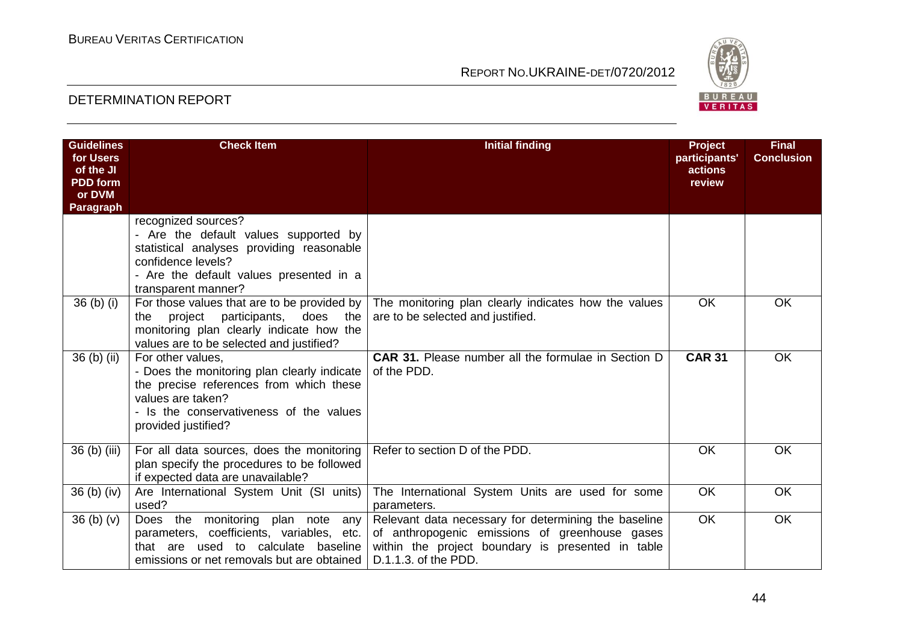| Guidelines for Users of the JI PDD form or DVM Paragraph | Check Item | Initial finding | Project participants' actions review | Final Conclusion |
|---|---|---|---|---|
| | recognized sources?<br>- Are the default values supported by statistical analyses providing reasonable confidence levels?<br>- Are the default values presented in a transparent manner? | | | |
| 36 (b) (i) | For those values that are to be provided by the project participants, does the monitoring plan clearly indicate how the values are to be selected and justified? | The monitoring plan clearly indicates how the values are to be selected and justified. | OK | OK |
| 36 (b) (ii) | For other values,<br>- Does the monitoring plan clearly indicate the precise references from which these values are taken?<br>- Is the conservativeness of the values provided justified? | **CAR 31.** Please number all the formulae in Section D of the PDD. | **CAR 31** | OK |
| 36 (b) (iii) | For all data sources, does the monitoring plan specify the procedures to be followed if expected data are unavailable? | Refer to section D of the PDD. | OK | OK |
| 36 (b) (iv) | Are International System Unit (SI units) used? | The International System Units are used for some parameters. | OK | OK |
| 36 (b) (v) | Does the monitoring plan note any parameters, coefficients, variables, etc. that are used to calculate baseline emissions or net removals but are obtained | Relevant data necessary for determining the baseline of anthropogenic emissions of greenhouse gases within the project boundary is presented in table D.1.1.3. of the PDD. | OK | OK |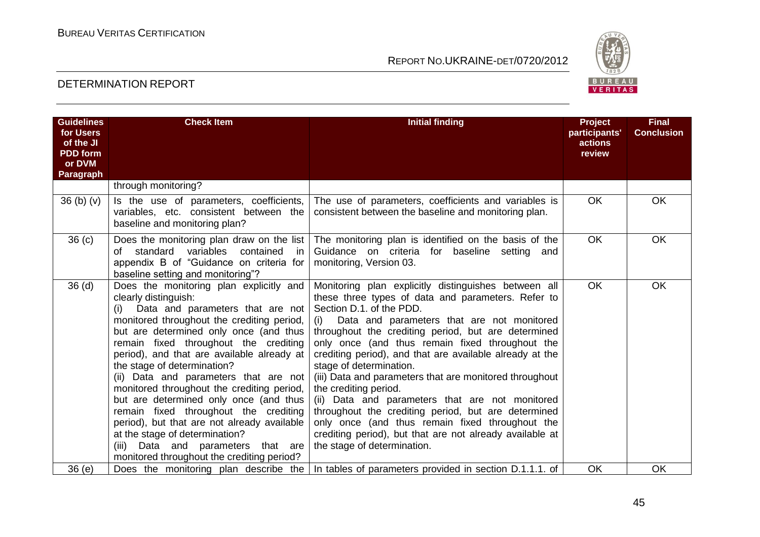| Guidelines for Users of the JI PDD form or DVM Paragraph | Check Item | Initial finding | Project participants' actions review | Final Conclusion |
|---|---|---|---|---|
| | through monitoring? | | | |
| 36 (b) (v) | Is the use of parameters, coefficients, variables, etc. consistent between the baseline and monitoring plan? | The use of parameters, coefficients and variables is consistent between the baseline and monitoring plan. | OK | OK |
| 36 (c) | Does the monitoring plan draw on the list of standard variables contained in appendix B of "Guidance on criteria for baseline setting and monitoring"? | The monitoring plan is identified on the basis of the Guidance on criteria for baseline setting and monitoring, Version 03. | OK | OK |
| 36 (d) | Does the monitoring plan explicitly and clearly distinguish:<br>(i) Data and parameters that are not monitored throughout the crediting period, but are determined only once (and thus remain fixed throughout the crediting period), and that are available already at the stage of determination?<br>(ii) Data and parameters that are not monitored throughout the crediting period, but are determined only once (and thus remain fixed throughout the crediting period), but that are not already available at the stage of determination?<br>(iii) Data and parameters that are monitored throughout the crediting period? | Monitoring plan explicitly distinguishes between all these three types of data and parameters. Refer to Section D.1. of the PDD.<br>(i) Data and parameters that are not monitored throughout the crediting period, but are determined only once (and thus remain fixed throughout the crediting period), and that are available already at the stage of determination.<br>(iii) Data and parameters that are monitored throughout the crediting period.<br>(ii) Data and parameters that are not monitored throughout the crediting period, but are determined only once (and thus remain fixed throughout the crediting period), but that are not already available at the stage of determination. | OK | OK |
| 36 (e) | Does the monitoring plan describe the | In tables of parameters provided in section D.1.1.1. of | OK | OK |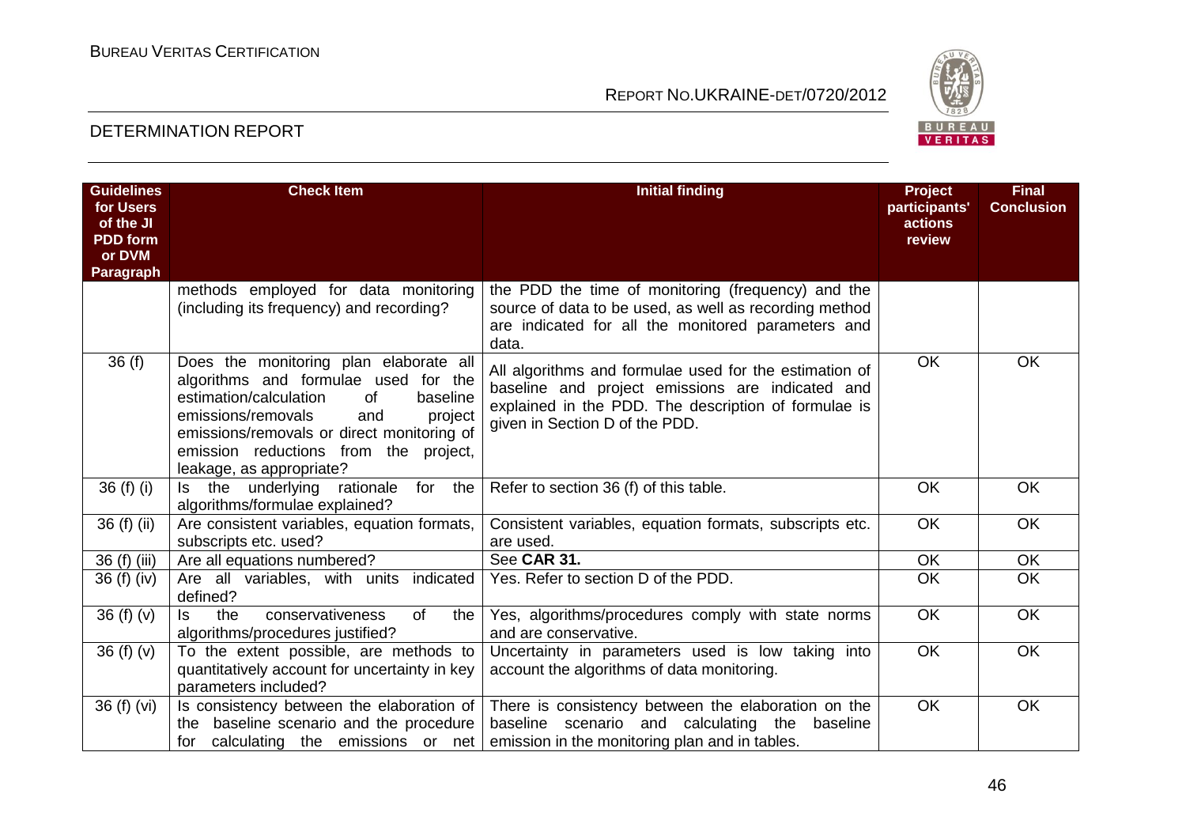| Guidelines for Users of the JI PDD form or DVM Paragraph | Check Item | Initial finding | Project participants' actions review | Final Conclusion |
|---|---|---|---|---|
| | methods employed for data monitoring (including its frequency) and recording? | the PDD the time of monitoring (frequency) and the source of data to be used, as well as recording method are indicated for all the monitored parameters and data. | | |
| 36 (f) | Does the monitoring plan elaborate all algorithms and formulae used for the estimation/calculation of baseline emissions/removals and project emissions/removals or direct monitoring of emission reductions from the project, leakage, as appropriate? | All algorithms and formulae used for the estimation of baseline and project emissions are indicated and explained in the PDD. The description of formulae is given in Section D of the PDD. | OK | OK |
| 36 (f) (i) | Is the underlying rationale for the algorithms/formulae explained? | Refer to section 36 (f) of this table. | OK | OK |
| 36 (f) (ii) | Are consistent variables, equation formats, subscripts etc. used? | Consistent variables, equation formats, subscripts etc. are used. | OK | OK |
| 36 (f) (iii) | Are all equations numbered? | See **CAR 31.** | OK | OK |
| 36 (f) (iv) | Are all variables, with units indicated defined? | Yes. Refer to section D of the PDD. | OK | OK |
| 36 (f) (v) | Is the conservativeness of the algorithms/procedures justified? | Yes, algorithms/procedures comply with state norms and are conservative. | OK | OK |
| 36 (f) (v) | To the extent possible, are methods to quantitatively account for uncertainty in key parameters included? | Uncertainty in parameters used is low taking into account the algorithms of data monitoring. | OK | OK |
| 36 (f) (vi) | Is consistency between the elaboration of the baseline scenario and the procedure for calculating the emissions or net | There is consistency between the elaboration on the baseline scenario and calculating the baseline emission in the monitoring plan and in tables. | OK | OK |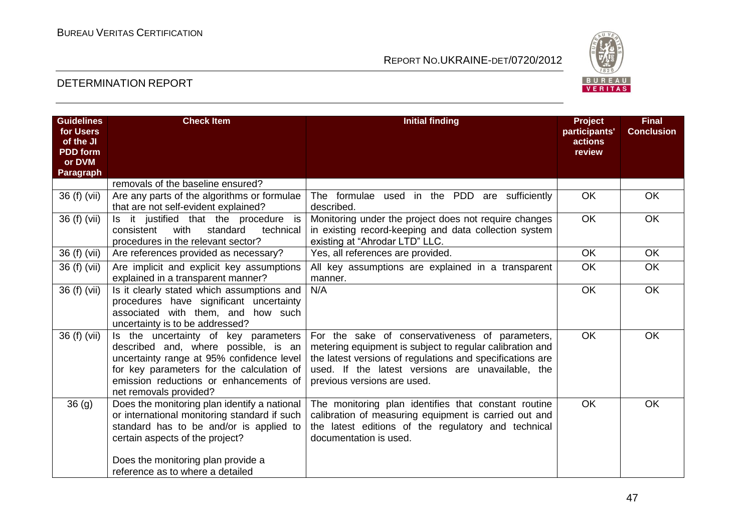| Guidelines for Users of the JI PDD form or DVM Paragraph | Check Item | Initial finding | Project participants' actions review | Final Conclusion |
|---|---|---|---|---|
| | removals of the baseline ensured? | | | |
| 36 (f) (vii) | Are any parts of the algorithms or formulae that are not self-evident explained? | The formulae used in the PDD are sufficiently described. | OK | OK |
| 36 (f) (vii) | Is it justified that the procedure is consistent with standard technical procedures in the relevant sector? | Monitoring under the project does not require changes in existing record-keeping and data collection system existing at "Ahrodar LTD" LLC. | OK | OK |
| 36 (f) (vii) | Are references provided as necessary? | Yes, all references are provided. | OK | OK |
| 36 (f) (vii) | Are implicit and explicit key assumptions explained in a transparent manner? | All key assumptions are explained in a transparent manner. | OK | OK |
| 36 (f) (vii) | Is it clearly stated which assumptions and procedures have significant uncertainty associated with them, and how such uncertainty is to be addressed? | N/A | OK | OK |
| 36 (f) (vii) | Is the uncertainty of key parameters described and, where possible, is an uncertainty range at 95% confidence level for key parameters for the calculation of emission reductions or enhancements of net removals provided? | For the sake of conservativeness of parameters, metering equipment is subject to regular calibration and the latest versions of regulations and specifications are used. If the latest versions are unavailable, the previous versions are used. | OK | OK |
| 36 (g) | Does the monitoring plan identify a national or international monitoring standard if such standard has to be and/or is applied to certain aspects of the project?<br><br>Does the monitoring plan provide a reference as to where a detailed | The monitoring plan identifies that constant routine calibration of measuring equipment is carried out and the latest editions of the regulatory and technical documentation is used. | OK | OK |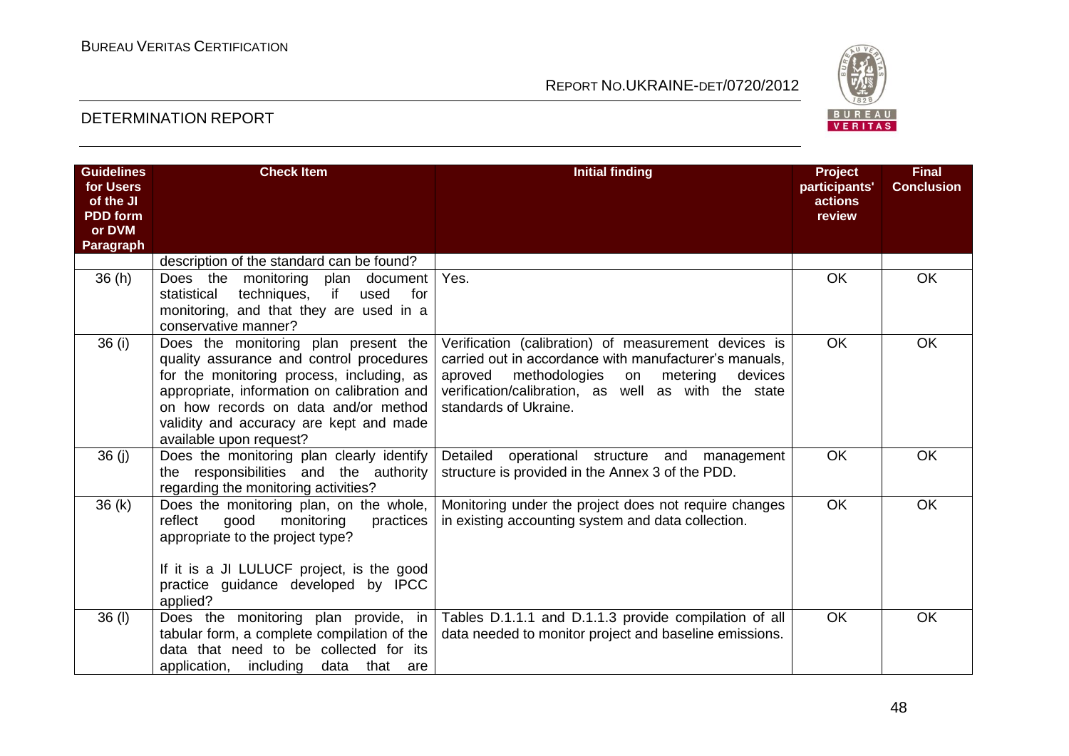| Guidelines for Users of the JI PDD form or DVM Paragraph | Check Item | Initial finding | Project participants' actions review | Final Conclusion |
|---|---|---|---|---|
| | description of the standard can be found? | | | |
| 36 (h) | Does the monitoring plan document statistical techniques, if used for monitoring, and that they are used in a conservative manner? | Yes. | OK | OK |
| 36 (i) | Does the monitoring plan present the quality assurance and control procedures for the monitoring process, including, as appropriate, information on calibration and on how records on data and/or method validity and accuracy are kept and made available upon request? | Verification (calibration) of measurement devices is carried out in accordance with manufacturer's manuals, aproved methodologies on metering devices verification/calibration, as well as with the state standards of Ukraine. | OK | OK |
| 36 (j) | Does the monitoring plan clearly identify the responsibilities and the authority regarding the monitoring activities? | Detailed operational structure and management structure is provided in the Annex 3 of the PDD. | OK | OK |
| 36 (k) | Does the monitoring plan, on the whole, reflect good monitoring practices appropriate to the project type?<br><br>If it is a JI LULUCF project, is the good practice guidance developed by IPCC applied? | Monitoring under the project does not require changes in existing accounting system and data collection. | OK | OK |
| 36 (l) | Does the monitoring plan provide, in tabular form, a complete compilation of the data that need to be collected for its application, including data that are | Tables D.1.1.1 and D.1.1.3 provide compilation of all data needed to monitor project and baseline emissions. | OK | OK |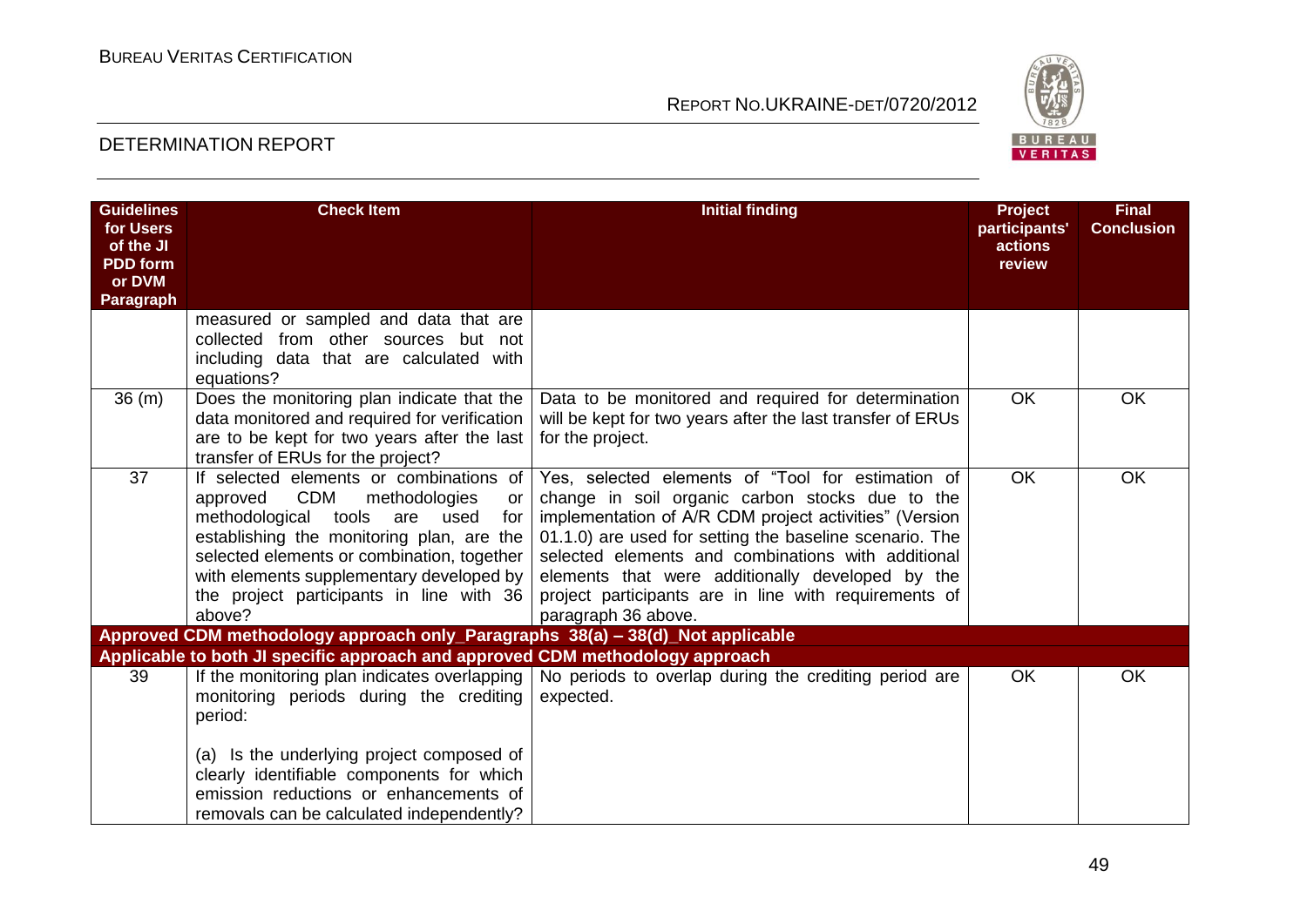| Guidelines for Users of the JI PDD form or DVM Paragraph | Check Item | Initial finding | Project participants' actions review | Final Conclusion |
|---|---|---|---|---|
| | measured or sampled and data that are collected from other sources but not including data that are calculated with equations? | | | |
| 36 (m) | Does the monitoring plan indicate that the data monitored and required for verification are to be kept for two years after the last transfer of ERUs for the project? | Data to be monitored and required for determination will be kept for two years after the last transfer of ERUs for the project. | OK | OK |
| 37 | If selected elements or combinations of approved CDM methodologies or methodological tools are used for establishing the monitoring plan, are the selected elements or combination, together with elements supplementary developed by the project participants in line with 36 above? | Yes, selected elements of "Tool for estimation of change in soil organic carbon stocks due to the implementation of A/R CDM project activities" (Version 01.1.0) are used for setting the baseline scenario. The selected elements and combinations with additional elements that were additionally developed by the project participants are in line with requirements of paragraph 36 above. | OK | OK |
| **Approved CDM methodology approach only_Paragraphs 38(a) – 38(d)_Not applicable** | | | | |
| **Applicable to both JI specific approach and approved CDM methodology approach** | | | | |
| 39 | If the monitoring plan indicates overlapping monitoring periods during the crediting period:<br><br>(a) Is the underlying project composed of clearly identifiable components for which emission reductions or enhancements of removals can be calculated independently? | No periods to overlap during the crediting period are expected. | OK | OK |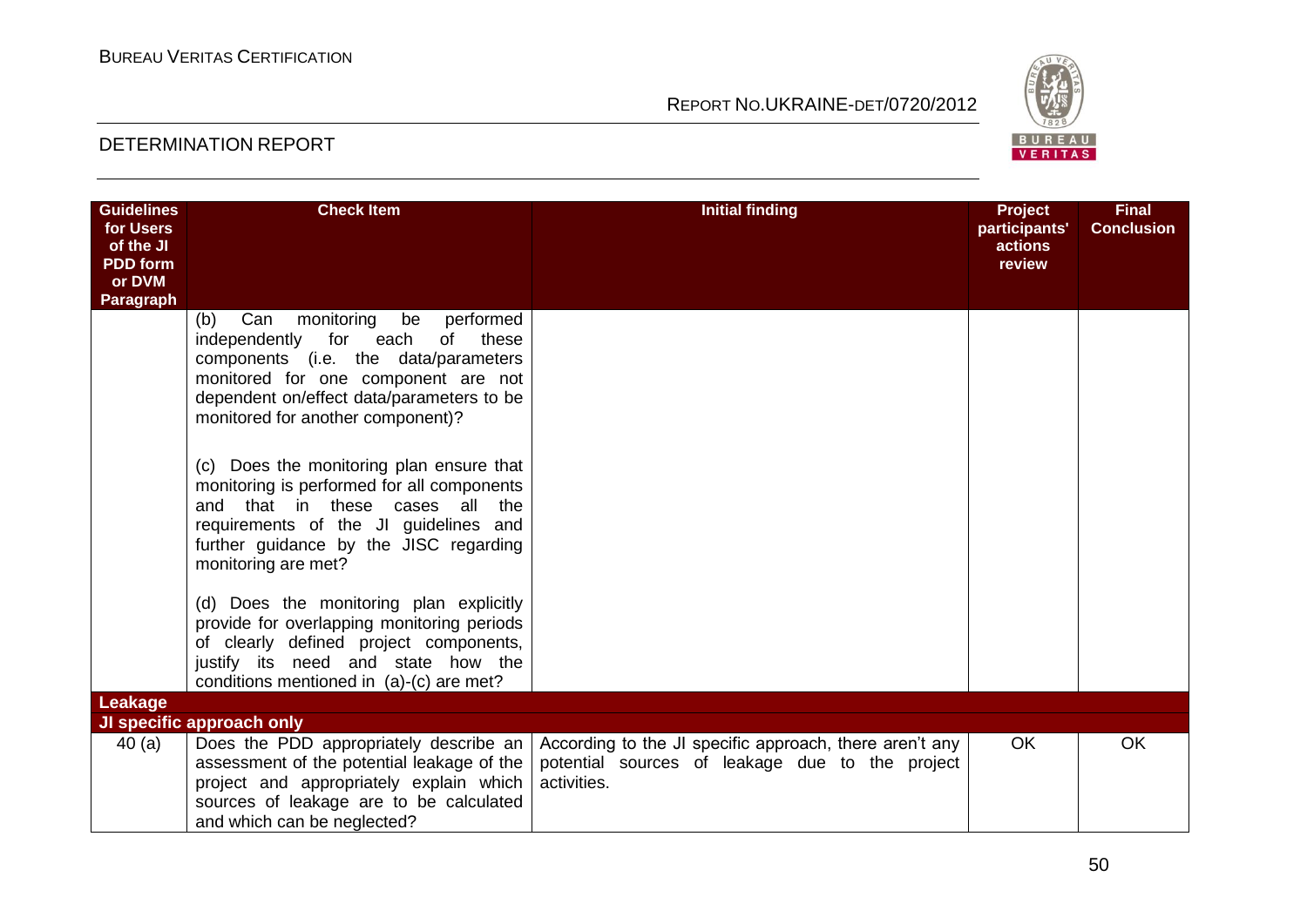| Guidelines for Users of the JI PDD form or DVM Paragraph | Check Item | Initial finding | Project participants' actions review | Final Conclusion |
|---|---|---|---|---|
| | (b) Can monitoring be performed independently for each of these components (i.e. the data/parameters monitored for one component are not dependent on/effect data/parameters to be monitored for another component)?<br><br>(c) Does the monitoring plan ensure that monitoring is performed for all components and that in these cases all the requirements of the JI guidelines and further guidance by the JISC regarding monitoring are met?<br><br>(d) Does the monitoring plan explicitly provide for overlapping monitoring periods of clearly defined project components, justify its need and state how the conditions mentioned in (a)-(c) are met? | | | |
| **Leakage** | | | | |
| **JI specific approach only** | | | | |
| 40 (a) | Does the PDD appropriately describe an assessment of the potential leakage of the project and appropriately explain which sources of leakage are to be calculated and which can be neglected? | According to the JI specific approach, there aren't any potential sources of leakage due to the project activities. | OK | OK |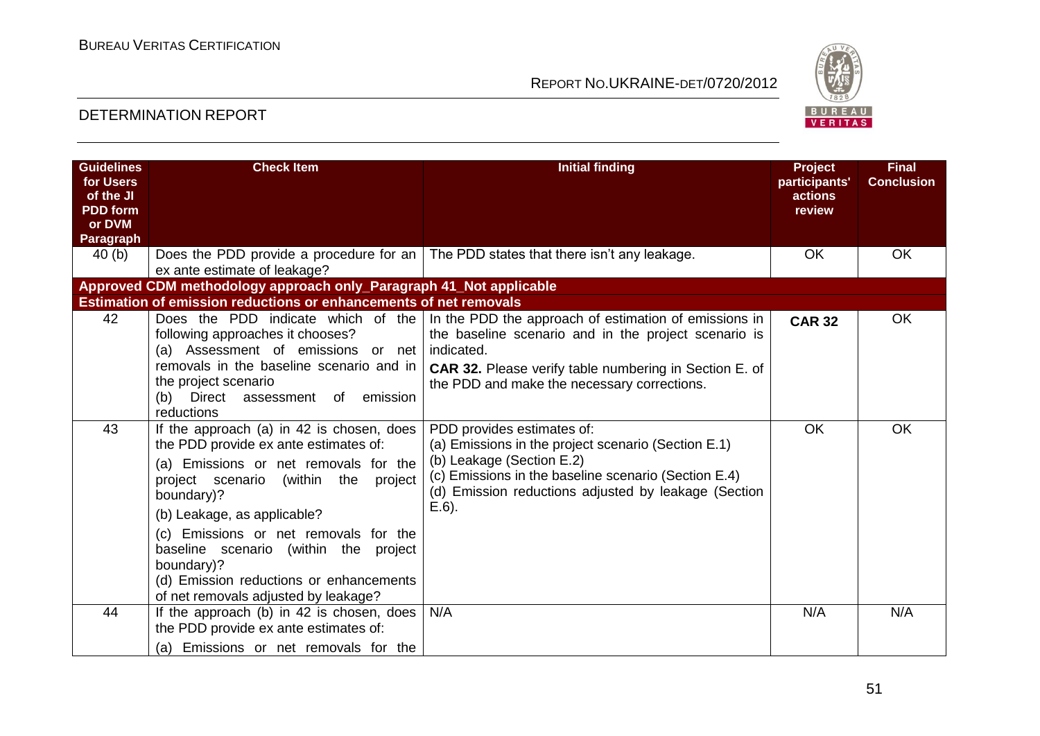| Guidelines for Users of the JI PDD form or DVM Paragraph | Check Item | Initial finding | Project participants' actions review | Final Conclusion |
|---|---|---|---|---|
| 40 (b) | Does the PDD provide a procedure for an ex ante estimate of leakage? | The PDD states that there isn't any leakage. | OK | OK |
| **Approved CDM methodology approach only_Paragraph 41_Not applicable** | | | | |
| **Estimation of emission reductions or enhancements of net removals** | | | | |
| 42 | Does the PDD indicate which of the following approaches it chooses?<br>(a) Assessment of emissions or net removals in the baseline scenario and in the project scenario<br>(b) Direct assessment of emission reductions | In the PDD the approach of estimation of emissions in the baseline scenario and in the project scenario is indicated.<br>**CAR 32.** Please verify table numbering in Section E. of the PDD and make the necessary corrections. | **CAR 32** | OK |
| 43 | If the approach (a) in 42 is chosen, does the PDD provide ex ante estimates of:<br>(a) Emissions or net removals for the project scenario (within the project boundary)?<br>(b) Leakage, as applicable?<br>(c) Emissions or net removals for the baseline scenario (within the project boundary)?<br>(d) Emission reductions or enhancements of net removals adjusted by leakage? | PDD provides estimates of:<br>(a) Emissions in the project scenario (Section E.1)<br>(b) Leakage (Section E.2)<br>(c) Emissions in the baseline scenario (Section E.4)<br>(d) Emission reductions adjusted by leakage (Section E.6). | OK | OK |
| 44 | If the approach (b) in 42 is chosen, does the PDD provide ex ante estimates of:<br>(a) Emissions or net removals for the | N/A | N/A | N/A |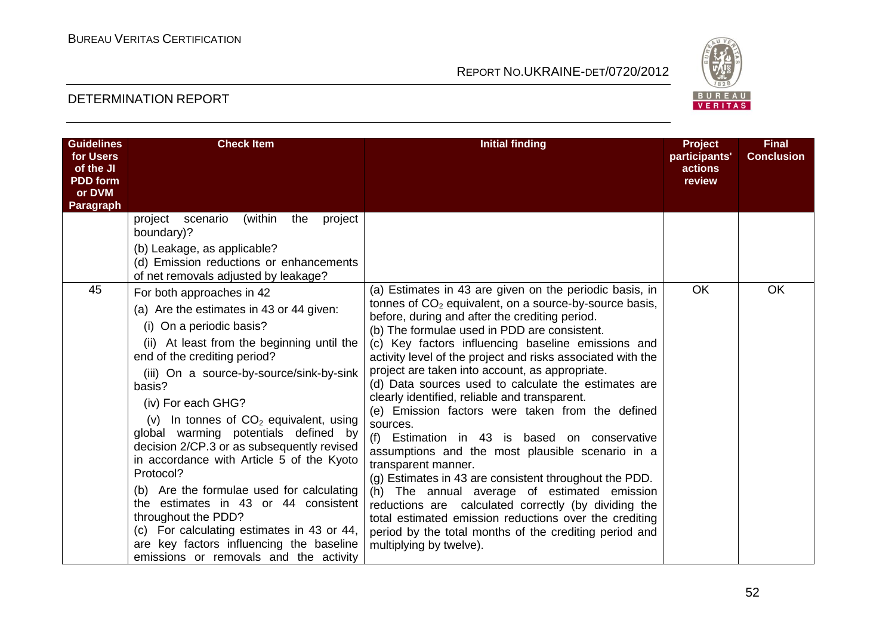| Guidelines for Users of the JI PDD form or DVM Paragraph | Check Item | Initial finding | Project participants' actions review | Final Conclusion |
|---|---|---|---|---|
| | project scenario (within the project boundary)?<br>(b) Leakage, as applicable?<br>(d) Emission reductions or enhancements of net removals adjusted by leakage? | | | |
| 45 | For both approaches in 42<br>(a) Are the estimates in 43 or 44 given:<br>(i) On a periodic basis?<br>(ii) At least from the beginning until the end of the crediting period?<br>(iii) On a source-by-source/sink-by-sink basis?<br>(iv) For each GHG?<br>(v) In tonnes of $CO_2$ equivalent, using global warming potentials defined by decision 2/CP.3 or as subsequently revised in accordance with Article 5 of the Kyoto Protocol?<br>(b) Are the formulae used for calculating the estimates in 43 or 44 consistent throughout the PDD?<br>(c) For calculating estimates in 43 or 44, are key factors influencing the baseline emissions or removals and the activity | (a) Estimates in 43 are given on the periodic basis, in tonnes of $CO_2$ equivalent, on a source-by-source basis, before, during and after the crediting period.<br>(b) The formulae used in PDD are consistent.<br>(c) Key factors influencing baseline emissions and activity level of the project and risks associated with the project are taken into account, as appropriate.<br>(d) Data sources used to calculate the estimates are clearly identified, reliable and transparent.<br>(e) Emission factors were taken from the defined sources.<br>(f) Estimation in 43 is based on conservative assumptions and the most plausible scenario in a transparent manner.<br>(g) Estimates in 43 are consistent throughout the PDD.<br>(h) The annual average of estimated emission reductions are calculated correctly (by dividing the total estimated emission reductions over the crediting period by the total months of the crediting period and multiplying by twelve). | OK | OK |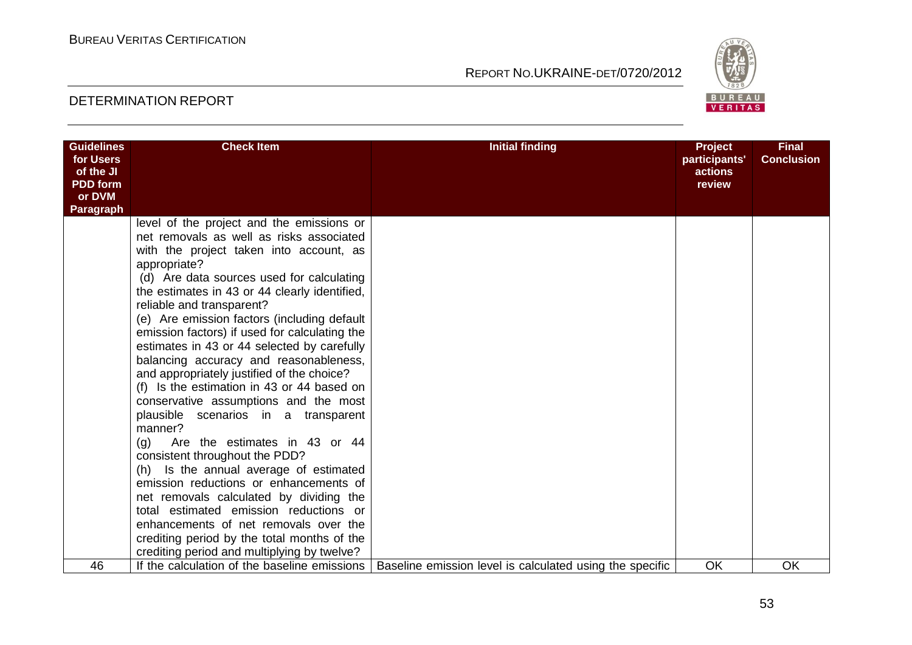| Guidelines for Users of the JI PDD form or DVM Paragraph | Check Item | Initial finding | Project participants' actions review | Final Conclusion |
|---|---|---|---|---|
| | level of the project and the emissions or net removals as well as risks associated with the project taken into account, as appropriate?<br>(d) Are data sources used for calculating the estimates in 43 or 44 clearly identified, reliable and transparent?<br>(e) Are emission factors (including default emission factors) if used for calculating the estimates in 43 or 44 selected by carefully balancing accuracy and reasonableness, and appropriately justified of the choice?<br>(f) Is the estimation in 43 or 44 based on conservative assumptions and the most plausible scenarios in a transparent manner?<br>(g) Are the estimates in 43 or 44 consistent throughout the PDD?<br>(h) Is the annual average of estimated emission reductions or enhancements of net removals calculated by dividing the total estimated emission reductions or enhancements of net removals over the crediting period by the total months of the crediting period and multiplying by twelve? | | | |
| 46 | If the calculation of the baseline emissions | Baseline emission level is calculated using the specific | OK | OK |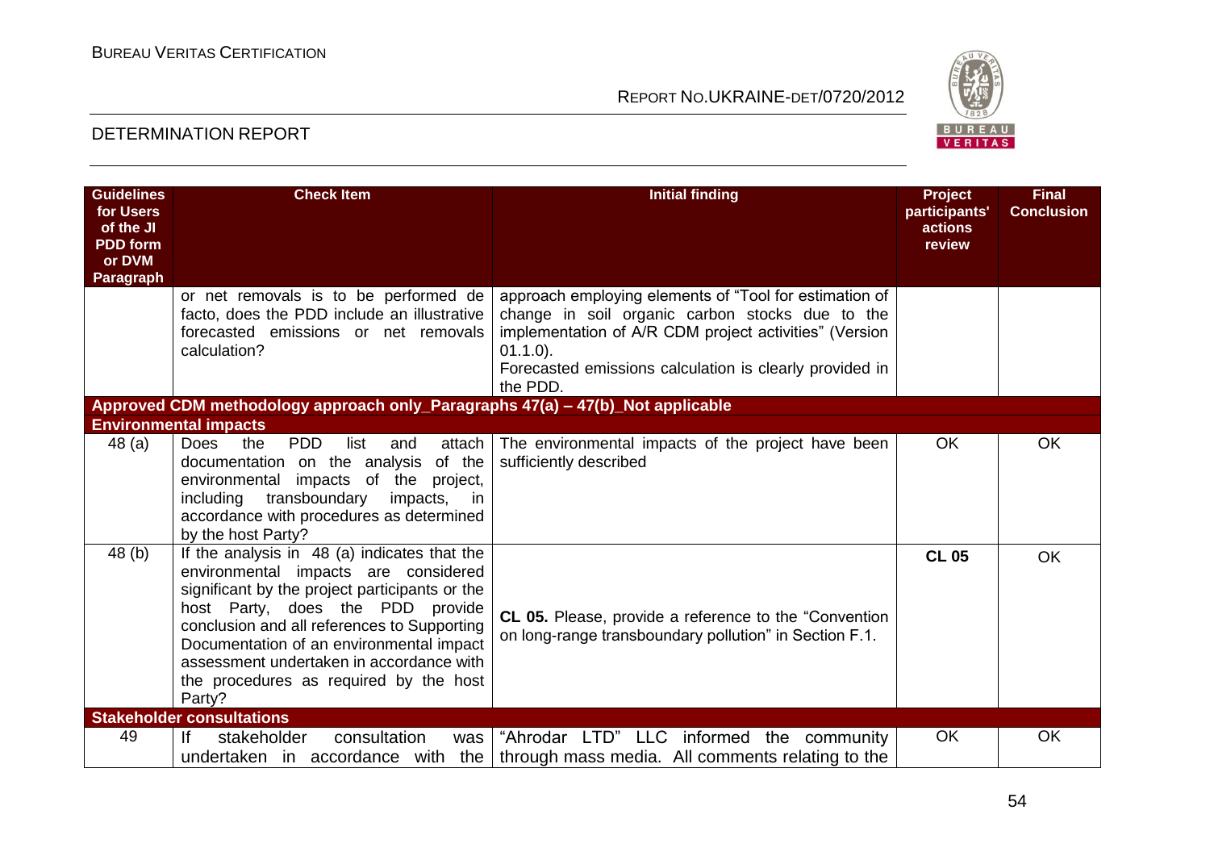| Guidelines for Users of the JI PDD form or DVM Paragraph | Check Item | Initial finding | Project participants' actions review | Final Conclusion |
|---|---|---|---|---|
| | or net removals is to be performed de facto, does the PDD include an illustrative forecasted emissions or net removals calculation? | approach employing elements of "Tool for estimation of change in soil organic carbon stocks due to the implementation of A/R CDM project activities" (Version 01.1.0). Forecasted emissions calculation is clearly provided in the PDD. | | |
| **Approved CDM methodology approach only_Paragraphs 47(a) – 47(b)_Not applicable** | | | | |
| **Environmental impacts** | | | | |
| 48 (a) | Does the PDD list and attach documentation on the analysis of the environmental impacts of the project, including transboundary impacts, in accordance with procedures as determined by the host Party? | The environmental impacts of the project have been sufficiently described | OK | OK |
| 48 (b) | If the analysis in 48 (a) indicates that the environmental impacts are considered significant by the project participants or the host Party, does the PDD provide conclusion and all references to Supporting Documentation of an environmental impact assessment undertaken in accordance with the procedures as required by the host Party? | **CL 05.** Please, provide a reference to the "Convention on long-range transboundary pollution" in Section F.1. | **CL 05** | OK |
| **Stakeholder consultations** | | | | |
| 49 | If stakeholder consultation was undertaken in accordance with the | "Ahrodar LTD" LLC informed the community through mass media. All comments relating to the | OK | OK |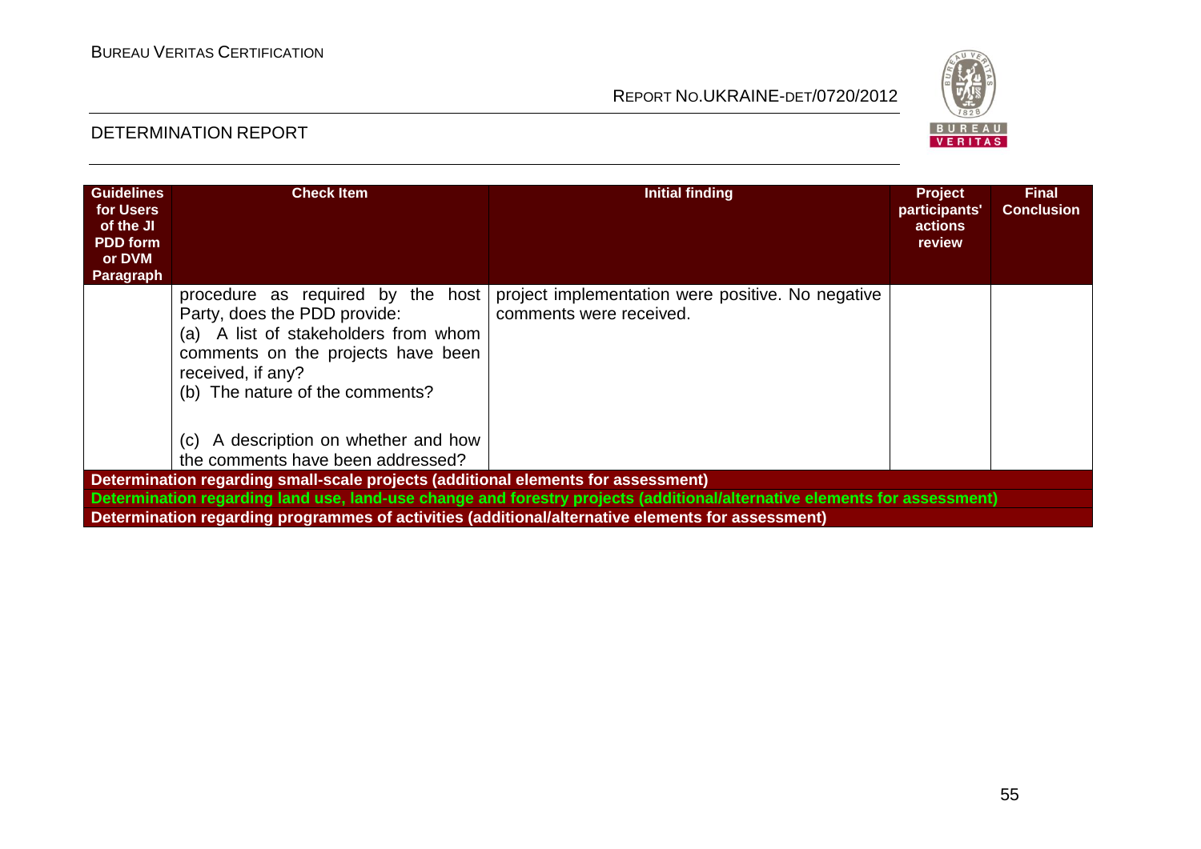| Guidelines for Users of the JI PDD form or DVM Paragraph | Check Item | Initial finding | Project participants' actions review | Final Conclusion |
|---|---|---|---|---|
| | procedure as required by the host Party, does the PDD provide:<br>(a) A list of stakeholders from whom comments on the projects have been received, if any?<br>(b) The nature of the comments?<br><br>(c) A description on whether and how the comments have been addressed? | project implementation were positive. No negative comments were received. | | |
| **Determination regarding small-scale projects (additional elements for assessment)** | | | | |
| **Determination regarding land use, land-use change and forestry projects (additional/alternative elements for assessment)** | | | | |
| **Determination regarding programmes of activities (additional/alternative elements for assessment)** | | | | |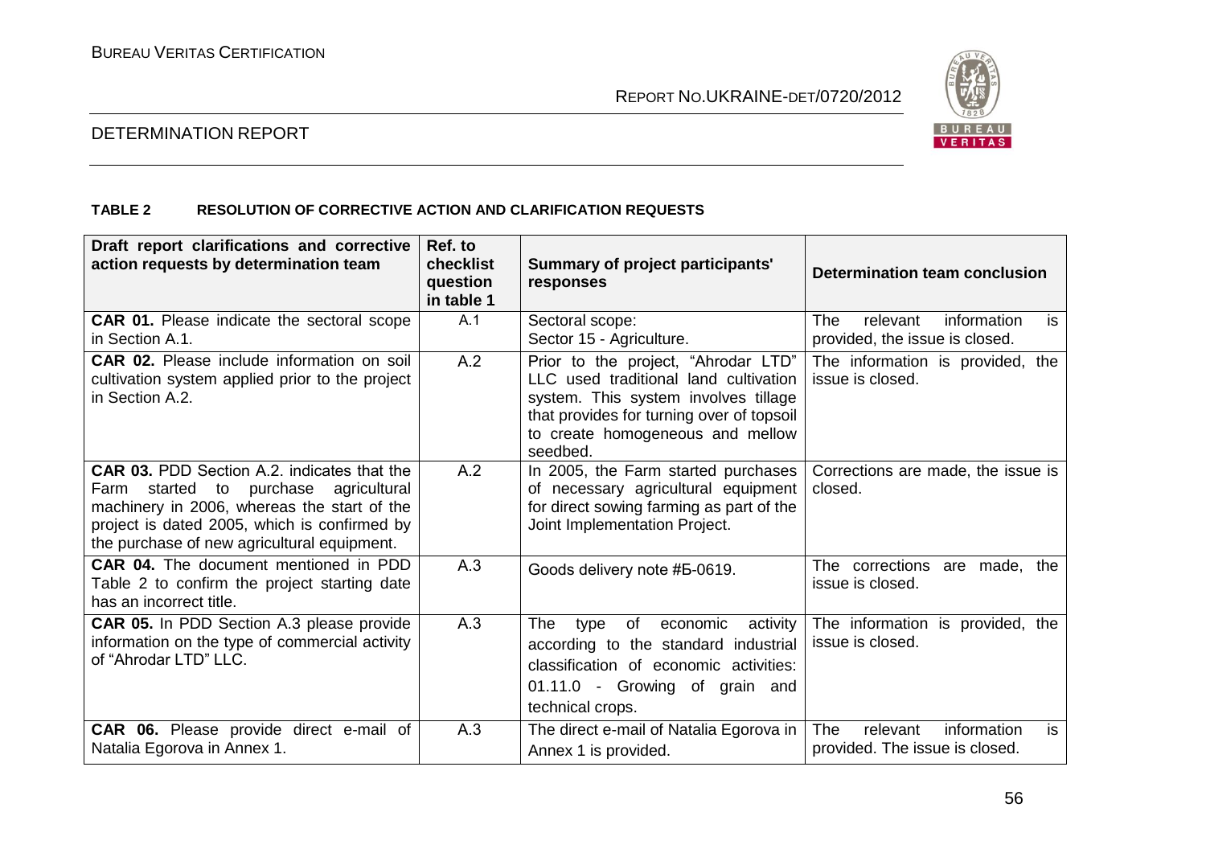**TABLE 2 RESOLUTION OF CORRECTIVE ACTION AND CLARIFICATION REQUESTS**

| Draft report clarifications and corrective action requests by determination team | Ref. to checklist question in table 1 | Summary of project participants' responses | Determination team conclusion |
|---|---|---|---|
| **CAR 01.** Please indicate the sectoral scope in Section A.1. | A.1 | Sectoral scope:<br>Sector 15 - Agriculture. | The relevant information is provided, the issue is closed. |
| **CAR 02.** Please include information on soil cultivation system applied prior to the project in Section A.2. | A.2 | Prior to the project, "Ahrodar LTD" LLC used traditional land cultivation system. This system involves tillage that provides for turning over of topsoil to create homogeneous and mellow seedbed. | The information is provided, the issue is closed. |
| **CAR 03.** PDD Section A.2. indicates that the Farm started to purchase agricultural machinery in 2006, whereas the start of the project is dated 2005, which is confirmed by the purchase of new agricultural equipment. | A.2 | In 2005, the Farm started purchases of necessary agricultural equipment for direct sowing farming as part of the Joint Implementation Project. | Corrections are made, the issue is closed. |
| **CAR 04.** The document mentioned in PDD Table 2 to confirm the project starting date has an incorrect title. | A.3 | Goods delivery note #Б-0619. | The corrections are made, the issue is closed. |
| **CAR 05.** In PDD Section A.3 please provide information on the type of commercial activity of "Ahrodar LTD" LLC. | A.3 | The type of economic activity according to the standard industrial classification of economic activities: 01.11.0 - Growing of grain and technical crops. | The information is provided, the issue is closed. |
| **CAR 06.** Please provide direct e-mail of Natalia Egorova in Annex 1. | A.3 | The direct e-mail of Natalia Egorova in Annex 1 is provided. | The relevant information is provided. The issue is closed. |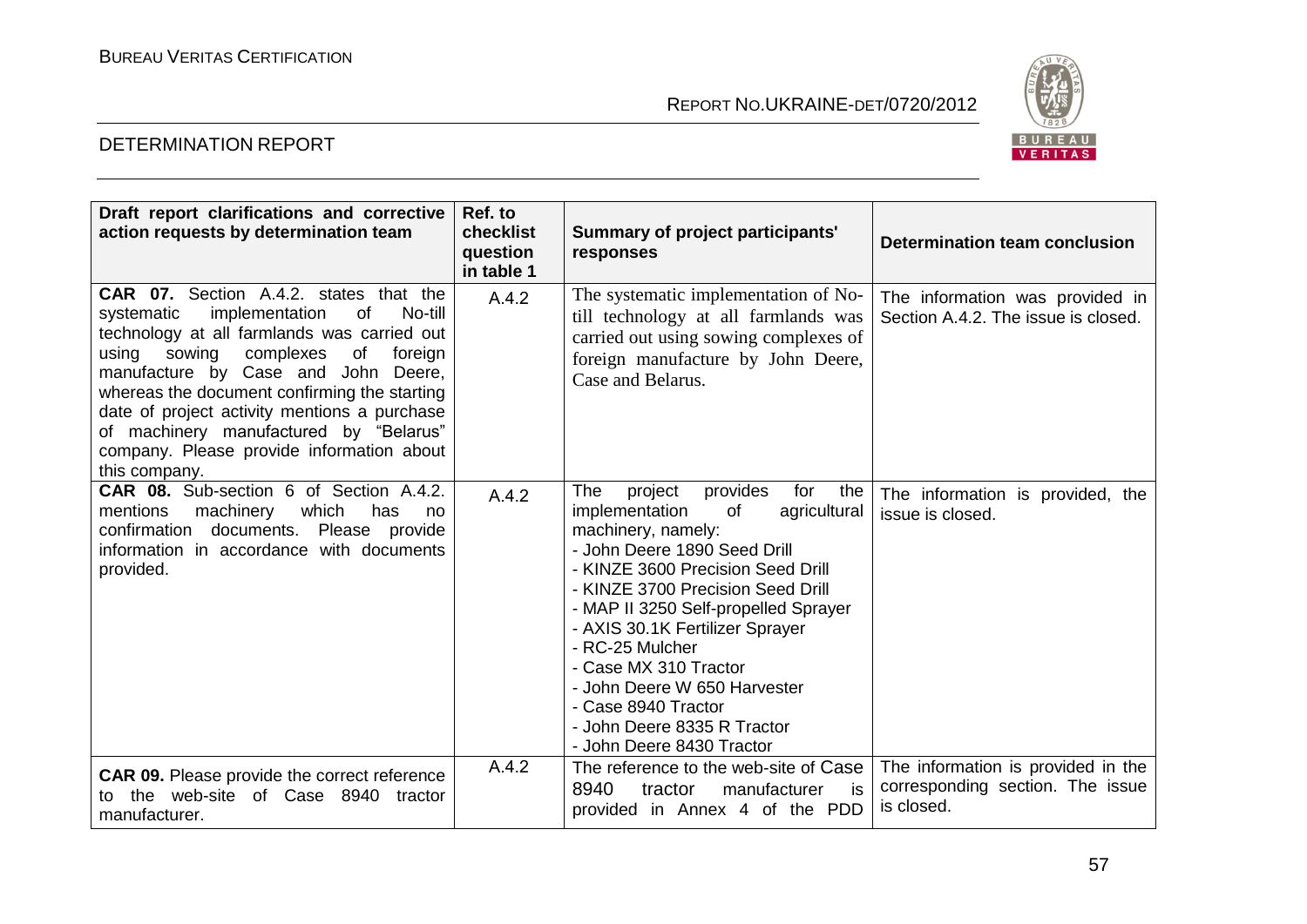| Draft report clarifications and corrective action requests by determination team | Ref. to checklist question in table 1 | Summary of project participants' responses | Determination team conclusion |
|---|---|---|---|
| **CAR 07.** Section A.4.2. states that the systematic implementation of No-till technology at all farmlands was carried out using sowing complexes of foreign manufacture by Case and John Deere, whereas the document confirming the starting date of project activity mentions a purchase of machinery manufactured by "Belarus" company. Please provide information about this company. | A.4.2 | The systematic implementation of No-till technology at all farmlands was carried out using sowing complexes of foreign manufacture by John Deere, Case and Belarus. | The information was provided in Section A.4.2. The issue is closed. |
| **CAR 08.** Sub-section 6 of Section A.4.2. mentions machinery which has no confirmation documents. Please provide information in accordance with documents provided. | A.4.2 | The project provides for the implementation of agricultural machinery, namely:<br>- John Deere 1890 Seed Drill<br>- KINZE 3600 Precision Seed Drill<br>- KINZE 3700 Precision Seed Drill<br>- MAP II 3250 Self-propelled Sprayer<br>- AXIS 30.1K Fertilizer Sprayer<br>- RC-25 Mulcher<br>- Case MX 310 Tractor<br>- John Deere W 650 Harvester<br>- Case 8940 Tractor<br>- John Deere 8335 R Tractor<br>- John Deere 8430 Tractor | The information is provided, the issue is closed. |
| **CAR 09.** Please provide the correct reference to the web-site of Case 8940 tractor manufacturer. | A.4.2 | The reference to the web-site of Case 8940 tractor manufacturer is provided in Annex 4 of the PDD | The information is provided in the corresponding section. The issue is closed. |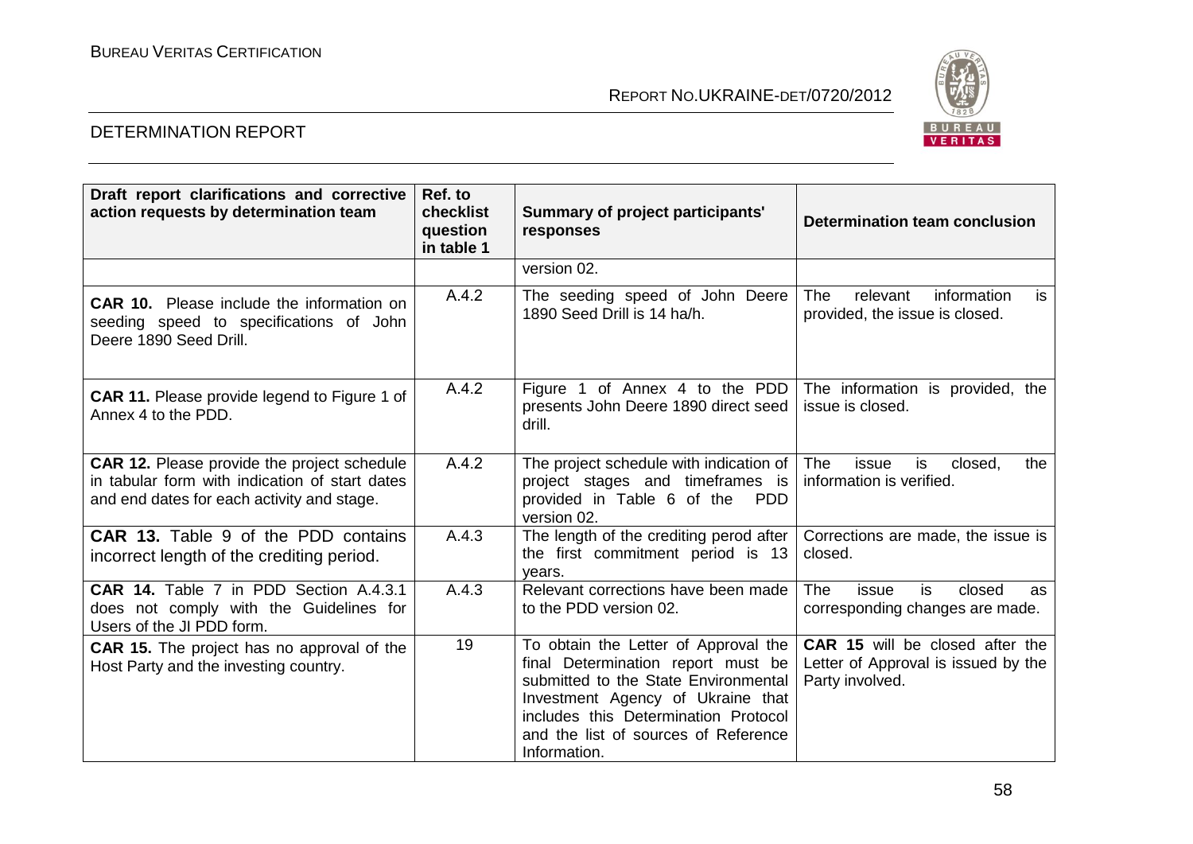| Draft report clarifications and corrective action requests by determination team | Ref. to checklist question in table 1 | Summary of project participants' responses | Determination team conclusion |
|---|---|---|---|
| | | version 02. | |
| **CAR 10.** Please include the information on seeding speed to specifications of John Deere 1890 Seed Drill. | A.4.2 | The seeding speed of John Deere 1890 Seed Drill is 14 ha/h. | The relevant information is provided, the issue is closed. |
| **CAR 11.** Please provide legend to Figure 1 of Annex 4 to the PDD. | A.4.2 | Figure 1 of Annex 4 to the PDD presents John Deere 1890 direct seed drill. | The information is provided, the issue is closed. |
| **CAR 12.** Please provide the project schedule in tabular form with indication of start dates and end dates for each activity and stage. | A.4.2 | The project schedule with indication of project stages and timeframes is provided in Table 6 of the PDD version 02. | The issue is closed, the information is verified. |
| **CAR 13.** Table 9 of the PDD contains incorrect length of the crediting period. | A.4.3 | The length of the crediting perod after the first commitment period is 13 years. | Corrections are made, the issue is closed. |
| **CAR 14.** Table 7 in PDD Section A.4.3.1 does not comply with the Guidelines for Users of the JI PDD form. | A.4.3 | Relevant corrections have been made to the PDD version 02. | The issue is closed as corresponding changes are made. |
| **CAR 15.** The project has no approval of the Host Party and the investing country. | 19 | To obtain the Letter of Approval the final Determination report must be submitted to the State Environmental Investment Agency of Ukraine that includes this Determination Protocol and the list of sources of Reference Information. | **CAR 15** will be closed after the Letter of Approval is issued by the Party involved. |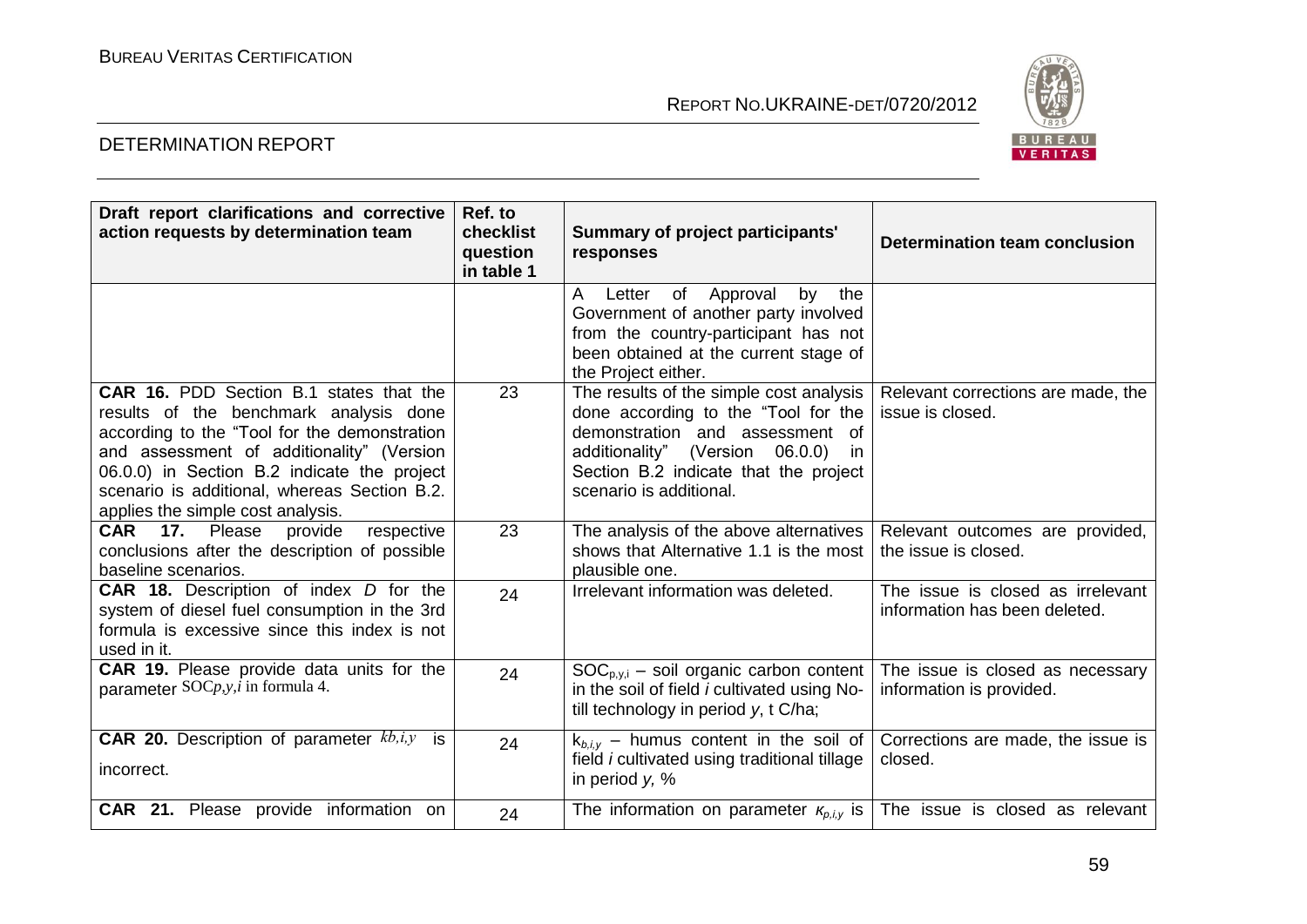| Draft report clarifications and corrective action requests by determination team | Ref. to checklist question in table 1 | Summary of project participants' responses | Determination team conclusion |
|---|---|---|---|
| | | A Letter of Approval by the Government of another party involved from the country-participant has not been obtained at the current stage of the Project either. | |
| **CAR 16.** PDD Section B.1 states that the results of the benchmark analysis done according to the "Tool for the demonstration and assessment of additionality" (Version 06.0.0) in Section B.2 indicate the project scenario is additional, whereas Section B.2. applies the simple cost analysis. | 23 | The results of the simple cost analysis done according to the "Tool for the demonstration and assessment of additionality" (Version 06.0.0) in Section B.2 indicate that the project scenario is additional. | Relevant corrections are made, the issue is closed. |
| **CAR 17.** Please provide respective conclusions after the description of possible baseline scenarios. | 23 | The analysis of the above alternatives shows that Alternative 1.1 is the most plausible one. | Relevant outcomes are provided, the issue is closed. |
| **CAR 18.** Description of index *D* for the system of diesel fuel consumption in the 3rd formula is excessive since this index is not used in it. | 24 | Irrelevant information was deleted. | The issue is closed as irrelevant information has been deleted. |
| **CAR 19.** Please provide data units for the parameter $SOC_{p,y,i}$ in formula 4. | 24 | $SOC_{p,y,i}$ – soil organic carbon content in the soil of field *i* cultivated using No-till technology in period *y*, t C/ha; | The issue is closed as necessary information is provided. |
| **CAR 20.** Description of parameter $k_{b,i,y}$ is incorrect. | 24 | $k_{b,i,y}$ – humus content in the soil of field *i* cultivated using traditional tillage in period *y*, % | Corrections are made, the issue is closed. |
| **CAR 21.** Please provide information on | 24 | The information on parameter $\kappa_{p,i,y}$ is | The issue is closed as relevant |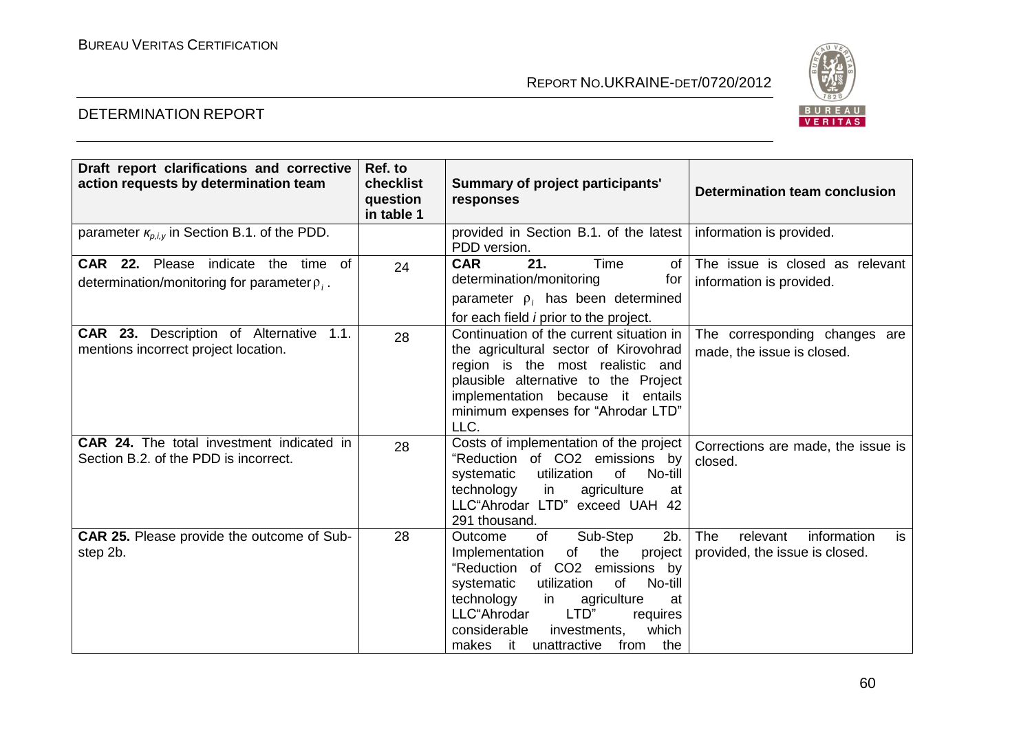| Draft report clarifications and corrective action requests by determination team | Ref. to checklist question in table 1 | Summary of project participants' responses | Determination team conclusion |
|---|---|---|---|
| parameter $\kappa_{p,i,y}$ in Section B.1. of the PDD. | | provided in Section B.1. of the latest PDD version. | information is provided. |
| **CAR 22.** Please indicate the time of determination/monitoring for parameter $\rho_i$ . | 24 | **CAR 21.** Time of determination/monitoring for parameter $\rho_i$ has been determined for each field *i* prior to the project. | The issue is closed as relevant information is provided. |
| **CAR 23.** Description of Alternative 1.1. mentions incorrect project location. | 28 | Continuation of the current situation in the agricultural sector of Kirovohrad region is the most realistic and plausible alternative to the Project implementation because it entails minimum expenses for "Ahrodar LTD" LLC. | The corresponding changes are made, the issue is closed. |
| **CAR 24.** The total investment indicated in Section B.2. of the PDD is incorrect. | 28 | Costs of implementation of the project "Reduction of $CO_2$ emissions by systematic utilization of No-till technology in agriculture at LLC"Ahrodar LTD" exceed UAH 42 291 thousand. | Corrections are made, the issue is closed. |
| **CAR 25.** Please provide the outcome of Sub-step 2b. | 28 | Outcome of Sub-Step 2b. Implementation of the project "Reduction of $CO_2$ emissions by systematic utilization of No-till technology in agriculture at LLC"Ahrodar LTD" requires considerable investments, which makes it unattractive from the | The relevant information is provided, the issue is closed. |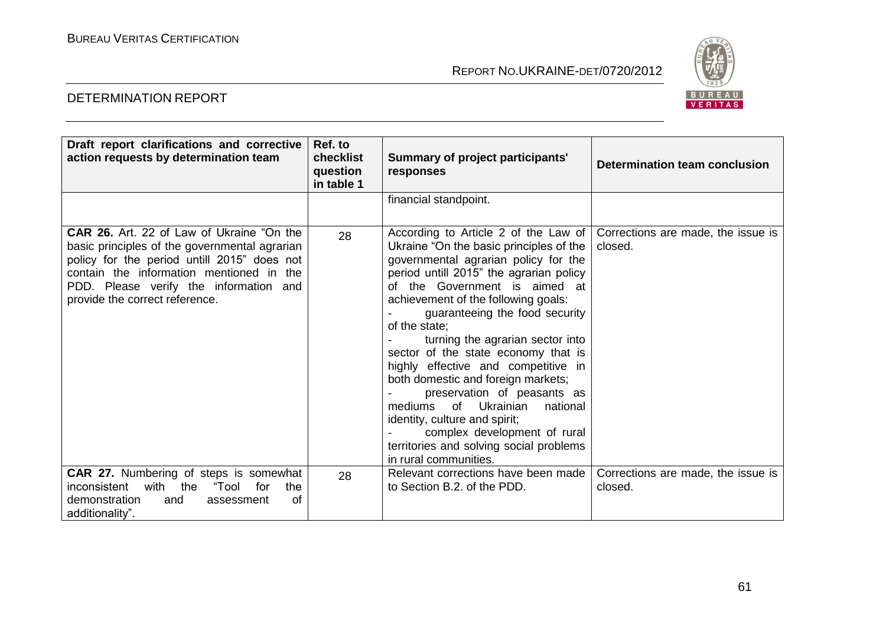| Draft report clarifications and corrective action requests by determination team | Ref. to checklist question in table 1 | Summary of project participants' responses | Determination team conclusion |
|---|---|---|---|
| | | financial standpoint. | |
| **CAR 26.** Art. 22 of Law of Ukraine "On the basic principles of the governmental agrarian policy for the period untill 2015" does not contain the information mentioned in the PDD. Please verify the information and provide the correct reference. | 28 | According to Article 2 of the Law of Ukraine "On the basic principles of the governmental agrarian policy for the period untill 2015" the agrarian policy of the Government is aimed at achievement of the following goals:<br>- guaranteeing the food security of the state;<br>- turning the agrarian sector into sector of the state economy that is highly effective and competitive in both domestic and foreign markets;<br>- preservation of peasants as mediums of Ukrainian national identity, culture and spirit;<br>- complex development of rural territories and solving social problems in rural communities. | Corrections are made, the issue is closed. |
| **CAR 27.** Numbering of steps is somewhat inconsistent with the "Tool for the demonstration and assessment of additionality". | 28 | Relevant corrections have been made to Section B.2. of the PDD. | Corrections are made, the issue is closed. |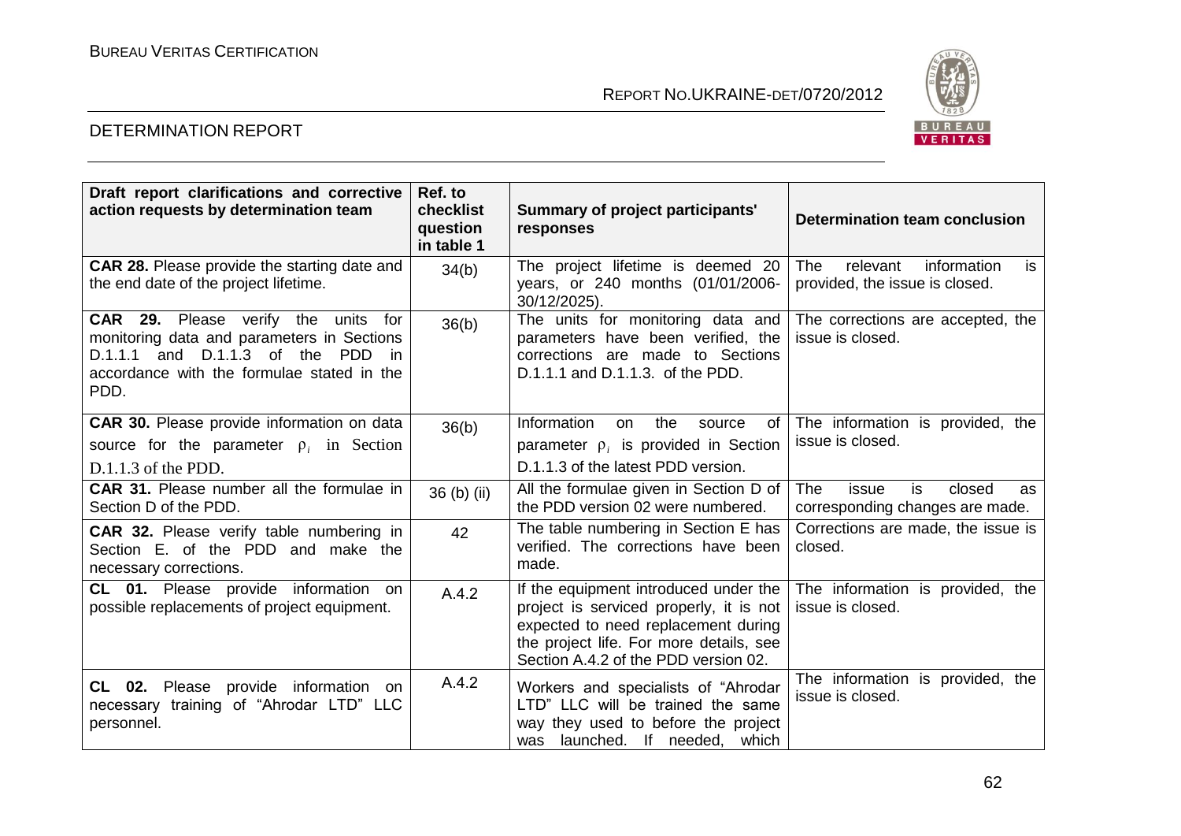| Draft report clarifications and corrective action requests by determination team | Ref. to checklist question in table 1 | Summary of project participants' responses | Determination team conclusion |
|---|---|---|---|
| **CAR 28.** Please provide the starting date and the end date of the project lifetime. | 34(b) | The project lifetime is deemed 20 years, or 240 months (01/01/2006-30/12/2025). | The relevant information is provided, the issue is closed. |
| **CAR 29.** Please verify the units for monitoring data and parameters in Sections D.1.1.1 and D.1.1.3 of the PDD in accordance with the formulae stated in the PDD. | 36(b) | The units for monitoring data and parameters have been verified, the corrections are made to Sections D.1.1.1 and D.1.1.3. of the PDD. | The corrections are accepted, the issue is closed. |
| **CAR 30.** Please provide information on data source for the parameter $\rho_i$ in Section D.1.1.3 of the PDD. | 36(b) | Information on the source of parameter $\rho_i$ is provided in Section D.1.1.3 of the latest PDD version. | The information is provided, the issue is closed. |
| **CAR 31.** Please number all the formulae in Section D of the PDD. | 36 (b) (ii) | All the formulae given in Section D of the PDD version 02 were numbered. | The issue is closed as corresponding changes are made. |
| **CAR 32.** Please verify table numbering in Section E. of the PDD and make the necessary corrections. | 42 | The table numbering in Section E has verified. The corrections have been made. | Corrections are made, the issue is closed. |
| **CL 01.** Please provide information on possible replacements of project equipment. | A.4.2 | If the equipment introduced under the project is serviced properly, it is not expected to need replacement during the project life. For more details, see Section A.4.2 of the PDD version 02. | The information is provided, the issue is closed. |
| **CL 02.** Please provide information on necessary training of "Ahrodar LTD" LLC personnel. | A.4.2 | Workers and specialists of "Ahrodar LTD" LLC will be trained the same way they used to before the project was launched. If needed, which | The information is provided, the issue is closed. |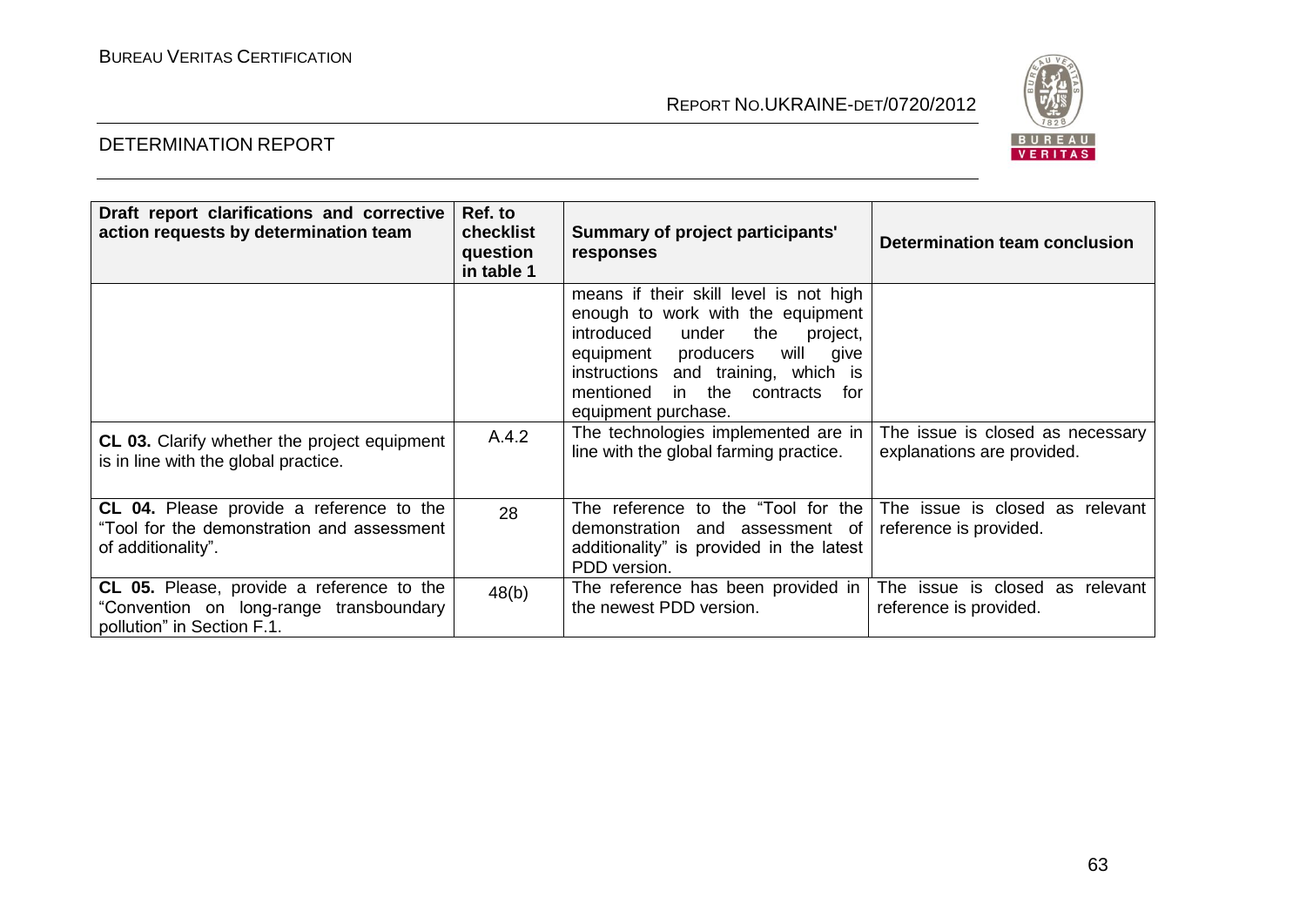| Draft report clarifications and corrective action requests by determination team | Ref. to checklist question in table 1 | Summary of project participants' responses | Determination team conclusion |
|---|---|---|---|
| | | means if their skill level is not high enough to work with the equipment introduced under the project, equipment producers will give instructions and training, which is mentioned in the contracts for equipment purchase. | |
| **CL 03.** Clarify whether the project equipment is in line with the global practice. | A.4.2 | The technologies implemented are in line with the global farming practice. | The issue is closed as necessary explanations are provided. |
| **CL 04.** Please provide a reference to the "Tool for the demonstration and assessment of additionality". | 28 | The reference to the "Tool for the demonstration and assessment of additionality" is provided in the latest PDD version. | The issue is closed as relevant reference is provided. |
| **CL 05.** Please, provide a reference to the "Convention on long-range transboundary pollution" in Section F.1. | 48(b) | The reference has been provided in the newest PDD version. | The issue is closed as relevant reference is provided. |